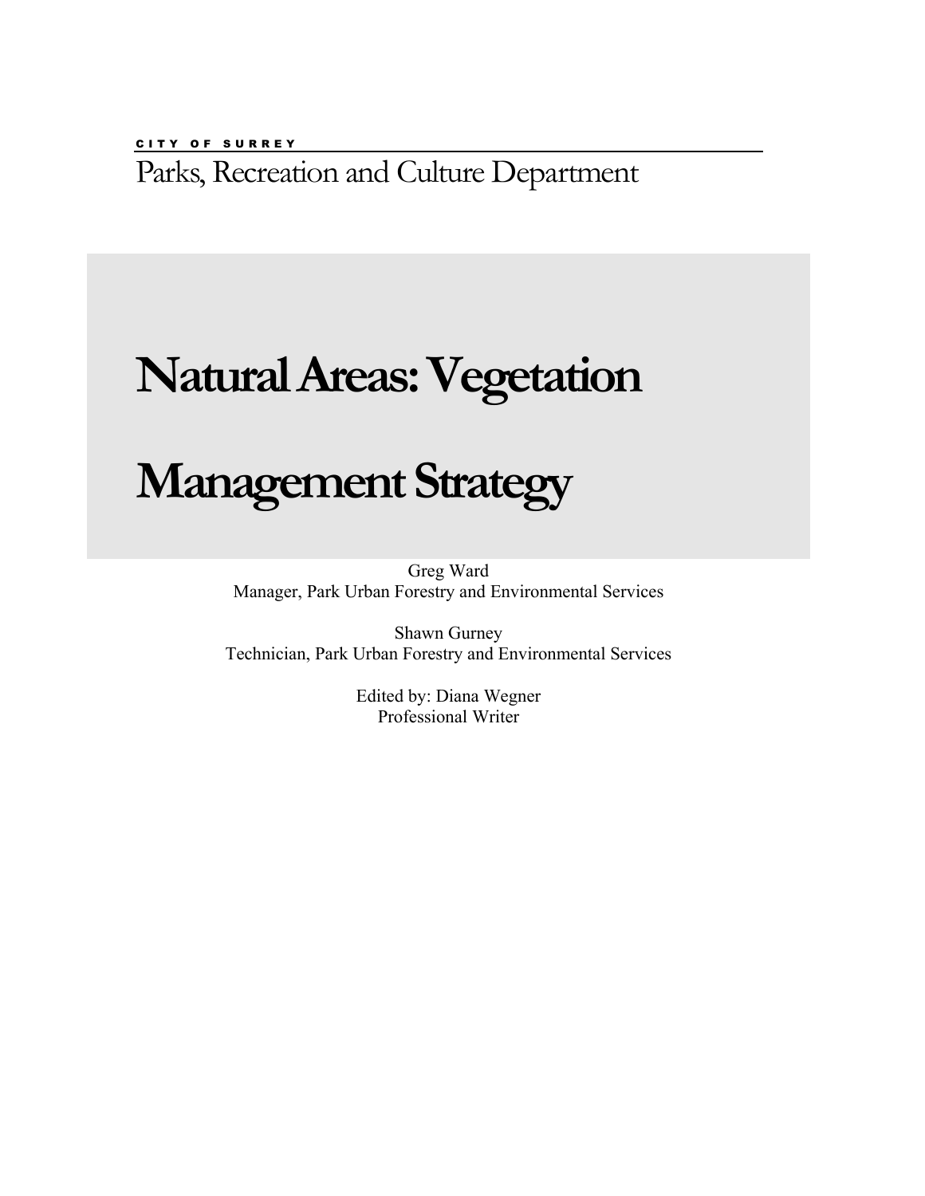CITY OF SURREY

Parks, Recreation and Culture Department

# Natural Areas: Vegetation Management Strategy

Greg Ward
Manager, Park Urban Forestry and Environmental Services

Shawn Gurney
Technician, Park Urban Forestry and Environmental Services

Edited by: Diana Wegner
Professional Writer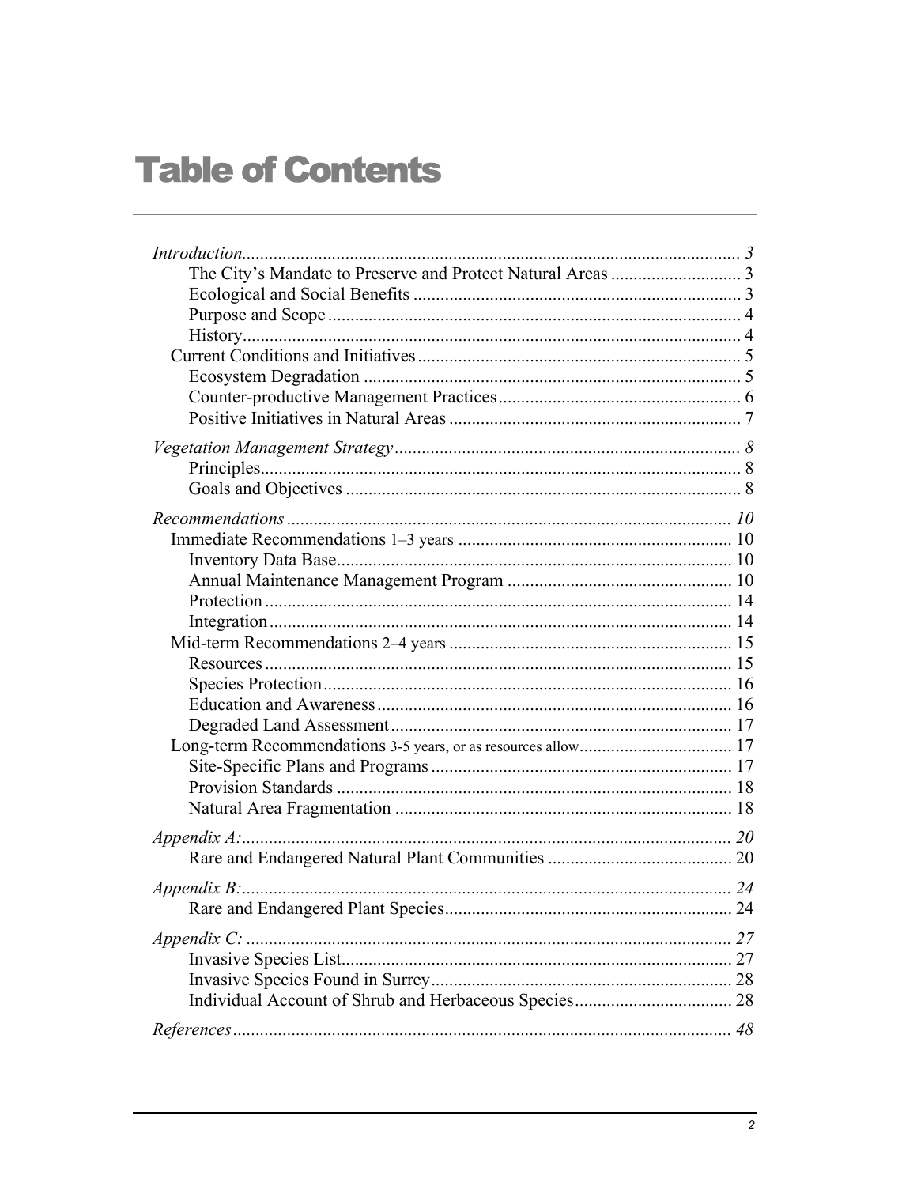# Table of Contents

*Introduction* .......... *3*
- The City's Mandate to Preserve and Protect Natural Areas .......... 3
- Ecological and Social Benefits .......... 3
- Purpose and Scope .......... 4
- History .......... 4

Current Conditions and Initiatives .......... 5
- Ecosystem Degradation .......... 5
- Counter-productive Management Practices .......... 6
- Positive Initiatives in Natural Areas .......... 7

*Vegetation Management Strategy* .......... *8*
- Principles .......... 8
- Goals and Objectives .......... 8

*Recommendations* .......... *10*

Immediate Recommendations 1–3 years .......... 10
- Inventory Data Base .......... 10
- Annual Maintenance Management Program .......... 10
- Protection .......... 14
- Integration .......... 14

Mid-term Recommendations 2–4 years .......... 15
- Resources .......... 15
- Species Protection .......... 16
- Education and Awareness .......... 16
- Degraded Land Assessment .......... 17

Long-term Recommendations 3-5 years, or as resources allow .......... 17
- Site-Specific Plans and Programs .......... 17
- Provision Standards .......... 18
- Natural Area Fragmentation .......... 18

*Appendix A:* .......... *20*
- Rare and Endangered Natural Plant Communities .......... 20

*Appendix B:* .......... *24*
- Rare and Endangered Plant Species .......... 24

*Appendix C:* .......... *27*
- Invasive Species List .......... 27
- Invasive Species Found in Surrey .......... 28
- Individual Account of Shrub and Herbaceous Species .......... 28

*References* .......... *48*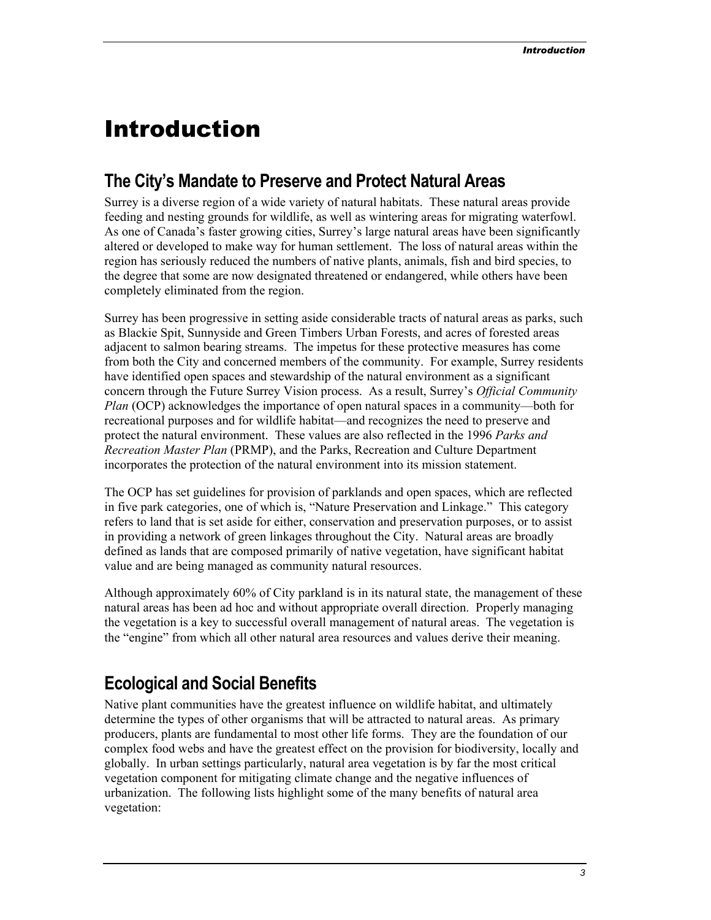# Introduction

## The City's Mandate to Preserve and Protect Natural Areas

Surrey is a diverse region of a wide variety of natural habitats. These natural areas provide feeding and nesting grounds for wildlife, as well as wintering areas for migrating waterfowl. As one of Canada's faster growing cities, Surrey's large natural areas have been significantly altered or developed to make way for human settlement. The loss of natural areas within the region has seriously reduced the numbers of native plants, animals, fish and bird species, to the degree that some are now designated threatened or endangered, while others have been completely eliminated from the region.

Surrey has been progressive in setting aside considerable tracts of natural areas as parks, such as Blackie Spit, Sunnyside and Green Timbers Urban Forests, and acres of forested areas adjacent to salmon bearing streams. The impetus for these protective measures has come from both the City and concerned members of the community. For example, Surrey residents have identified open spaces and stewardship of the natural environment as a significant concern through the Future Surrey Vision process. As a result, Surrey's *Official Community Plan* (OCP) acknowledges the importance of open natural spaces in a community—both for recreational purposes and for wildlife habitat—and recognizes the need to preserve and protect the natural environment. These values are also reflected in the 1996 *Parks and Recreation Master Plan* (PRMP), and the Parks, Recreation and Culture Department incorporates the protection of the natural environment into its mission statement.

The OCP has set guidelines for provision of parklands and open spaces, which are reflected in five park categories, one of which is, "Nature Preservation and Linkage." This category refers to land that is set aside for either, conservation and preservation purposes, or to assist in providing a network of green linkages throughout the City. Natural areas are broadly defined as lands that are composed primarily of native vegetation, have significant habitat value and are being managed as community natural resources.

Although approximately 60% of City parkland is in its natural state, the management of these natural areas has been ad hoc and without appropriate overall direction. Properly managing the vegetation is a key to successful overall management of natural areas. The vegetation is the "engine" from which all other natural area resources and values derive their meaning.

## Ecological and Social Benefits

Native plant communities have the greatest influence on wildlife habitat, and ultimately determine the types of other organisms that will be attracted to natural areas. As primary producers, plants are fundamental to most other life forms. They are the foundation of our complex food webs and have the greatest effect on the provision for biodiversity, locally and globally. In urban settings particularly, natural area vegetation is by far the most critical vegetation component for mitigating climate change and the negative influences of urbanization. The following lists highlight some of the many benefits of natural area vegetation: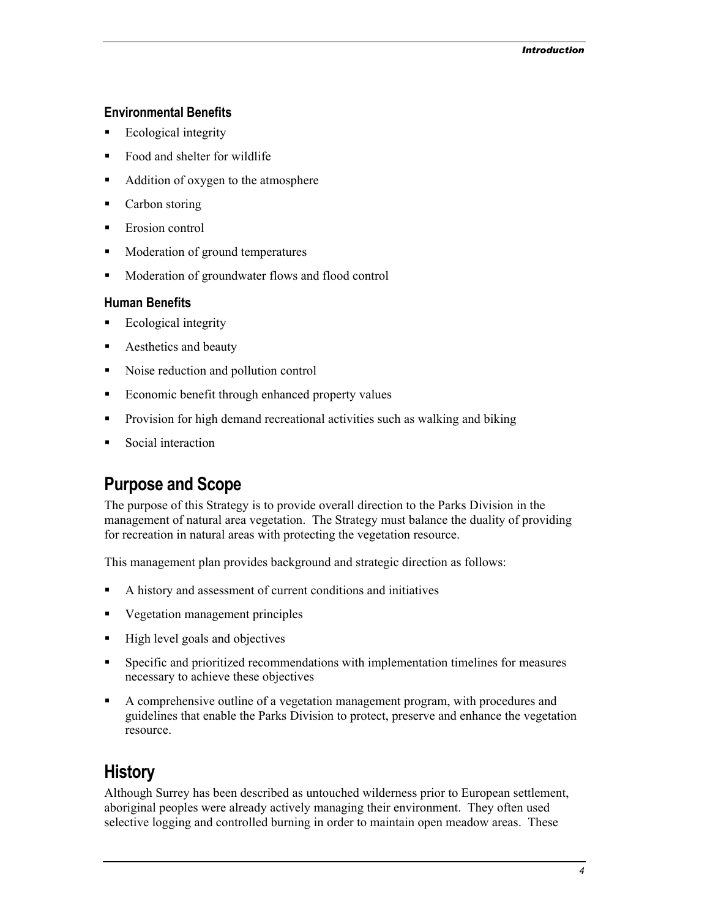### Environmental Benefits

- Ecological integrity
- Food and shelter for wildlife
- Addition of oxygen to the atmosphere
- Carbon storing
- Erosion control
- Moderation of ground temperatures
- Moderation of groundwater flows and flood control

### Human Benefits

- Ecological integrity
- Aesthetics and beauty
- Noise reduction and pollution control
- Economic benefit through enhanced property values
- Provision for high demand recreational activities such as walking and biking
- Social interaction

## Purpose and Scope

The purpose of this Strategy is to provide overall direction to the Parks Division in the management of natural area vegetation. The Strategy must balance the duality of providing for recreation in natural areas with protecting the vegetation resource.

This management plan provides background and strategic direction as follows:

- A history and assessment of current conditions and initiatives
- Vegetation management principles
- High level goals and objectives
- Specific and prioritized recommendations with implementation timelines for measures necessary to achieve these objectives
- A comprehensive outline of a vegetation management program, with procedures and guidelines that enable the Parks Division to protect, preserve and enhance the vegetation resource.

## History

Although Surrey has been described as untouched wilderness prior to European settlement, aboriginal peoples were already actively managing their environment. They often used selective logging and controlled burning in order to maintain open meadow areas. These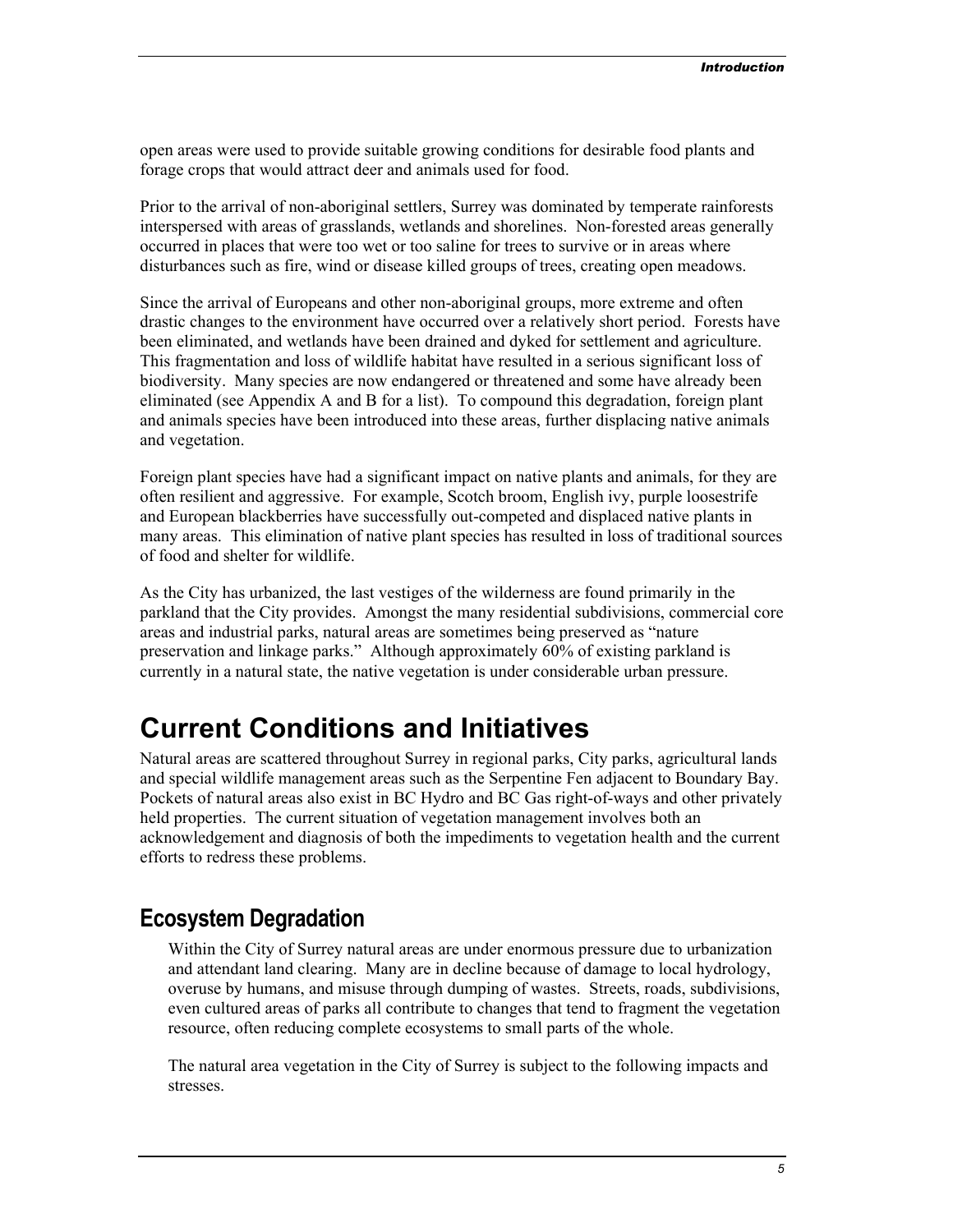open areas were used to provide suitable growing conditions for desirable food plants and forage crops that would attract deer and animals used for food.

Prior to the arrival of non-aboriginal settlers, Surrey was dominated by temperate rainforests interspersed with areas of grasslands, wetlands and shorelines. Non-forested areas generally occurred in places that were too wet or too saline for trees to survive or in areas where disturbances such as fire, wind or disease killed groups of trees, creating open meadows.

Since the arrival of Europeans and other non-aboriginal groups, more extreme and often drastic changes to the environment have occurred over a relatively short period. Forests have been eliminated, and wetlands have been drained and dyked for settlement and agriculture. This fragmentation and loss of wildlife habitat have resulted in a serious significant loss of biodiversity. Many species are now endangered or threatened and some have already been eliminated (see Appendix A and B for a list). To compound this degradation, foreign plant and animals species have been introduced into these areas, further displacing native animals and vegetation.

Foreign plant species have had a significant impact on native plants and animals, for they are often resilient and aggressive. For example, Scotch broom, English ivy, purple loosestrife and European blackberries have successfully out-competed and displaced native plants in many areas. This elimination of native plant species has resulted in loss of traditional sources of food and shelter for wildlife.

As the City has urbanized, the last vestiges of the wilderness are found primarily in the parkland that the City provides. Amongst the many residential subdivisions, commercial core areas and industrial parks, natural areas are sometimes being preserved as "nature preservation and linkage parks." Although approximately 60% of existing parkland is currently in a natural state, the native vegetation is under considerable urban pressure.

# Current Conditions and Initiatives

Natural areas are scattered throughout Surrey in regional parks, City parks, agricultural lands and special wildlife management areas such as the Serpentine Fen adjacent to Boundary Bay. Pockets of natural areas also exist in BC Hydro and BC Gas right-of-ways and other privately held properties. The current situation of vegetation management involves both an acknowledgement and diagnosis of both the impediments to vegetation health and the current efforts to redress these problems.

## Ecosystem Degradation

Within the City of Surrey natural areas are under enormous pressure due to urbanization and attendant land clearing. Many are in decline because of damage to local hydrology, overuse by humans, and misuse through dumping of wastes. Streets, roads, subdivisions, even cultured areas of parks all contribute to changes that tend to fragment the vegetation resource, often reducing complete ecosystems to small parts of the whole.

The natural area vegetation in the City of Surrey is subject to the following impacts and stresses.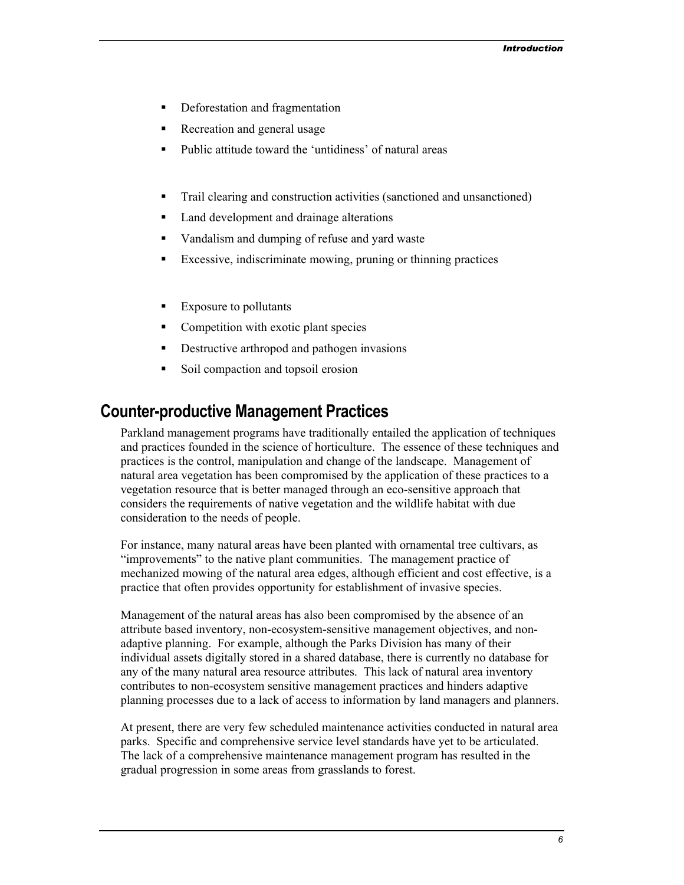- Deforestation and fragmentation
- Recreation and general usage
- Public attitude toward the 'untidiness' of natural areas

- Trail clearing and construction activities (sanctioned and unsanctioned)
- Land development and drainage alterations
- Vandalism and dumping of refuse and yard waste
- Excessive, indiscriminate mowing, pruning or thinning practices

- Exposure to pollutants
- Competition with exotic plant species
- Destructive arthropod and pathogen invasions
- Soil compaction and topsoil erosion

## Counter-productive Management Practices

Parkland management programs have traditionally entailed the application of techniques and practices founded in the science of horticulture. The essence of these techniques and practices is the control, manipulation and change of the landscape. Management of natural area vegetation has been compromised by the application of these practices to a vegetation resource that is better managed through an eco-sensitive approach that considers the requirements of native vegetation and the wildlife habitat with due consideration to the needs of people.

For instance, many natural areas have been planted with ornamental tree cultivars, as "improvements" to the native plant communities. The management practice of mechanized mowing of the natural area edges, although efficient and cost effective, is a practice that often provides opportunity for establishment of invasive species.

Management of the natural areas has also been compromised by the absence of an attribute based inventory, non-ecosystem-sensitive management objectives, and non-adaptive planning. For example, although the Parks Division has many of their individual assets digitally stored in a shared database, there is currently no database for any of the many natural area resource attributes. This lack of natural area inventory contributes to non-ecosystem sensitive management practices and hinders adaptive planning processes due to a lack of access to information by land managers and planners.

At present, there are very few scheduled maintenance activities conducted in natural area parks. Specific and comprehensive service level standards have yet to be articulated. The lack of a comprehensive maintenance management program has resulted in the gradual progression in some areas from grasslands to forest.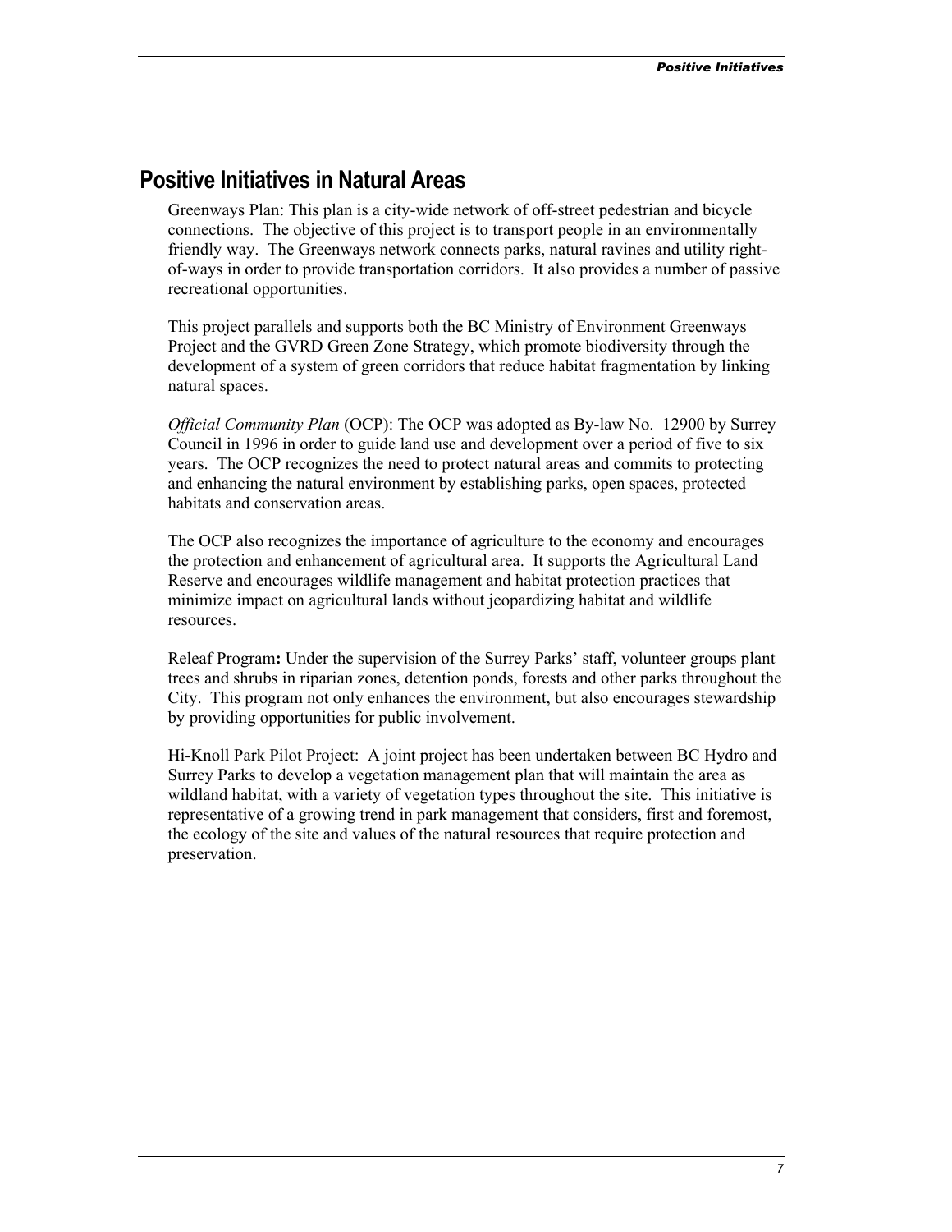## Positive Initiatives in Natural Areas

Greenways Plan: This plan is a city-wide network of off-street pedestrian and bicycle connections. The objective of this project is to transport people in an environmentally friendly way. The Greenways network connects parks, natural ravines and utility right-of-ways in order to provide transportation corridors. It also provides a number of passive recreational opportunities.

This project parallels and supports both the BC Ministry of Environment Greenways Project and the GVRD Green Zone Strategy, which promote biodiversity through the development of a system of green corridors that reduce habitat fragmentation by linking natural spaces.

*Official Community Plan* (OCP): The OCP was adopted as By-law No. 12900 by Surrey Council in 1996 in order to guide land use and development over a period of five to six years. The OCP recognizes the need to protect natural areas and commits to protecting and enhancing the natural environment by establishing parks, open spaces, protected habitats and conservation areas.

The OCP also recognizes the importance of agriculture to the economy and encourages the protection and enhancement of agricultural area. It supports the Agricultural Land Reserve and encourages wildlife management and habitat protection practices that minimize impact on agricultural lands without jeopardizing habitat and wildlife resources.

Releaf Program**:** Under the supervision of the Surrey Parks' staff, volunteer groups plant trees and shrubs in riparian zones, detention ponds, forests and other parks throughout the City. This program not only enhances the environment, but also encourages stewardship by providing opportunities for public involvement.

Hi-Knoll Park Pilot Project: A joint project has been undertaken between BC Hydro and Surrey Parks to develop a vegetation management plan that will maintain the area as wildland habitat, with a variety of vegetation types throughout the site. This initiative is representative of a growing trend in park management that considers, first and foremost, the ecology of the site and values of the natural resources that require protection and preservation.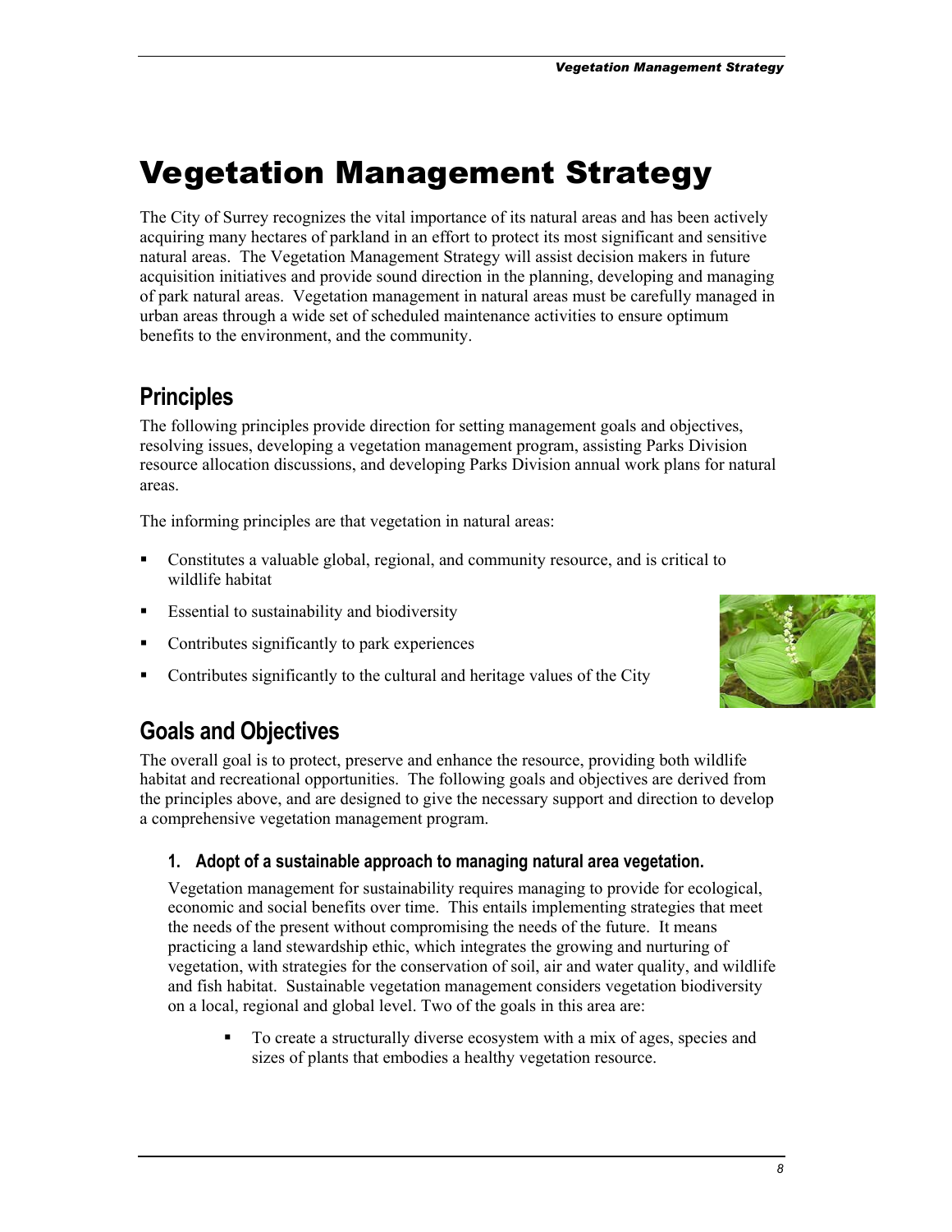# Vegetation Management Strategy

The City of Surrey recognizes the vital importance of its natural areas and has been actively acquiring many hectares of parkland in an effort to protect its most significant and sensitive natural areas. The Vegetation Management Strategy will assist decision makers in future acquisition initiatives and provide sound direction in the planning, developing and managing of park natural areas. Vegetation management in natural areas must be carefully managed in urban areas through a wide set of scheduled maintenance activities to ensure optimum benefits to the environment, and the community.

## Principles

The following principles provide direction for setting management goals and objectives, resolving issues, developing a vegetation management program, assisting Parks Division resource allocation discussions, and developing Parks Division annual work plans for natural areas.

The informing principles are that vegetation in natural areas:

- Constitutes a valuable global, regional, and community resource, and is critical to wildlife habitat
- Essential to sustainability and biodiversity
- Contributes significantly to park experiences
- Contributes significantly to the cultural and heritage values of the City

## Goals and Objectives

The overall goal is to protect, preserve and enhance the resource, providing both wildlife habitat and recreational opportunities. The following goals and objectives are derived from the principles above, and are designed to give the necessary support and direction to develop a comprehensive vegetation management program.

### 1. Adopt of a sustainable approach to managing natural area vegetation.

Vegetation management for sustainability requires managing to provide for ecological, economic and social benefits over time. This entails implementing strategies that meet the needs of the present without compromising the needs of the future. It means practicing a land stewardship ethic, which integrates the growing and nurturing of vegetation, with strategies for the conservation of soil, air and water quality, and wildlife and fish habitat. Sustainable vegetation management considers vegetation biodiversity on a local, regional and global level. Two of the goals in this area are:

- To create a structurally diverse ecosystem with a mix of ages, species and sizes of plants that embodies a healthy vegetation resource.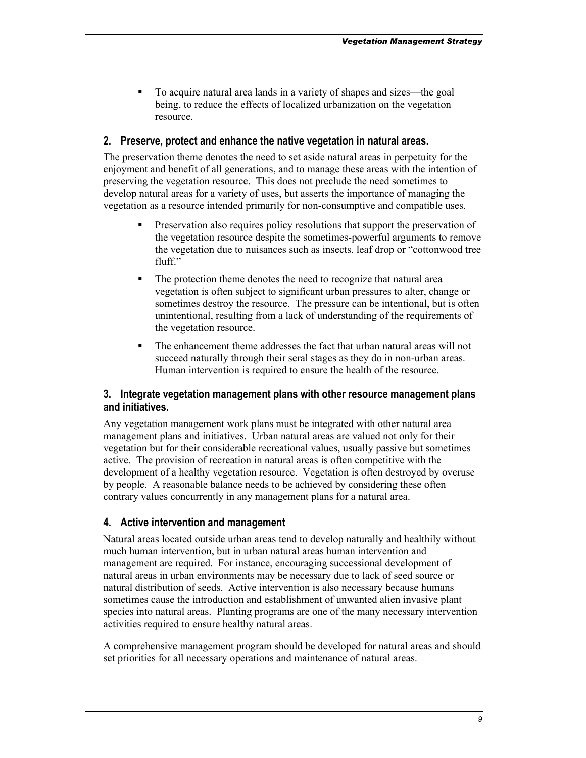- To acquire natural area lands in a variety of shapes and sizes—the goal being, to reduce the effects of localized urbanization on the vegetation resource.

### 2. Preserve, protect and enhance the native vegetation in natural areas.

The preservation theme denotes the need to set aside natural areas in perpetuity for the enjoyment and benefit of all generations, and to manage these areas with the intention of preserving the vegetation resource. This does not preclude the need sometimes to develop natural areas for a variety of uses, but asserts the importance of managing the vegetation as a resource intended primarily for non-consumptive and compatible uses.

- Preservation also requires policy resolutions that support the preservation of the vegetation resource despite the sometimes-powerful arguments to remove the vegetation due to nuisances such as insects, leaf drop or "cottonwood tree fluff."
- The protection theme denotes the need to recognize that natural area vegetation is often subject to significant urban pressures to alter, change or sometimes destroy the resource. The pressure can be intentional, but is often unintentional, resulting from a lack of understanding of the requirements of the vegetation resource.
- The enhancement theme addresses the fact that urban natural areas will not succeed naturally through their seral stages as they do in non-urban areas. Human intervention is required to ensure the health of the resource.

### 3. Integrate vegetation management plans with other resource management plans and initiatives.

Any vegetation management work plans must be integrated with other natural area management plans and initiatives. Urban natural areas are valued not only for their vegetation but for their considerable recreational values, usually passive but sometimes active. The provision of recreation in natural areas is often competitive with the development of a healthy vegetation resource. Vegetation is often destroyed by overuse by people. A reasonable balance needs to be achieved by considering these often contrary values concurrently in any management plans for a natural area.

### 4. Active intervention and management

Natural areas located outside urban areas tend to develop naturally and healthily without much human intervention, but in urban natural areas human intervention and management are required. For instance, encouraging successional development of natural areas in urban environments may be necessary due to lack of seed source or natural distribution of seeds. Active intervention is also necessary because humans sometimes cause the introduction and establishment of unwanted alien invasive plant species into natural areas. Planting programs are one of the many necessary intervention activities required to ensure healthy natural areas.

A comprehensive management program should be developed for natural areas and should set priorities for all necessary operations and maintenance of natural areas.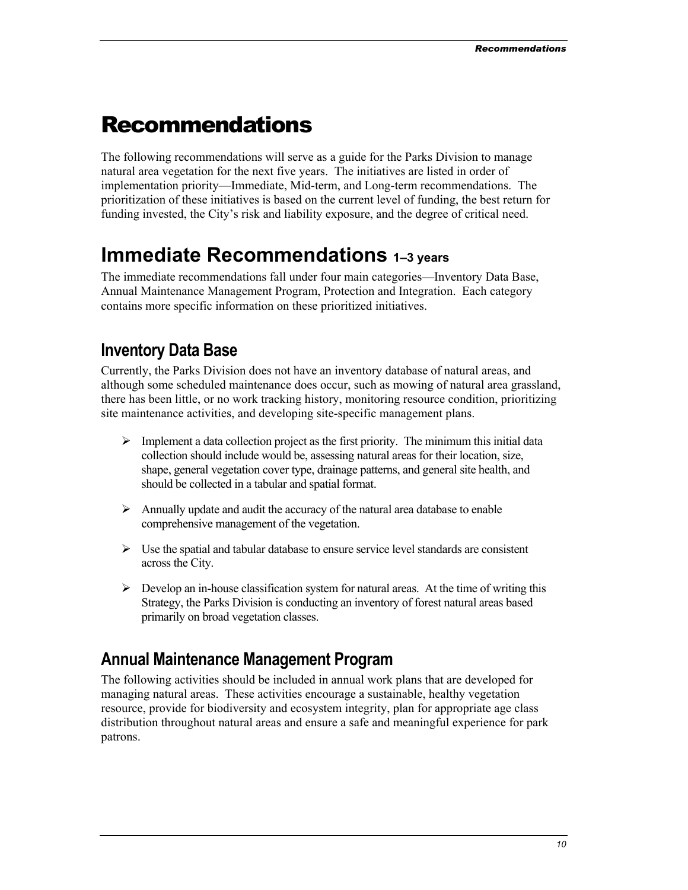# Recommendations

The following recommendations will serve as a guide for the Parks Division to manage natural area vegetation for the next five years. The initiatives are listed in order of implementation priority—Immediate, Mid-term, and Long-term recommendations. The prioritization of these initiatives is based on the current level of funding, the best return for funding invested, the City's risk and liability exposure, and the degree of critical need.

## Immediate Recommendations 1–3 years

The immediate recommendations fall under four main categories—Inventory Data Base, Annual Maintenance Management Program, Protection and Integration. Each category contains more specific information on these prioritized initiatives.

### Inventory Data Base

Currently, the Parks Division does not have an inventory database of natural areas, and although some scheduled maintenance does occur, such as mowing of natural area grassland, there has been little, or no work tracking history, monitoring resource condition, prioritizing site maintenance activities, and developing site-specific management plans.

- Implement a data collection project as the first priority. The minimum this initial data collection should include would be, assessing natural areas for their location, size, shape, general vegetation cover type, drainage patterns, and general site health, and should be collected in a tabular and spatial format.
- Annually update and audit the accuracy of the natural area database to enable comprehensive management of the vegetation.
- Use the spatial and tabular database to ensure service level standards are consistent across the City.
- Develop an in-house classification system for natural areas. At the time of writing this Strategy, the Parks Division is conducting an inventory of forest natural areas based primarily on broad vegetation classes.

### Annual Maintenance Management Program

The following activities should be included in annual work plans that are developed for managing natural areas. These activities encourage a sustainable, healthy vegetation resource, provide for biodiversity and ecosystem integrity, plan for appropriate age class distribution throughout natural areas and ensure a safe and meaningful experience for park patrons.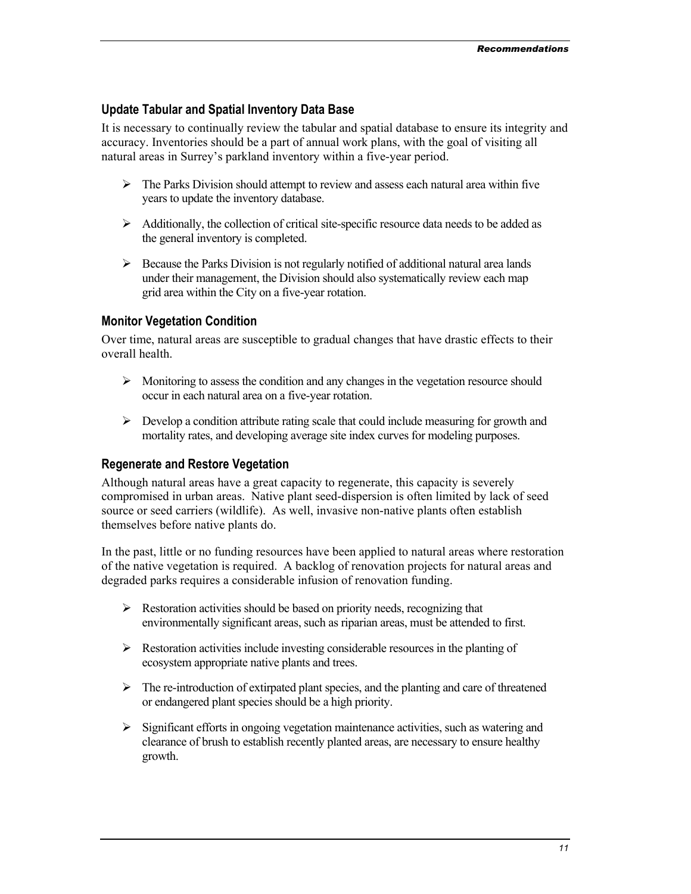### Update Tabular and Spatial Inventory Data Base

It is necessary to continually review the tabular and spatial database to ensure its integrity and accuracy. Inventories should be a part of annual work plans, with the goal of visiting all natural areas in Surrey's parkland inventory within a five-year period.

- The Parks Division should attempt to review and assess each natural area within five years to update the inventory database.
- Additionally, the collection of critical site-specific resource data needs to be added as the general inventory is completed.
- Because the Parks Division is not regularly notified of additional natural area lands under their management, the Division should also systematically review each map grid area within the City on a five-year rotation.

### Monitor Vegetation Condition

Over time, natural areas are susceptible to gradual changes that have drastic effects to their overall health.

- Monitoring to assess the condition and any changes in the vegetation resource should occur in each natural area on a five-year rotation.
- Develop a condition attribute rating scale that could include measuring for growth and mortality rates, and developing average site index curves for modeling purposes.

### Regenerate and Restore Vegetation

Although natural areas have a great capacity to regenerate, this capacity is severely compromised in urban areas. Native plant seed-dispersion is often limited by lack of seed source or seed carriers (wildlife). As well, invasive non-native plants often establish themselves before native plants do.

In the past, little or no funding resources have been applied to natural areas where restoration of the native vegetation is required. A backlog of renovation projects for natural areas and degraded parks requires a considerable infusion of renovation funding.

- Restoration activities should be based on priority needs, recognizing that environmentally significant areas, such as riparian areas, must be attended to first.
- Restoration activities include investing considerable resources in the planting of ecosystem appropriate native plants and trees.
- The re-introduction of extirpated plant species, and the planting and care of threatened or endangered plant species should be a high priority.
- Significant efforts in ongoing vegetation maintenance activities, such as watering and clearance of brush to establish recently planted areas, are necessary to ensure healthy growth.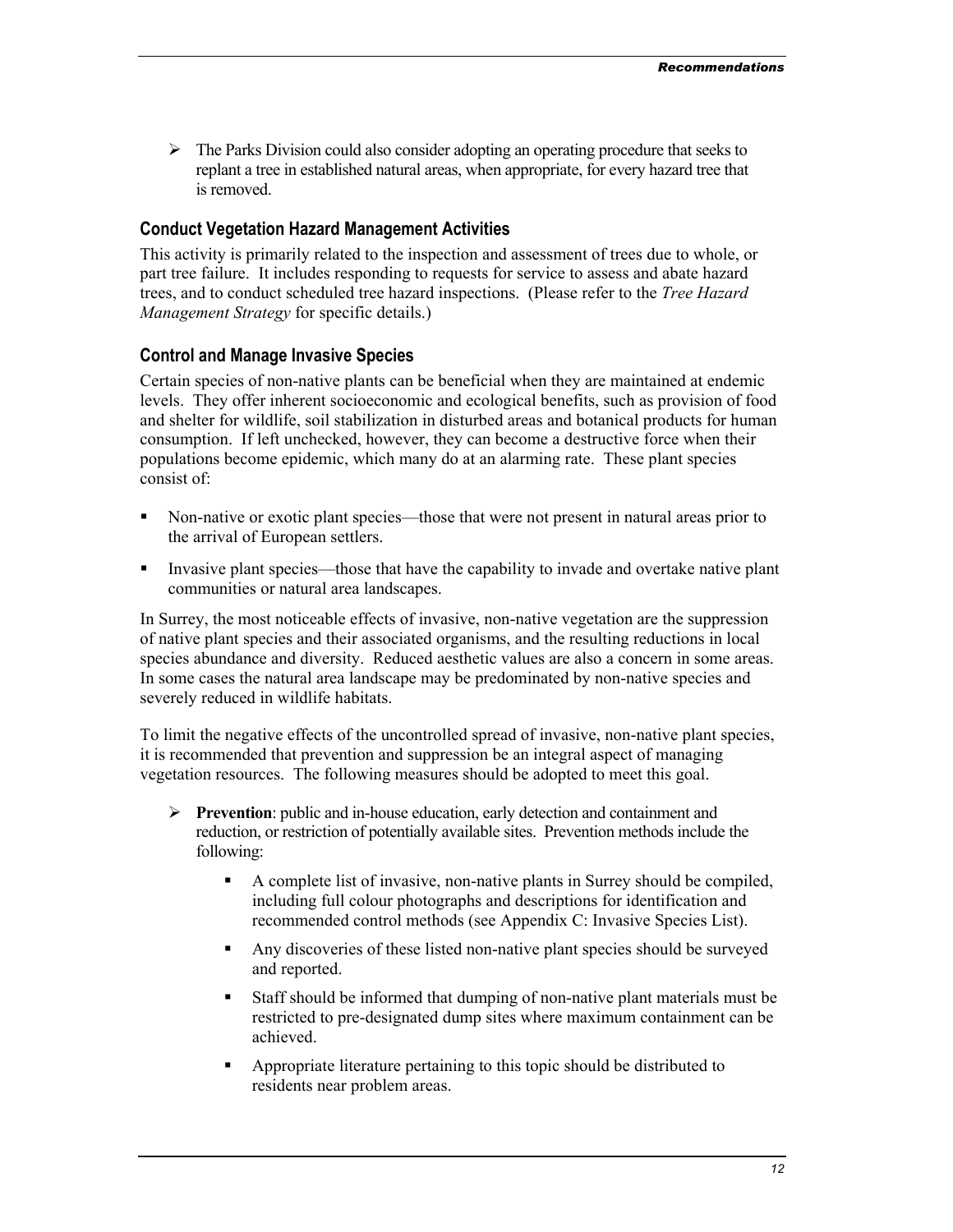- The Parks Division could also consider adopting an operating procedure that seeks to replant a tree in established natural areas, when appropriate, for every hazard tree that is removed.

### Conduct Vegetation Hazard Management Activities

This activity is primarily related to the inspection and assessment of trees due to whole, or part tree failure. It includes responding to requests for service to assess and abate hazard trees, and to conduct scheduled tree hazard inspections. (Please refer to the *Tree Hazard Management Strategy* for specific details.)

### Control and Manage Invasive Species

Certain species of non-native plants can be beneficial when they are maintained at endemic levels. They offer inherent socioeconomic and ecological benefits, such as provision of food and shelter for wildlife, soil stabilization in disturbed areas and botanical products for human consumption. If left unchecked, however, they can become a destructive force when their populations become epidemic, which many do at an alarming rate. These plant species consist of:

- Non-native or exotic plant species—those that were not present in natural areas prior to the arrival of European settlers.
- Invasive plant species—those that have the capability to invade and overtake native plant communities or natural area landscapes.

In Surrey, the most noticeable effects of invasive, non-native vegetation are the suppression of native plant species and their associated organisms, and the resulting reductions in local species abundance and diversity. Reduced aesthetic values are also a concern in some areas. In some cases the natural area landscape may be predominated by non-native species and severely reduced in wildlife habitats.

To limit the negative effects of the uncontrolled spread of invasive, non-native plant species, it is recommended that prevention and suppression be an integral aspect of managing vegetation resources. The following measures should be adopted to meet this goal.

- **Prevention**: public and in-house education, early detection and containment and reduction, or restriction of potentially available sites. Prevention methods include the following:
  - A complete list of invasive, non-native plants in Surrey should be compiled, including full colour photographs and descriptions for identification and recommended control methods (see Appendix C: Invasive Species List).
  - Any discoveries of these listed non-native plant species should be surveyed and reported.
  - Staff should be informed that dumping of non-native plant materials must be restricted to pre-designated dump sites where maximum containment can be achieved.
  - Appropriate literature pertaining to this topic should be distributed to residents near problem areas.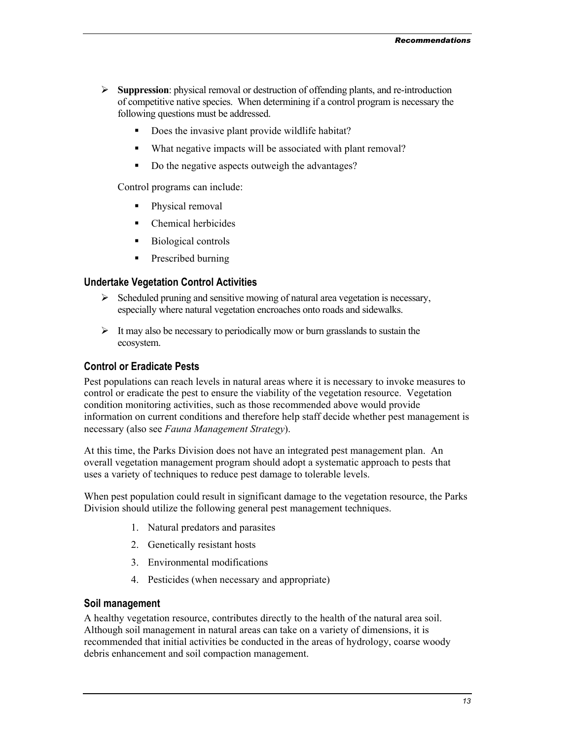- **Suppression**: physical removal or destruction of offending plants, and re-introduction of competitive native species. When determining if a control program is necessary the following questions must be addressed.
    - Does the invasive plant provide wildlife habitat?
    - What negative impacts will be associated with plant removal?
    - Do the negative aspects outweigh the advantages?

  Control programs can include:

    - Physical removal
    - Chemical herbicides
    - Biological controls
    - Prescribed burning

### Undertake Vegetation Control Activities

- Scheduled pruning and sensitive mowing of natural area vegetation is necessary, especially where natural vegetation encroaches onto roads and sidewalks.
- It may also be necessary to periodically mow or burn grasslands to sustain the ecosystem.

### Control or Eradicate Pests

Pest populations can reach levels in natural areas where it is necessary to invoke measures to control or eradicate the pest to ensure the viability of the vegetation resource. Vegetation condition monitoring activities, such as those recommended above would provide information on current conditions and therefore help staff decide whether pest management is necessary (also see *Fauna Management Strategy*).

At this time, the Parks Division does not have an integrated pest management plan. An overall vegetation management program should adopt a systematic approach to pests that uses a variety of techniques to reduce pest damage to tolerable levels.

When pest population could result in significant damage to the vegetation resource, the Parks Division should utilize the following general pest management techniques.

1. Natural predators and parasites
2. Genetically resistant hosts
3. Environmental modifications
4. Pesticides (when necessary and appropriate)

### Soil management

A healthy vegetation resource, contributes directly to the health of the natural area soil. Although soil management in natural areas can take on a variety of dimensions, it is recommended that initial activities be conducted in the areas of hydrology, coarse woody debris enhancement and soil compaction management.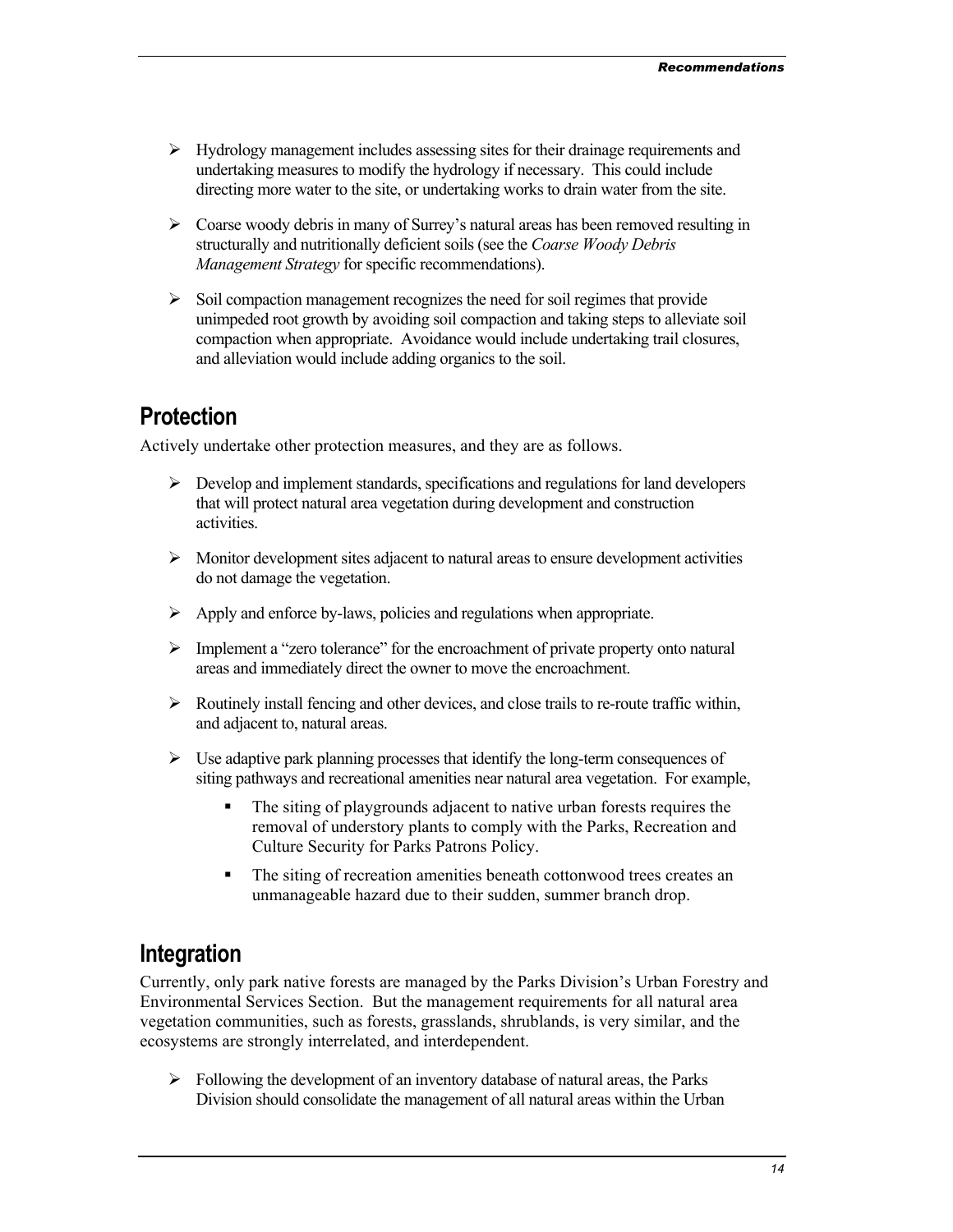- Hydrology management includes assessing sites for their drainage requirements and undertaking measures to modify the hydrology if necessary. This could include directing more water to the site, or undertaking works to drain water from the site.

- Coarse woody debris in many of Surrey's natural areas has been removed resulting in structurally and nutritionally deficient soils (see the *Coarse Woody Debris Management Strategy* for specific recommendations).

- Soil compaction management recognizes the need for soil regimes that provide unimpeded root growth by avoiding soil compaction and taking steps to alleviate soil compaction when appropriate. Avoidance would include undertaking trail closures, and alleviation would include adding organics to the soil.

## Protection

Actively undertake other protection measures, and they are as follows.

- Develop and implement standards, specifications and regulations for land developers that will protect natural area vegetation during development and construction activities.

- Monitor development sites adjacent to natural areas to ensure development activities do not damage the vegetation.

- Apply and enforce by-laws, policies and regulations when appropriate.

- Implement a "zero tolerance" for the encroachment of private property onto natural areas and immediately direct the owner to move the encroachment.

- Routinely install fencing and other devices, and close trails to re-route traffic within, and adjacent to, natural areas.

- Use adaptive park planning processes that identify the long-term consequences of siting pathways and recreational amenities near natural area vegetation. For example,
  - The siting of playgrounds adjacent to native urban forests requires the removal of understory plants to comply with the Parks, Recreation and Culture Security for Parks Patrons Policy.
  - The siting of recreation amenities beneath cottonwood trees creates an unmanageable hazard due to their sudden, summer branch drop.

## Integration

Currently, only park native forests are managed by the Parks Division's Urban Forestry and Environmental Services Section. But the management requirements for all natural area vegetation communities, such as forests, grasslands, shrublands, is very similar, and the ecosystems are strongly interrelated, and interdependent.

- Following the development of an inventory database of natural areas, the Parks Division should consolidate the management of all natural areas within the Urban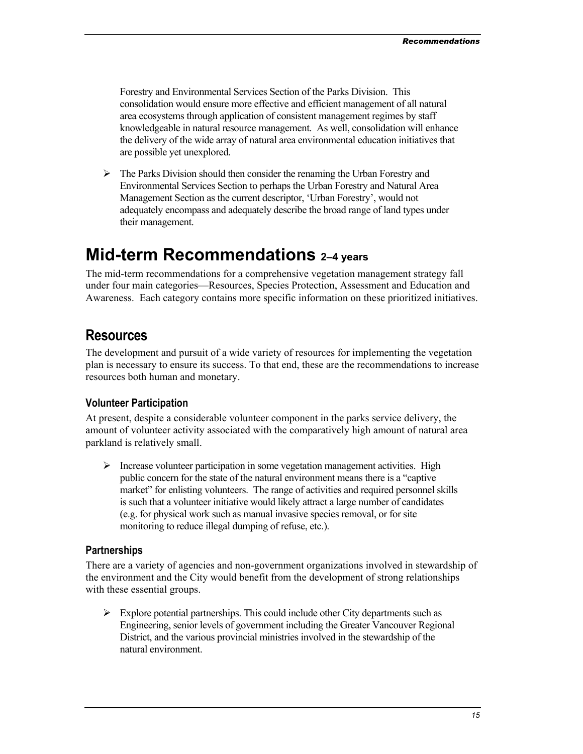Forestry and Environmental Services Section of the Parks Division. This consolidation would ensure more effective and efficient management of all natural area ecosystems through application of consistent management regimes by staff knowledgeable in natural resource management. As well, consolidation will enhance the delivery of the wide array of natural area environmental education initiatives that are possible yet unexplored.

- The Parks Division should then consider the renaming the Urban Forestry and Environmental Services Section to perhaps the Urban Forestry and Natural Area Management Section as the current descriptor, 'Urban Forestry', would not adequately encompass and adequately describe the broad range of land types under their management.

# Mid-term Recommendations 2–4 years

The mid-term recommendations for a comprehensive vegetation management strategy fall under four main categories—Resources, Species Protection, Assessment and Education and Awareness. Each category contains more specific information on these prioritized initiatives.

## Resources

The development and pursuit of a wide variety of resources for implementing the vegetation plan is necessary to ensure its success. To that end, these are the recommendations to increase resources both human and monetary.

### Volunteer Participation

At present, despite a considerable volunteer component in the parks service delivery, the amount of volunteer activity associated with the comparatively high amount of natural area parkland is relatively small.

- Increase volunteer participation in some vegetation management activities. High public concern for the state of the natural environment means there is a "captive market" for enlisting volunteers. The range of activities and required personnel skills is such that a volunteer initiative would likely attract a large number of candidates (e.g. for physical work such as manual invasive species removal, or for site monitoring to reduce illegal dumping of refuse, etc.).

### Partnerships

There are a variety of agencies and non-government organizations involved in stewardship of the environment and the City would benefit from the development of strong relationships with these essential groups.

- Explore potential partnerships. This could include other City departments such as Engineering, senior levels of government including the Greater Vancouver Regional District, and the various provincial ministries involved in the stewardship of the natural environment.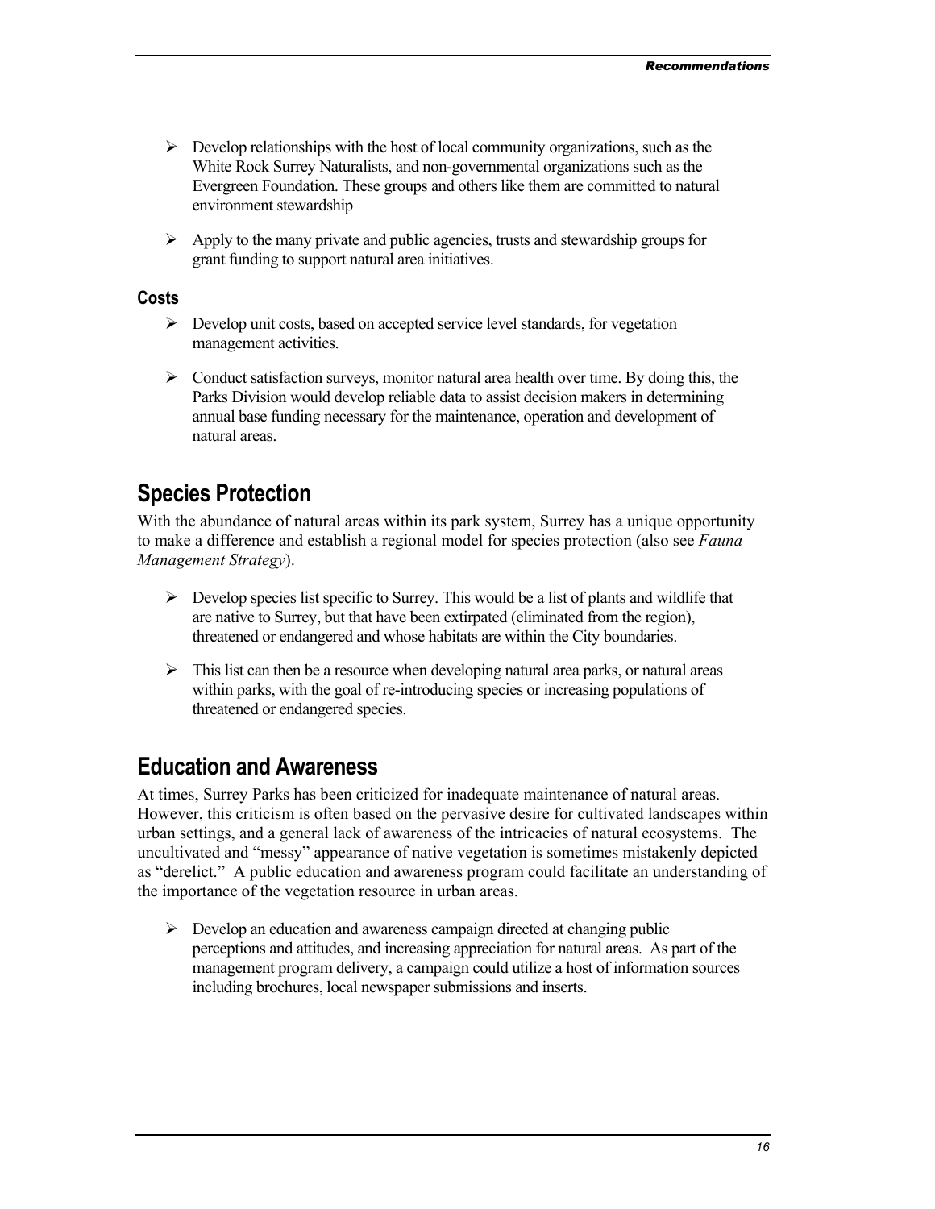- Develop relationships with the host of local community organizations, such as the White Rock Surrey Naturalists, and non-governmental organizations such as the Evergreen Foundation. These groups and others like them are committed to natural environment stewardship

- Apply to the many private and public agencies, trusts and stewardship groups for grant funding to support natural area initiatives.

### Costs

- Develop unit costs, based on accepted service level standards, for vegetation management activities.

- Conduct satisfaction surveys, monitor natural area health over time. By doing this, the Parks Division would develop reliable data to assist decision makers in determining annual base funding necessary for the maintenance, operation and development of natural areas.

## Species Protection

With the abundance of natural areas within its park system, Surrey has a unique opportunity to make a difference and establish a regional model for species protection (also see *Fauna Management Strategy*).

- Develop species list specific to Surrey. This would be a list of plants and wildlife that are native to Surrey, but that have been extirpated (eliminated from the region), threatened or endangered and whose habitats are within the City boundaries.

- This list can then be a resource when developing natural area parks, or natural areas within parks, with the goal of re-introducing species or increasing populations of threatened or endangered species.

## Education and Awareness

At times, Surrey Parks has been criticized for inadequate maintenance of natural areas. However, this criticism is often based on the pervasive desire for cultivated landscapes within urban settings, and a general lack of awareness of the intricacies of natural ecosystems. The uncultivated and "messy" appearance of native vegetation is sometimes mistakenly depicted as "derelict." A public education and awareness program could facilitate an understanding of the importance of the vegetation resource in urban areas.

- Develop an education and awareness campaign directed at changing public perceptions and attitudes, and increasing appreciation for natural areas. As part of the management program delivery, a campaign could utilize a host of information sources including brochures, local newspaper submissions and inserts.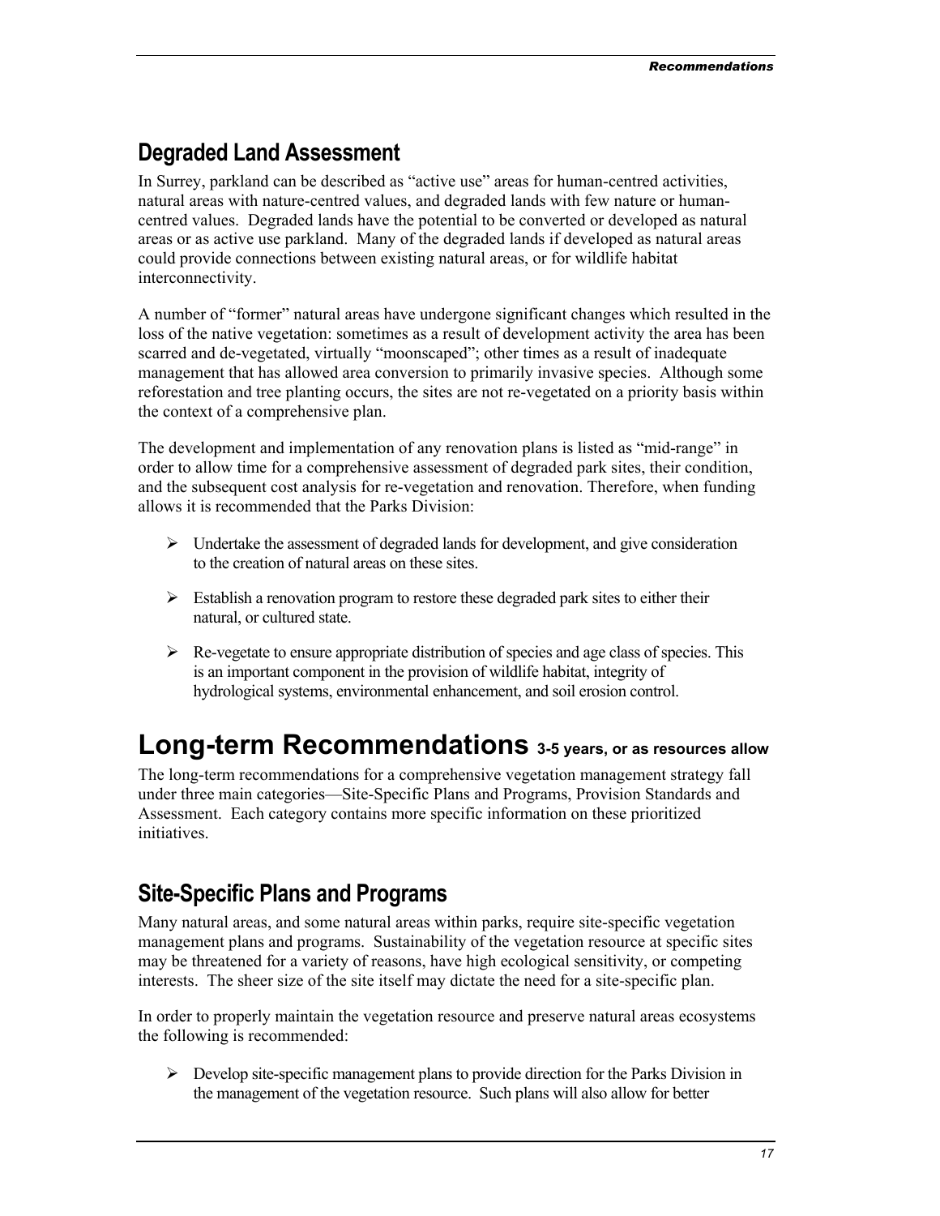## Degraded Land Assessment

In Surrey, parkland can be described as "active use" areas for human-centred activities, natural areas with nature-centred values, and degraded lands with few nature or human-centred values. Degraded lands have the potential to be converted or developed as natural areas or as active use parkland. Many of the degraded lands if developed as natural areas could provide connections between existing natural areas, or for wildlife habitat interconnectivity.

A number of "former" natural areas have undergone significant changes which resulted in the loss of the native vegetation: sometimes as a result of development activity the area has been scarred and de-vegetated, virtually "moonscaped"; other times as a result of inadequate management that has allowed area conversion to primarily invasive species. Although some reforestation and tree planting occurs, the sites are not re-vegetated on a priority basis within the context of a comprehensive plan.

The development and implementation of any renovation plans is listed as "mid-range" in order to allow time for a comprehensive assessment of degraded park sites, their condition, and the subsequent cost analysis for re-vegetation and renovation. Therefore, when funding allows it is recommended that the Parks Division:

- Undertake the assessment of degraded lands for development, and give consideration to the creation of natural areas on these sites.
- Establish a renovation program to restore these degraded park sites to either their natural, or cultured state.
- Re-vegetate to ensure appropriate distribution of species and age class of species. This is an important component in the provision of wildlife habitat, integrity of hydrological systems, environmental enhancement, and soil erosion control.

# Long-term Recommendations 3-5 years, or as resources allow

The long-term recommendations for a comprehensive vegetation management strategy fall under three main categories—Site-Specific Plans and Programs, Provision Standards and Assessment. Each category contains more specific information on these prioritized initiatives.

## Site-Specific Plans and Programs

Many natural areas, and some natural areas within parks, require site-specific vegetation management plans and programs. Sustainability of the vegetation resource at specific sites may be threatened for a variety of reasons, have high ecological sensitivity, or competing interests. The sheer size of the site itself may dictate the need for a site-specific plan.

In order to properly maintain the vegetation resource and preserve natural areas ecosystems the following is recommended:

- Develop site-specific management plans to provide direction for the Parks Division in the management of the vegetation resource. Such plans will also allow for better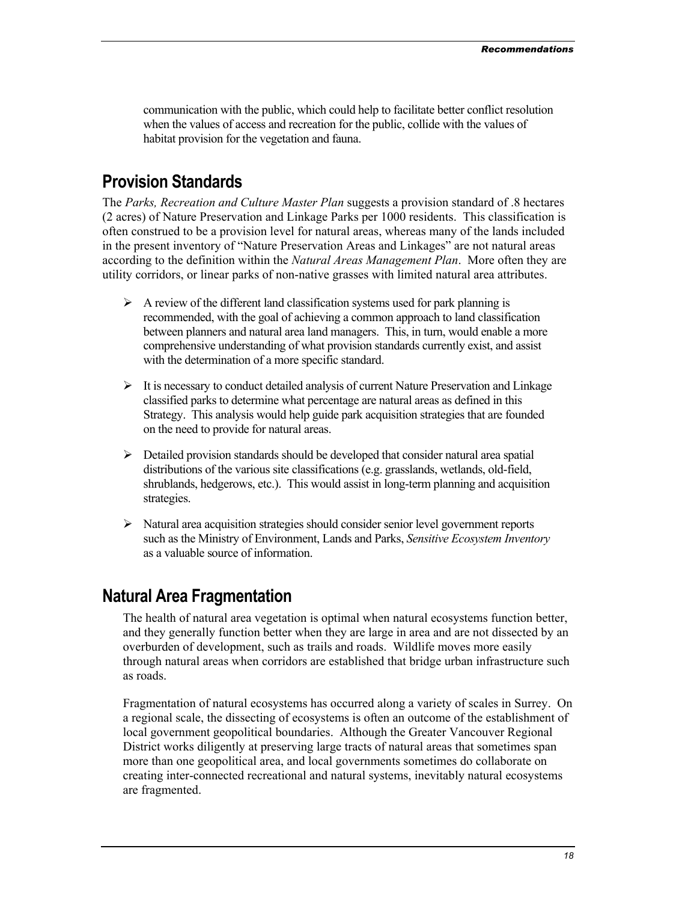communication with the public, which could help to facilitate better conflict resolution when the values of access and recreation for the public, collide with the values of habitat provision for the vegetation and fauna.

## Provision Standards

The *Parks, Recreation and Culture Master Plan* suggests a provision standard of .8 hectares (2 acres) of Nature Preservation and Linkage Parks per 1000 residents. This classification is often construed to be a provision level for natural areas, whereas many of the lands included in the present inventory of "Nature Preservation Areas and Linkages" are not natural areas according to the definition within the *Natural Areas Management Plan*. More often they are utility corridors, or linear parks of non-native grasses with limited natural area attributes.

- A review of the different land classification systems used for park planning is recommended, with the goal of achieving a common approach to land classification between planners and natural area land managers. This, in turn, would enable a more comprehensive understanding of what provision standards currently exist, and assist with the determination of a more specific standard.
- It is necessary to conduct detailed analysis of current Nature Preservation and Linkage classified parks to determine what percentage are natural areas as defined in this Strategy. This analysis would help guide park acquisition strategies that are founded on the need to provide for natural areas.
- Detailed provision standards should be developed that consider natural area spatial distributions of the various site classifications (e.g. grasslands, wetlands, old-field, shrublands, hedgerows, etc.). This would assist in long-term planning and acquisition strategies.
- Natural area acquisition strategies should consider senior level government reports such as the Ministry of Environment, Lands and Parks, *Sensitive Ecosystem Inventory* as a valuable source of information.

## Natural Area Fragmentation

The health of natural area vegetation is optimal when natural ecosystems function better, and they generally function better when they are large in area and are not dissected by an overburden of development, such as trails and roads. Wildlife moves more easily through natural areas when corridors are established that bridge urban infrastructure such as roads.

Fragmentation of natural ecosystems has occurred along a variety of scales in Surrey. On a regional scale, the dissecting of ecosystems is often an outcome of the establishment of local government geopolitical boundaries. Although the Greater Vancouver Regional District works diligently at preserving large tracts of natural areas that sometimes span more than one geopolitical area, and local governments sometimes do collaborate on creating inter-connected recreational and natural systems, inevitably natural ecosystems are fragmented.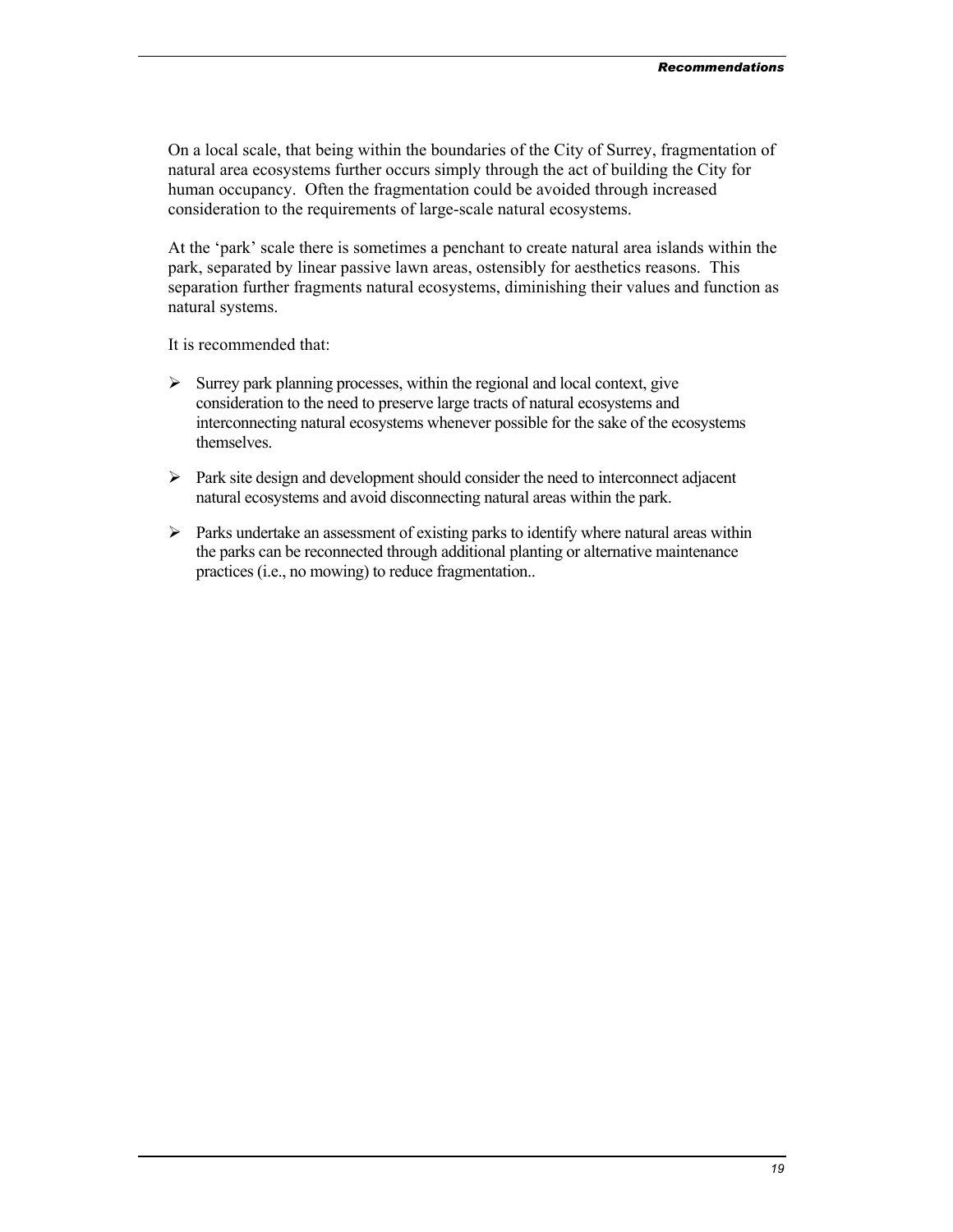On a local scale, that being within the boundaries of the City of Surrey, fragmentation of natural area ecosystems further occurs simply through the act of building the City for human occupancy. Often the fragmentation could be avoided through increased consideration to the requirements of large-scale natural ecosystems.

At the 'park' scale there is sometimes a penchant to create natural area islands within the park, separated by linear passive lawn areas, ostensibly for aesthetics reasons. This separation further fragments natural ecosystems, diminishing their values and function as natural systems.

It is recommended that:

- Surrey park planning processes, within the regional and local context, give consideration to the need to preserve large tracts of natural ecosystems and interconnecting natural ecosystems whenever possible for the sake of the ecosystems themselves.
- Park site design and development should consider the need to interconnect adjacent natural ecosystems and avoid disconnecting natural areas within the park.
- Parks undertake an assessment of existing parks to identify where natural areas within the parks can be reconnected through additional planting or alternative maintenance practices (i.e., no mowing) to reduce fragmentation..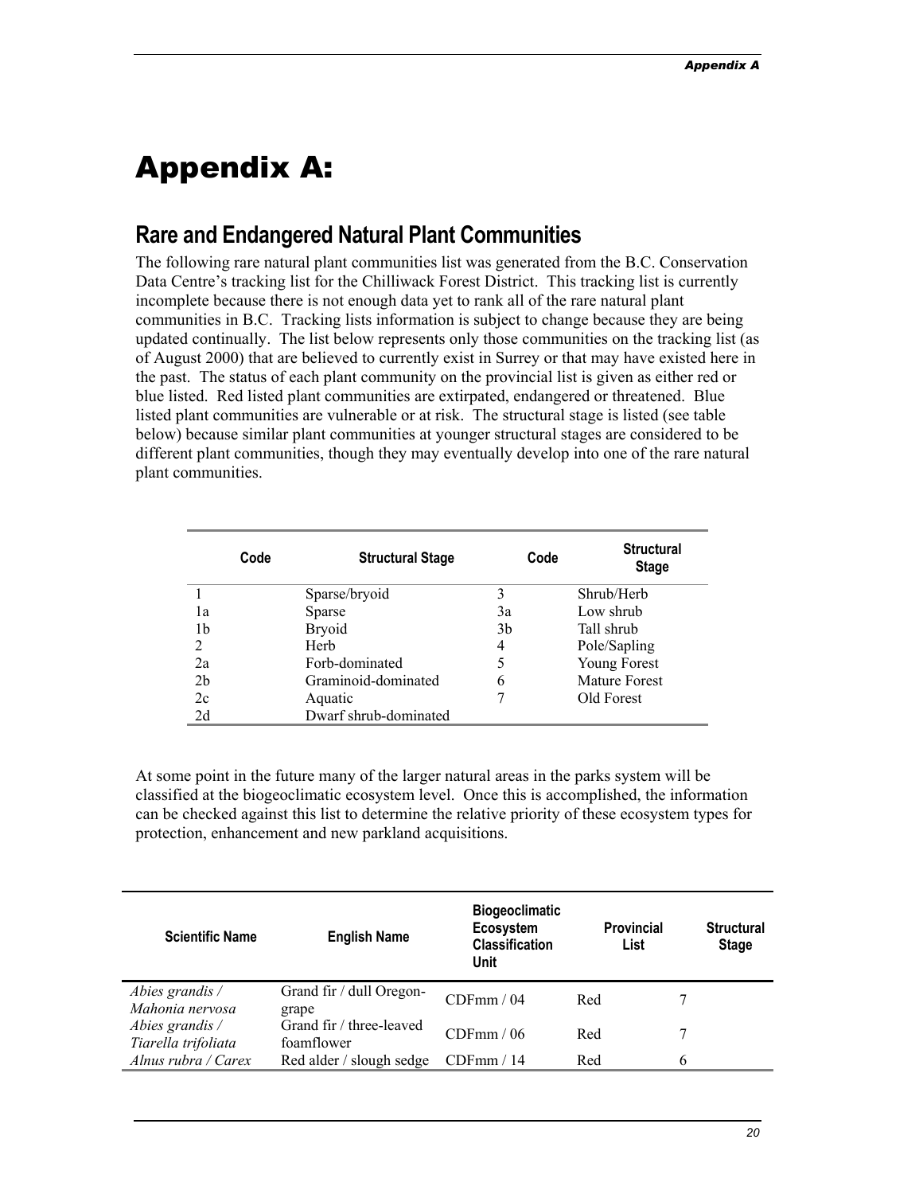# Appendix A:

## Rare and Endangered Natural Plant Communities

The following rare natural plant communities list was generated from the B.C. Conservation Data Centre's tracking list for the Chilliwack Forest District. This tracking list is currently incomplete because there is not enough data yet to rank all of the rare natural plant communities in B.C. Tracking lists information is subject to change because they are being updated continually. The list below represents only those communities on the tracking list (as of August 2000) that are believed to currently exist in Surrey or that may have existed here in the past. The status of each plant community on the provincial list is given as either red or blue listed. Red listed plant communities are extirpated, endangered or threatened. Blue listed plant communities are vulnerable or at risk. The structural stage is listed (see table below) because similar plant communities at younger structural stages are considered to be different plant communities, though they may eventually develop into one of the rare natural plant communities.

| Code | Structural Stage | Code | Structural Stage |
|---|---|---|---|
| 1 | Sparse/bryoid | 3 | Shrub/Herb |
| 1a | Sparse | 3a | Low shrub |
| 1b | Bryoid | 3b | Tall shrub |
| 2 | Herb | 4 | Pole/Sapling |
| 2a | Forb-dominated | 5 | Young Forest |
| 2b | Graminoid-dominated | 6 | Mature Forest |
| 2c | Aquatic | 7 | Old Forest |
| 2d | Dwarf shrub-dominated | | |

At some point in the future many of the larger natural areas in the parks system will be classified at the biogeoclimatic ecosystem level. Once this is accomplished, the information can be checked against this list to determine the relative priority of these ecosystem types for protection, enhancement and new parkland acquisitions.

| Scientific Name | English Name | Biogeoclimatic Ecosystem Classification Unit | Provincial List | Structural Stage |
|---|---|---|---|---|
| *Abies grandis / Mahonia nervosa* | Grand fir / dull Oregon-grape | CDFmm / 04 | Red | 7 |
| *Abies grandis / Tiarella trifoliata* | Grand fir / three-leaved foamflower | CDFmm / 06 | Red | 7 |
| *Alnus rubra / Carex* | Red alder / slough sedge | CDFmm / 14 | Red | 6 |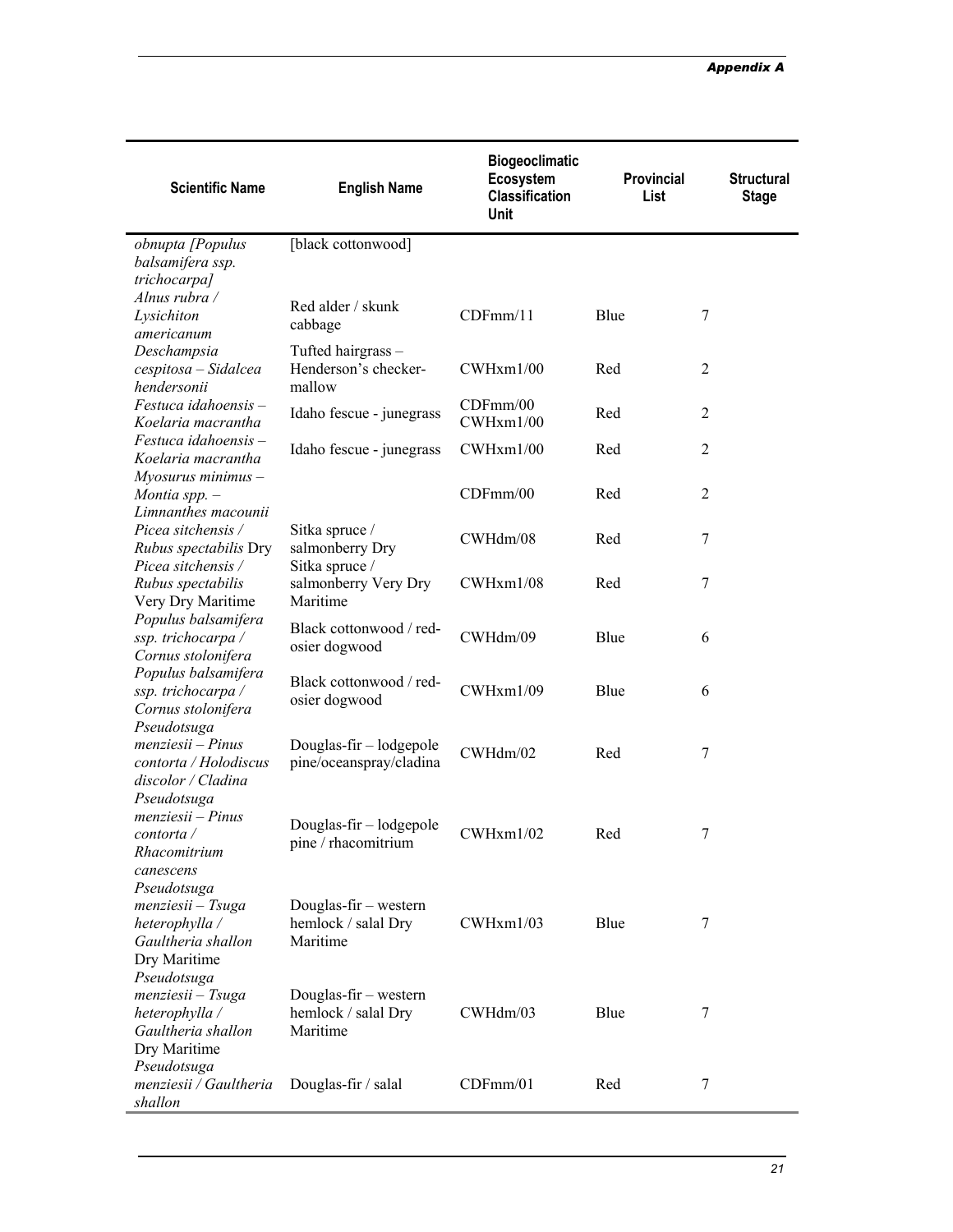| Scientific Name | English Name | Biogeoclimatic Ecosystem Classification Unit | Provincial List | Structural Stage |
|---|---|---|---|---|
| *obnupta [Populus balsamifera ssp. trichocarpa]* | [black cottonwood] | | | |
| *Alnus rubra / Lysichiton americanum* | Red alder / skunk cabbage | CDFmm/11 | Blue | 7 |
| *Deschampsia cespitosa – Sidalcea hendersonii* | Tufted hairgrass – Henderson's checker-mallow | CWHxm1/00 | Red | 2 |
| *Festuca idahoensis – Koelaria macrantha* | Idaho fescue - junegrass | CDFmm/00 CWHxm1/00 | Red | 2 |
| *Festuca idahoensis – Koelaria macrantha* | Idaho fescue - junegrass | CWHxm1/00 | Red | 2 |
| *Myosurus minimus – Montia spp. – Limnanthes macounii* | | CDFmm/00 | Red | 2 |
| *Picea sitchensis / Rubus spectabilis* Dry | Sitka spruce / salmonberry Dry | CWHdm/08 | Red | 7 |
| *Picea sitchensis / Rubus spectabilis* Very Dry Maritime | Sitka spruce / salmonberry Very Dry Maritime | CWHxm1/08 | Red | 7 |
| *Populus balsamifera ssp. trichocarpa / Cornus stolonifera* | Black cottonwood / red-osier dogwood | CWHdm/09 | Blue | 6 |
| *Populus balsamifera ssp. trichocarpa / Cornus stolonifera* | Black cottonwood / red-osier dogwood | CWHxm1/09 | Blue | 6 |
| *Pseudotsuga menziesii – Pinus contorta / Holodiscus discolor / Cladina* | Douglas-fir – lodgepole pine/oceanspray/cladina | CWHdm/02 | Red | 7 |
| *Pseudotsuga menziesii – Pinus contorta / Rhacomitrium canescens* | Douglas-fir – lodgepole pine / rhacomitrium | CWHxm1/02 | Red | 7 |
| *Pseudotsuga menziesii – Tsuga heterophylla / Gaultheria shallon* Dry Maritime | Douglas-fir – western hemlock / salal Dry Maritime | CWHxm1/03 | Blue | 7 |
| *Pseudotsuga menziesii – Tsuga heterophylla / Gaultheria shallon* Dry Maritime | Douglas-fir – western hemlock / salal Dry Maritime | CWHdm/03 | Blue | 7 |
| *Pseudotsuga menziesii / Gaultheria shallon* | Douglas-fir / salal | CDFmm/01 | Red | 7 |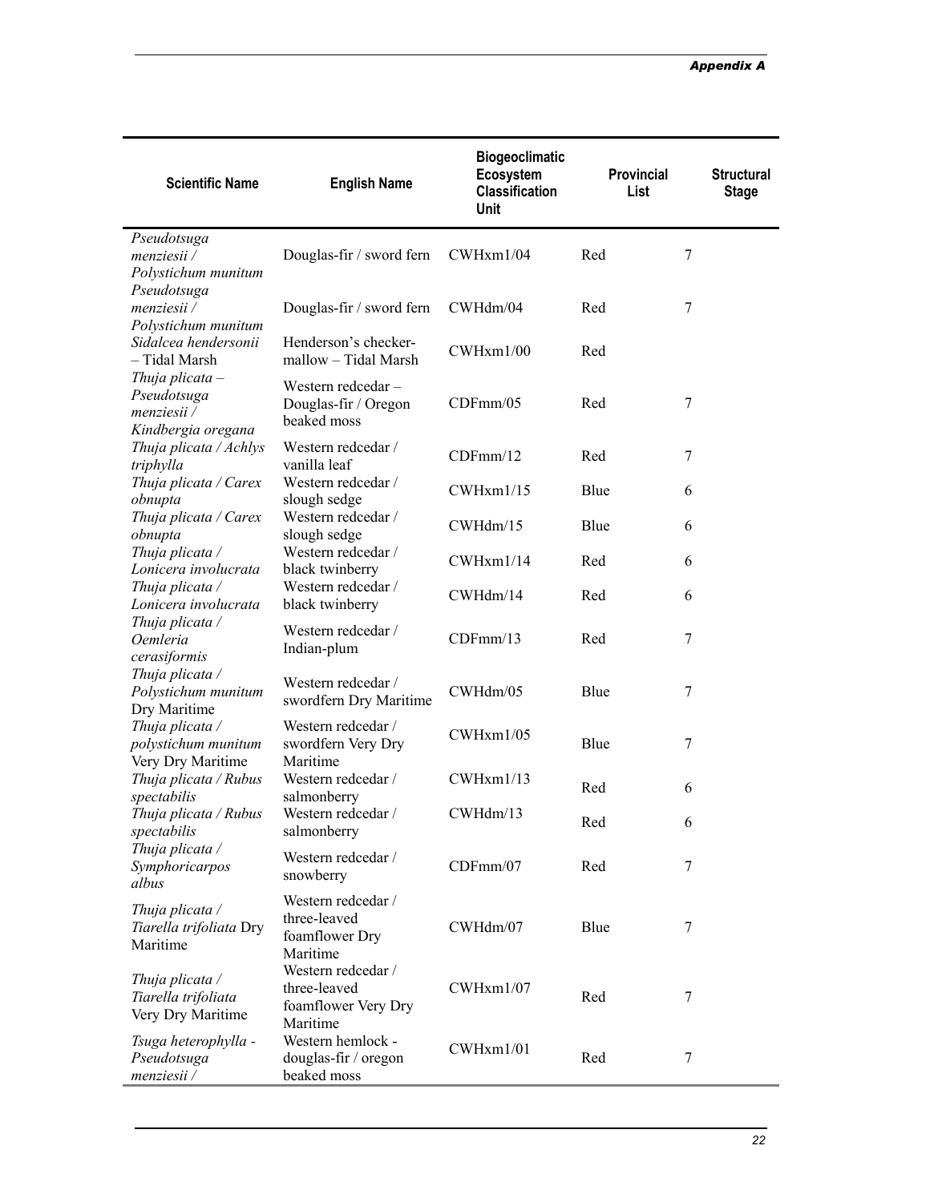| Scientific Name | English Name | Biogeoclimatic Ecosystem Classification Unit | Provincial List | Structural Stage |
|---|---|---|---|---|
| *Pseudotsuga menziesii / Polystichum munitum* | Douglas-fir / sword fern | CWHxm1/04 | Red | 7 |
| *Pseudotsuga menziesii / Polystichum munitum* | Douglas-fir / sword fern | CWHdm/04 | Red | 7 |
| *Sidalcea hendersonii* – Tidal Marsh | Henderson's checker-mallow – Tidal Marsh | CWHxm1/00 | Red | |
| *Thuja plicata – Pseudotsuga menziesii / Kindbergia oregana* | Western redcedar – Douglas-fir / Oregon beaked moss | CDFmm/05 | Red | 7 |
| *Thuja plicata / Achlys triphylla* | Western redcedar / vanilla leaf | CDFmm/12 | Red | 7 |
| *Thuja plicata / Carex obnupta* | Western redcedar / slough sedge | CWHxm1/15 | Blue | 6 |
| *Thuja plicata / Carex obnupta* | Western redcedar / slough sedge | CWHdm/15 | Blue | 6 |
| *Thuja plicata / Lonicera involucrata* | Western redcedar / black twinberry | CWHxm1/14 | Red | 6 |
| *Thuja plicata / Lonicera involucrata* | Western redcedar / black twinberry | CWHdm/14 | Red | 6 |
| *Thuja plicata / Oemleria cerasiformis* | Western redcedar / Indian-plum | CDFmm/13 | Red | 7 |
| *Thuja plicata / Polystichum munitum* Dry Maritime | Western redcedar / swordfern Dry Maritime | CWHdm/05 | Blue | 7 |
| *Thuja plicata / polystichum munitum* Very Dry Maritime | Western redcedar / swordfern Very Dry Maritime | CWHxm1/05 | Blue | 7 |
| *Thuja plicata / Rubus spectabilis* | Western redcedar / salmonberry | CWHxm1/13 | Red | 6 |
| *Thuja plicata / Rubus spectabilis* | Western redcedar / salmonberry | CWHdm/13 | Red | 6 |
| *Thuja plicata / Symphoricarpos albus* | Western redcedar / snowberry | CDFmm/07 | Red | 7 |
| *Thuja plicata / Tiarella trifoliata* Dry Maritime | Western redcedar / three-leaved foamflower Dry Maritime | CWHdm/07 | Blue | 7 |
| *Thuja plicata / Tiarella trifoliata* Very Dry Maritime | Western redcedar / three-leaved foamflower Very Dry Maritime | CWHxm1/07 | Red | 7 |
| *Tsuga heterophylla - Pseudotsuga menziesii /* | Western hemlock - douglas-fir / oregon beaked moss | CWHxm1/01 | Red | 7 |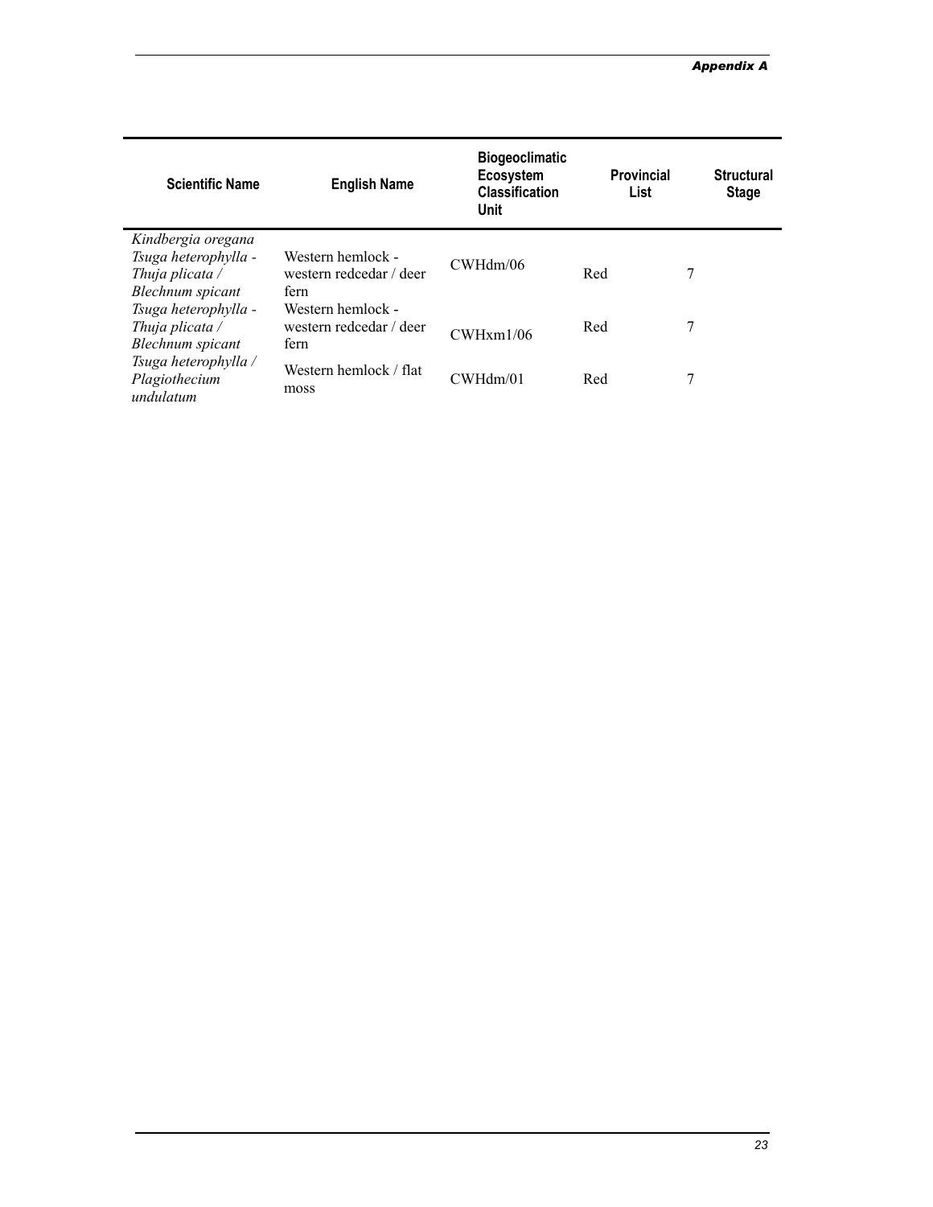| Scientific Name | English Name | Biogeoclimatic Ecosystem Classification Unit | Provincial List | Structural Stage |
|---|---|---|---|---|
| *Kindbergia oregana* | | | | |
| *Tsuga heterophylla - Thuja plicata / Blechnum spicant* | Western hemlock - western redcedar / deer fern | CWHdm/06 | Red | 7 |
| *Tsuga heterophylla - Thuja plicata / Blechnum spicant* | Western hemlock - western redcedar / deer fern | CWHxm1/06 | Red | 7 |
| *Tsuga heterophylla / Plagiothecium undulatum* | Western hemlock / flat moss | CWHdm/01 | Red | 7 |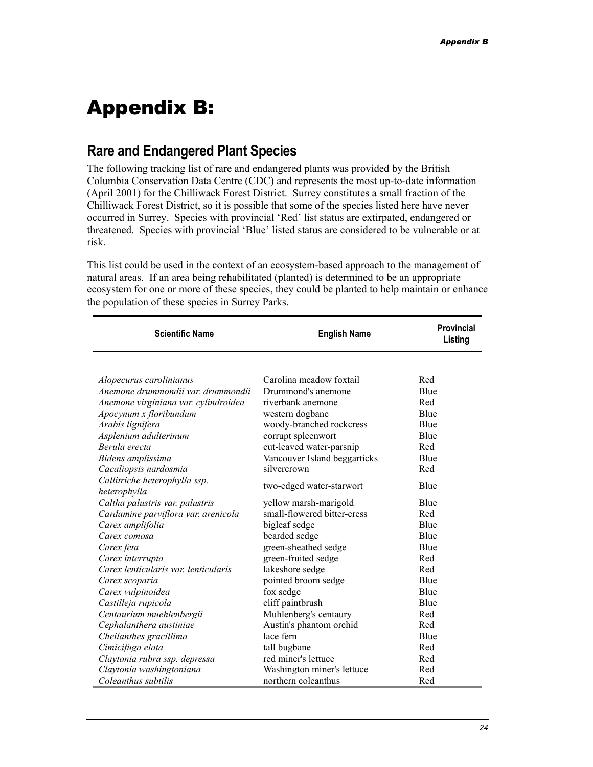# Appendix B:

## Rare and Endangered Plant Species

The following tracking list of rare and endangered plants was provided by the British Columbia Conservation Data Centre (CDC) and represents the most up-to-date information (April 2001) for the Chilliwack Forest District. Surrey constitutes a small fraction of the Chilliwack Forest District, so it is possible that some of the species listed here have never occurred in Surrey. Species with provincial 'Red' list status are extirpated, endangered or threatened. Species with provincial 'Blue' listed status are considered to be vulnerable or at risk.

This list could be used in the context of an ecosystem-based approach to the management of natural areas. If an area being rehabilitated (planted) is determined to be an appropriate ecosystem for one or more of these species, they could be planted to help maintain or enhance the population of these species in Surrey Parks.

| Scientific Name | English Name | Provincial Listing |
|---|---|---|
| *Alopecurus carolinianus* | Carolina meadow foxtail | Red |
| *Anemone drummondii var. drummondii* | Drummond's anemone | Blue |
| *Anemone virginiana var. cylindroidea* | riverbank anemone | Red |
| *Apocynum x floribundum* | western dogbane | Blue |
| *Arabis lignifera* | woody-branched rockcress | Blue |
| *Asplenium adulterinum* | corrupt spleenwort | Blue |
| *Berula erecta* | cut-leaved water-parsnip | Red |
| *Bidens amplissima* | Vancouver Island beggarticks | Blue |
| *Cacaliopsis nardosmia* | silvercrown | Red |
| *Callitriche heterophylla ssp. heterophylla* | two-edged water-starwort | Blue |
| *Caltha palustris var. palustris* | yellow marsh-marigold | Blue |
| *Cardamine parviflora var. arenicola* | small-flowered bitter-cress | Red |
| *Carex amplifolia* | bigleaf sedge | Blue |
| *Carex comosa* | bearded sedge | Blue |
| *Carex feta* | green-sheathed sedge | Blue |
| *Carex interrupta* | green-fruited sedge | Red |
| *Carex lenticularis var. lenticularis* | lakeshore sedge | Red |
| *Carex scoparia* | pointed broom sedge | Blue |
| *Carex vulpinoidea* | fox sedge | Blue |
| *Castilleja rupicola* | cliff paintbrush | Blue |
| *Centaurium muehlenbergii* | Muhlenberg's centaury | Red |
| *Cephalanthera austiniae* | Austin's phantom orchid | Red |
| *Cheilanthes gracillima* | lace fern | Blue |
| *Cimicifuga elata* | tall bugbane | Red |
| *Claytonia rubra ssp. depressa* | red miner's lettuce | Red |
| *Claytonia washingtoniana* | Washington miner's lettuce | Red |
| *Coleanthus subtilis* | northern coleanthus | Red |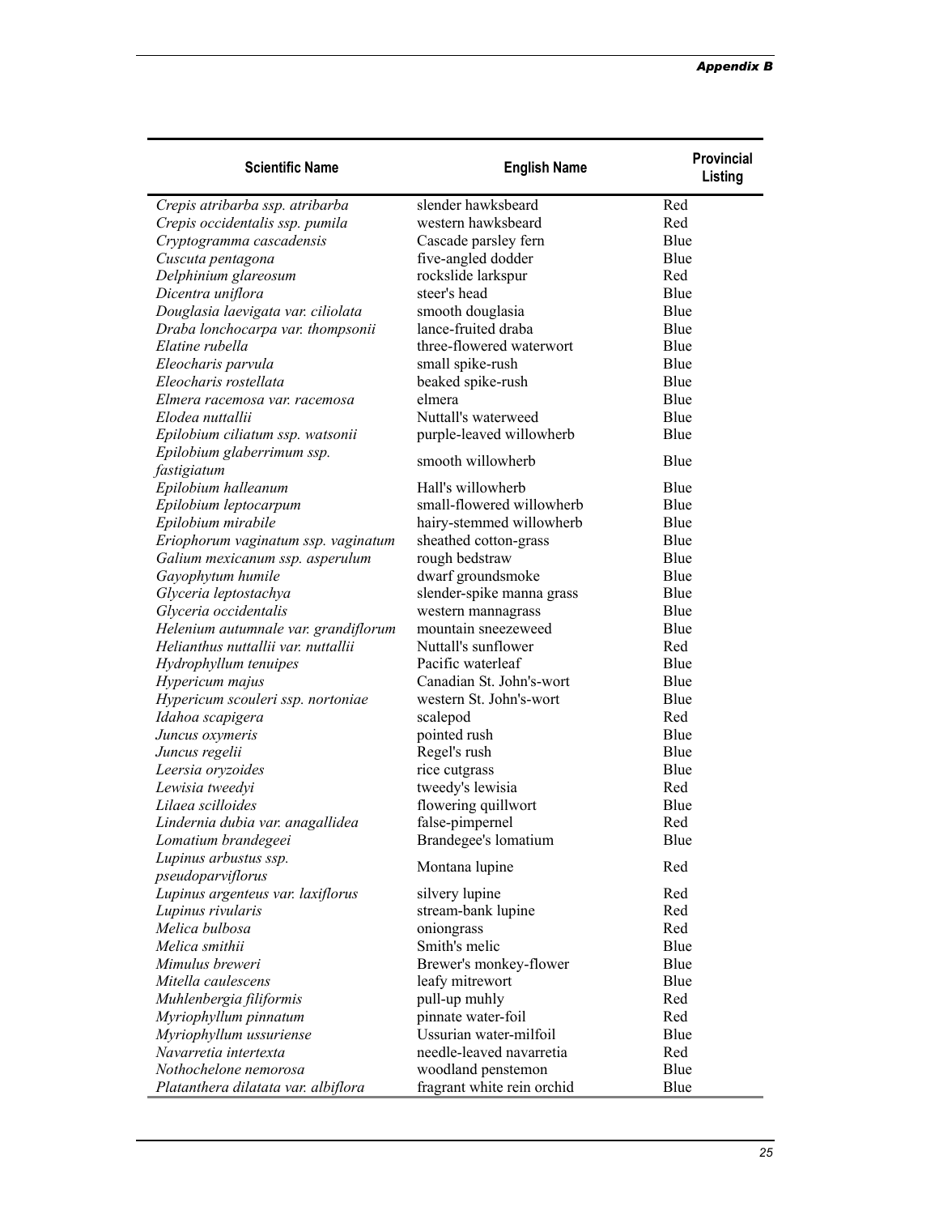| Scientific Name | English Name | Provincial Listing |
|---|---|---|
| *Crepis atribarba ssp. atribarba* | slender hawksbeard | Red |
| *Crepis occidentalis ssp. pumila* | western hawksbeard | Red |
| *Cryptogramma cascadensis* | Cascade parsley fern | Blue |
| *Cuscuta pentagona* | five-angled dodder | Blue |
| *Delphinium glareosum* | rockslide larkspur | Red |
| *Dicentra uniflora* | steer's head | Blue |
| *Douglasia laevigata var. ciliolata* | smooth douglasia | Blue |
| *Draba lonchocarpa var. thompsonii* | lance-fruited draba | Blue |
| *Elatine rubella* | three-flowered waterwort | Blue |
| *Eleocharis parvula* | small spike-rush | Blue |
| *Eleocharis rostellata* | beaked spike-rush | Blue |
| *Elmera racemosa var. racemosa* | elmera | Blue |
| *Elodea nuttallii* | Nuttall's waterweed | Blue |
| *Epilobium ciliatum ssp. watsonii* | purple-leaved willowherb | Blue |
| *Epilobium glaberrimum ssp. fastigiatum* | smooth willowherb | Blue |
| *Epilobium halleanum* | Hall's willowherb | Blue |
| *Epilobium leptocarpum* | small-flowered willowherb | Blue |
| *Epilobium mirabile* | hairy-stemmed willowherb | Blue |
| *Eriophorum vaginatum ssp. vaginatum* | sheathed cotton-grass | Blue |
| *Galium mexicanum ssp. asperulum* | rough bedstraw | Blue |
| *Gayophytum humile* | dwarf groundsmoke | Blue |
| *Glyceria leptostachya* | slender-spike manna grass | Blue |
| *Glyceria occidentalis* | western mannagrass | Blue |
| *Helenium autumnale var. grandiflorum* | mountain sneezeweed | Blue |
| *Helianthus nuttallii var. nuttallii* | Nuttall's sunflower | Red |
| *Hydrophyllum tenuipes* | Pacific waterleaf | Blue |
| *Hypericum majus* | Canadian St. John's-wort | Blue |
| *Hypericum scouleri ssp. nortoniae* | western St. John's-wort | Blue |
| *Idahoa scapigera* | scalepod | Red |
| *Juncus oxymeris* | pointed rush | Blue |
| *Juncus regelii* | Regel's rush | Blue |
| *Leersia oryzoides* | rice cutgrass | Blue |
| *Lewisia tweedyi* | tweedy's lewisia | Red |
| *Lilaea scilloides* | flowering quillwort | Blue |
| *Lindernia dubia var. anagallidea* | false-pimpernel | Red |
| *Lomatium brandegeei* | Brandegee's lomatium | Blue |
| *Lupinus arbustus ssp. pseudoparviflorus* | Montana lupine | Red |
| *Lupinus argenteus var. laxiflorus* | silvery lupine | Red |
| *Lupinus rivularis* | stream-bank lupine | Red |
| *Melica bulbosa* | oniongrass | Red |
| *Melica smithii* | Smith's melic | Blue |
| *Mimulus breweri* | Brewer's monkey-flower | Blue |
| *Mitella caulescens* | leafy mitrewort | Blue |
| *Muhlenbergia filiformis* | pull-up muhly | Red |
| *Myriophyllum pinnatum* | pinnate water-foil | Red |
| *Myriophyllum ussuriense* | Ussurian water-milfoil | Blue |
| *Navarretia intertexta* | needle-leaved navarretia | Red |
| *Nothochelone nemorosa* | woodland penstemon | Blue |
| *Platanthera dilatata var. albiflora* | fragrant white rein orchid | Blue |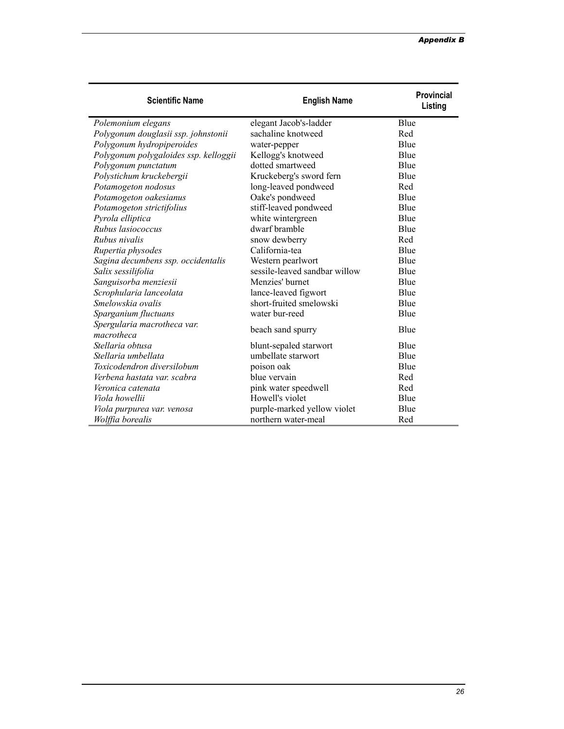| Scientific Name | English Name | Provincial Listing |
| --- | --- | --- |
| *Polemonium elegans* | elegant Jacob's-ladder | Blue |
| *Polygonum douglasii ssp. johnstonii* | sachaline knotweed | Red |
| *Polygonum hydropiperoides* | water-pepper | Blue |
| *Polygonum polygaloides ssp. kelloggii* | Kellogg's knotweed | Blue |
| *Polygonum punctatum* | dotted smartweed | Blue |
| *Polystichum kruckebergii* | Kruckeberg's sword fern | Blue |
| *Potamogeton nodosus* | long-leaved pondweed | Red |
| *Potamogeton oakesianus* | Oake's pondweed | Blue |
| *Potamogeton strictifolius* | stiff-leaved pondweed | Blue |
| *Pyrola elliptica* | white wintergreen | Blue |
| *Rubus lasiococcus* | dwarf bramble | Blue |
| *Rubus nivalis* | snow dewberry | Red |
| *Rupertia physodes* | California-tea | Blue |
| *Sagina decumbens ssp. occidentalis* | Western pearlwort | Blue |
| *Salix sessilifolia* | sessile-leaved sandbar willow | Blue |
| *Sanguisorba menziesii* | Menzies' burnet | Blue |
| *Scrophularia lanceolata* | lance-leaved figwort | Blue |
| *Smelowskia ovalis* | short-fruited smelowski | Blue |
| *Sparganium fluctuans* | water bur-reed | Blue |
| *Spergularia macrotheca var. macrotheca* | beach sand spurry | Blue |
| *Stellaria obtusa* | blunt-sepaled starwort | Blue |
| *Stellaria umbellata* | umbellate starwort | Blue |
| *Toxicodendron diversilobum* | poison oak | Blue |
| *Verbena hastata var. scabra* | blue vervain | Red |
| *Veronica catenata* | pink water speedwell | Red |
| *Viola howellii* | Howell's violet | Blue |
| *Viola purpurea var. venosa* | purple-marked yellow violet | Blue |
| *Wolffia borealis* | northern water-meal | Red |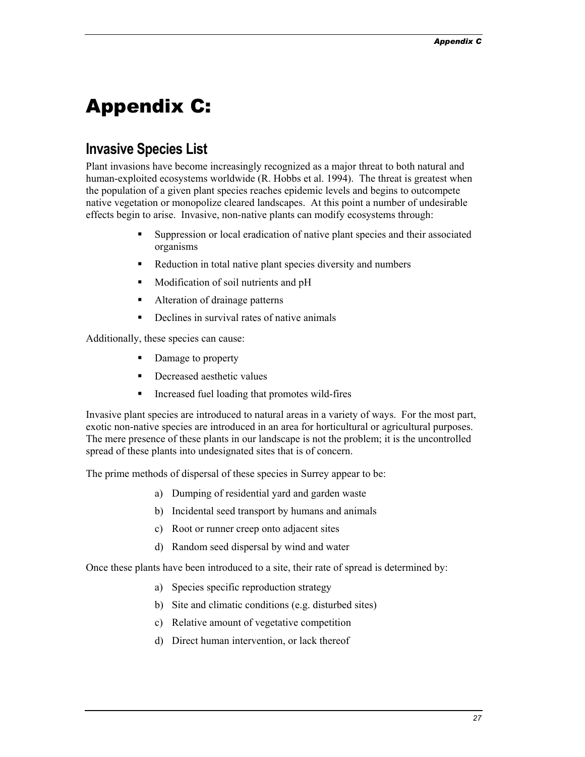# Appendix C:

## Invasive Species List

Plant invasions have become increasingly recognized as a major threat to both natural and human-exploited ecosystems worldwide (R. Hobbs et al. 1994). The threat is greatest when the population of a given plant species reaches epidemic levels and begins to outcompete native vegetation or monopolize cleared landscapes. At this point a number of undesirable effects begin to arise. Invasive, non-native plants can modify ecosystems through:

- Suppression or local eradication of native plant species and their associated organisms
- Reduction in total native plant species diversity and numbers
- Modification of soil nutrients and pH
- Alteration of drainage patterns
- Declines in survival rates of native animals

Additionally, these species can cause:

- Damage to property
- Decreased aesthetic values
- Increased fuel loading that promotes wild-fires

Invasive plant species are introduced to natural areas in a variety of ways. For the most part, exotic non-native species are introduced in an area for horticultural or agricultural purposes. The mere presence of these plants in our landscape is not the problem; it is the uncontrolled spread of these plants into undesignated sites that is of concern.

The prime methods of dispersal of these species in Surrey appear to be:

a) Dumping of residential yard and garden waste
b) Incidental seed transport by humans and animals
c) Root or runner creep onto adjacent sites
d) Random seed dispersal by wind and water

Once these plants have been introduced to a site, their rate of spread is determined by:

a) Species specific reproduction strategy
b) Site and climatic conditions (e.g. disturbed sites)
c) Relative amount of vegetative competition
d) Direct human intervention, or lack thereof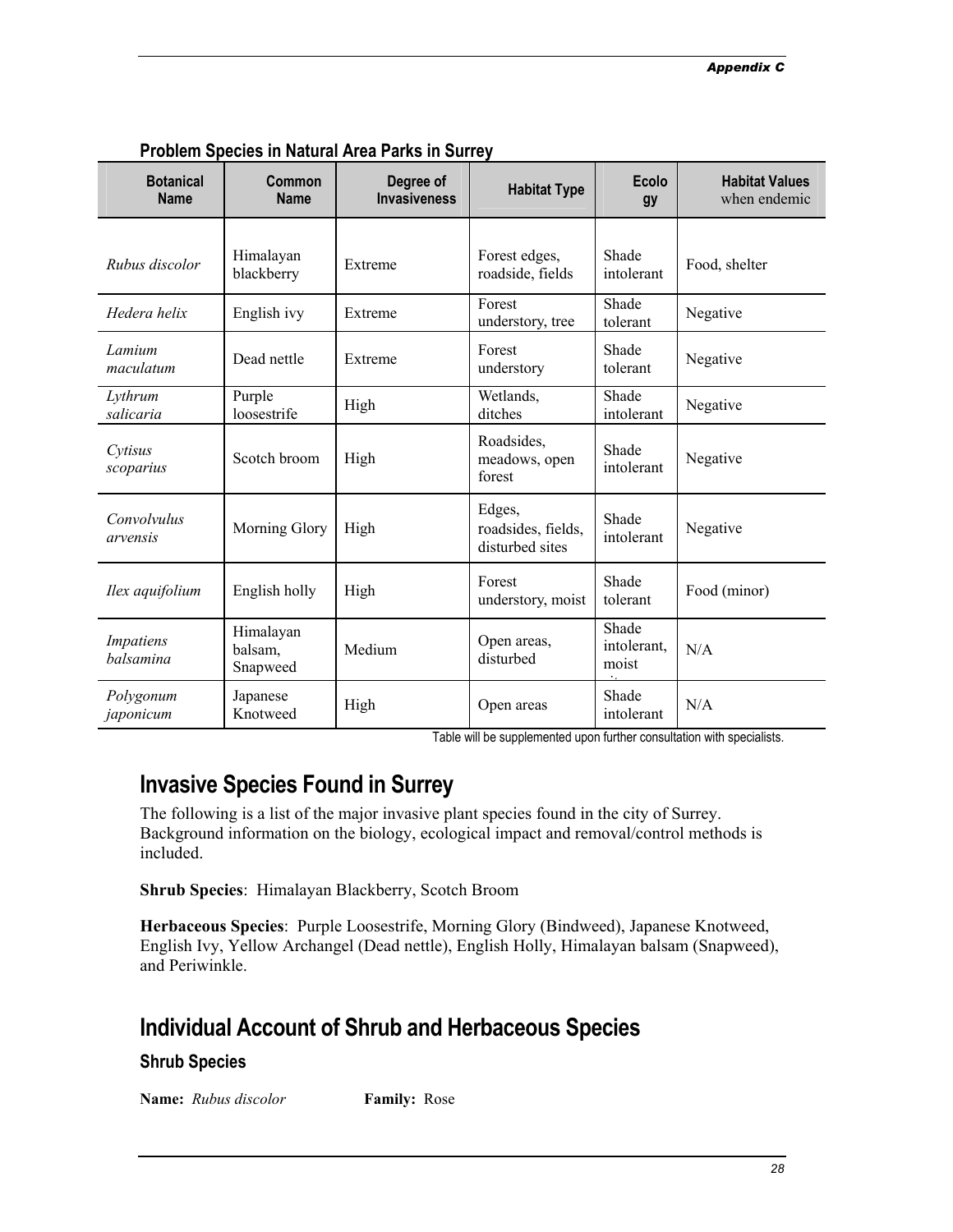**Problem Species in Natural Area Parks in Surrey**

| Botanical Name | Common Name | Degree of Invasiveness | Habitat Type | Ecolo gy | Habitat Values when endemic |
|---|---|---|---|---|---|
| *Rubus discolor* | Himalayan blackberry | Extreme | Forest edges, roadside, fields | Shade intolerant | Food, shelter |
| *Hedera helix* | English ivy | Extreme | Forest understory, tree | Shade tolerant | Negative |
| *Lamium maculatum* | Dead nettle | Extreme | Forest understory | Shade tolerant | Negative |
| *Lythrum salicaria* | Purple loosestrife | High | Wetlands, ditches | Shade intolerant | Negative |
| *Cytisus scoparius* | Scotch broom | High | Roadsides, meadows, open forest | Shade intolerant | Negative |
| *Convolvulus arvensis* | Morning Glory | High | Edges, roadsides, fields, disturbed sites | Shade intolerant | Negative |
| *Ilex aquifolium* | English holly | High | Forest understory, moist | Shade tolerant | Food (minor) |
| *Impatiens balsamina* | Himalayan balsam, Snapweed | Medium | Open areas, disturbed | Shade intolerant, moist | N/A |
| *Polygonum japonicum* | Japanese Knotweed | High | Open areas | Shade intolerant | N/A |

Table will be supplemented upon further consultation with specialists.

## Invasive Species Found in Surrey

The following is a list of the major invasive plant species found in the city of Surrey. Background information on the biology, ecological impact and removal/control methods is included.

**Shrub Species**: Himalayan Blackberry, Scotch Broom

**Herbaceous Species**: Purple Loosestrife, Morning Glory (Bindweed), Japanese Knotweed, English Ivy, Yellow Archangel (Dead nettle), English Holly, Himalayan balsam (Snapweed), and Periwinkle.

## Individual Account of Shrub and Herbaceous Species

### Shrub Species

**Name:** *Rubus discolor* **Family:** Rose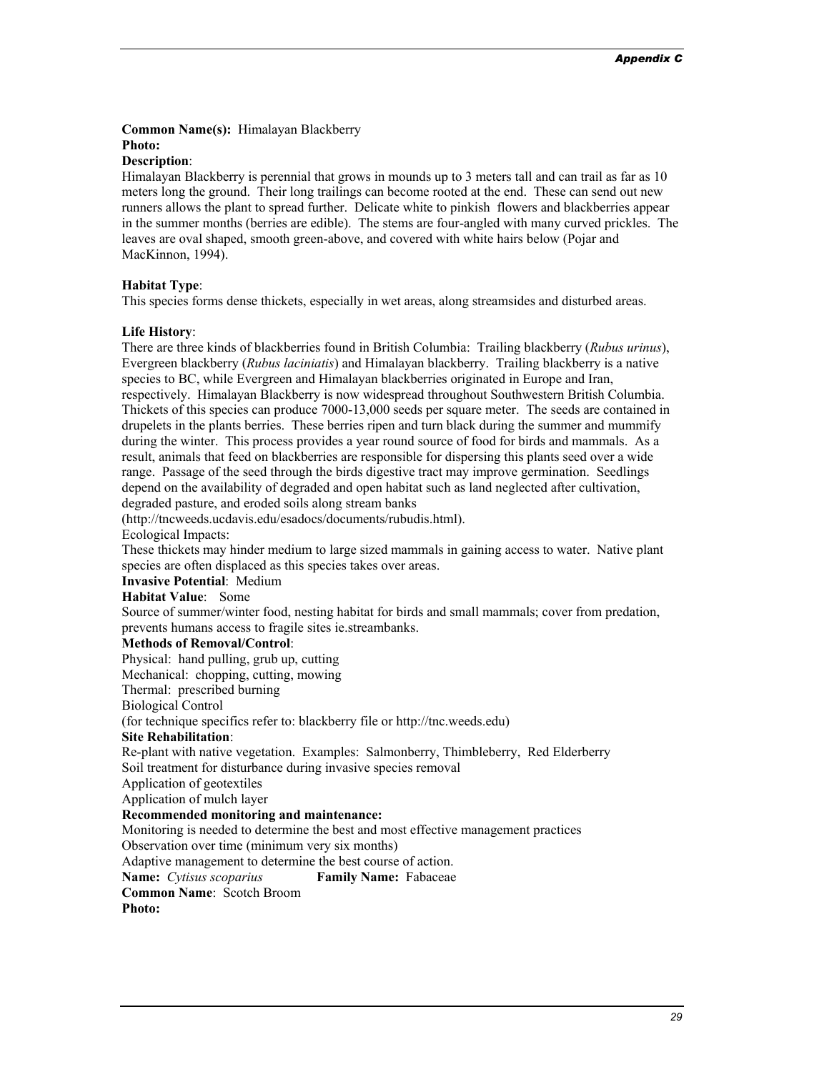**Common Name(s):** Himalayan Blackberry
**Photo:**
**Description**:
Himalayan Blackberry is perennial that grows in mounds up to 3 meters tall and can trail as far as 10 meters long the ground. Their long trailings can become rooted at the end. These can send out new runners allows the plant to spread further. Delicate white to pinkish flowers and blackberries appear in the summer months (berries are edible). The stems are four-angled with many curved prickles. The leaves are oval shaped, smooth green-above, and covered with white hairs below (Pojar and MacKinnon, 1994).

**Habitat Type**:
This species forms dense thickets, especially in wet areas, along streamsides and disturbed areas.

**Life History**:
There are three kinds of blackberries found in British Columbia: Trailing blackberry (*Rubus urinus*), Evergreen blackberry (*Rubus laciniatis*) and Himalayan blackberry. Trailing blackberry is a native species to BC, while Evergreen and Himalayan blackberries originated in Europe and Iran, respectively. Himalayan Blackberry is now widespread throughout Southwestern British Columbia. Thickets of this species can produce 7000-13,000 seeds per square meter. The seeds are contained in drupelets in the plants berries. These berries ripen and turn black during the summer and mummify during the winter. This process provides a year round source of food for birds and mammals. As a result, animals that feed on blackberries are responsible for dispersing this plants seed over a wide range. Passage of the seed through the birds digestive tract may improve germination. Seedlings depend on the availability of degraded and open habitat such as land neglected after cultivation, degraded pasture, and eroded soils along stream banks
(http://tncweeds.ucdavis.edu/esadocs/documents/rubudis.html).
Ecological Impacts:
These thickets may hinder medium to large sized mammals in gaining access to water. Native plant species are often displaced as this species takes over areas.
**Invasive Potential**: Medium
**Habitat Value**: Some
Source of summer/winter food, nesting habitat for birds and small mammals; cover from predation, prevents humans access to fragile sites ie.streambanks.
**Methods of Removal/Control**:
Physical: hand pulling, grub up, cutting
Mechanical: chopping, cutting, mowing
Thermal: prescribed burning
Biological Control
(for technique specifics refer to: blackberry file or http://tnc.weeds.edu)
**Site Rehabilitation**:
Re-plant with native vegetation. Examples: Salmonberry, Thimbleberry, Red Elderberry
Soil treatment for disturbance during invasive species removal
Application of geotextiles
Application of mulch layer
**Recommended monitoring and maintenance:**
Monitoring is needed to determine the best and most effective management practices
Observation over time (minimum very six months)
Adaptive management to determine the best course of action.
**Name:** *Cytisus scoparius* **Family Name:** Fabaceae
**Common Name**: Scotch Broom
**Photo:**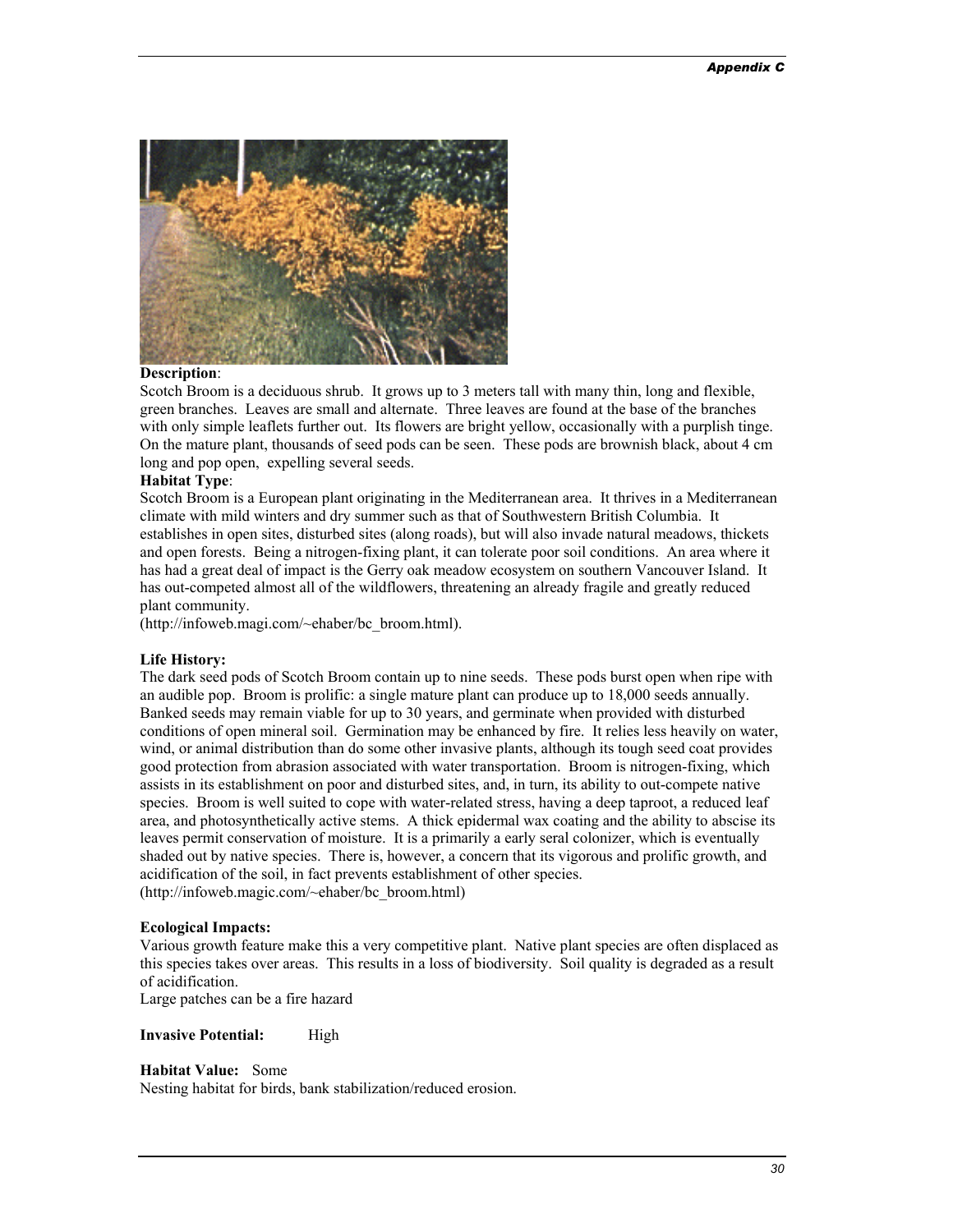**Description**:
Scotch Broom is a deciduous shrub. It grows up to 3 meters tall with many thin, long and flexible, green branches. Leaves are small and alternate. Three leaves are found at the base of the branches with only simple leaflets further out. Its flowers are bright yellow, occasionally with a purplish tinge. On the mature plant, thousands of seed pods can be seen. These pods are brownish black, about 4 cm long and pop open, expelling several seeds.

**Habitat Type**:
Scotch Broom is a European plant originating in the Mediterranean area. It thrives in a Mediterranean climate with mild winters and dry summer such as that of Southwestern British Columbia. It establishes in open sites, disturbed sites (along roads), but will also invade natural meadows, thickets and open forests. Being a nitrogen-fixing plant, it can tolerate poor soil conditions. An area where it has had a great deal of impact is the Gerry oak meadow ecosystem on southern Vancouver Island. It has out-competed almost all of the wildflowers, threatening an already fragile and greatly reduced plant community.
(http://infoweb.magi.com/~ehaber/bc_broom.html).

**Life History:**
The dark seed pods of Scotch Broom contain up to nine seeds. These pods burst open when ripe with an audible pop. Broom is prolific: a single mature plant can produce up to 18,000 seeds annually. Banked seeds may remain viable for up to 30 years, and germinate when provided with disturbed conditions of open mineral soil. Germination may be enhanced by fire. It relies less heavily on water, wind, or animal distribution than do some other invasive plants, although its tough seed coat provides good protection from abrasion associated with water transportation. Broom is nitrogen-fixing, which assists in its establishment on poor and disturbed sites, and, in turn, its ability to out-compete native species. Broom is well suited to cope with water-related stress, having a deep taproot, a reduced leaf area, and photosynthetically active stems. A thick epidermal wax coating and the ability to abscise its leaves permit conservation of moisture. It is a primarily a early seral colonizer, which is eventually shaded out by native species. There is, however, a concern that its vigorous and prolific growth, and acidification of the soil, in fact prevents establishment of other species.
(http://infoweb.magic.com/~ehaber/bc_broom.html)

**Ecological Impacts:**
Various growth feature make this a very competitive plant. Native plant species are often displaced as this species takes over areas. This results in a loss of biodiversity. Soil quality is degraded as a result of acidification.
Large patches can be a fire hazard

**Invasive Potential:** High

**Habitat Value:** Some
Nesting habitat for birds, bank stabilization/reduced erosion.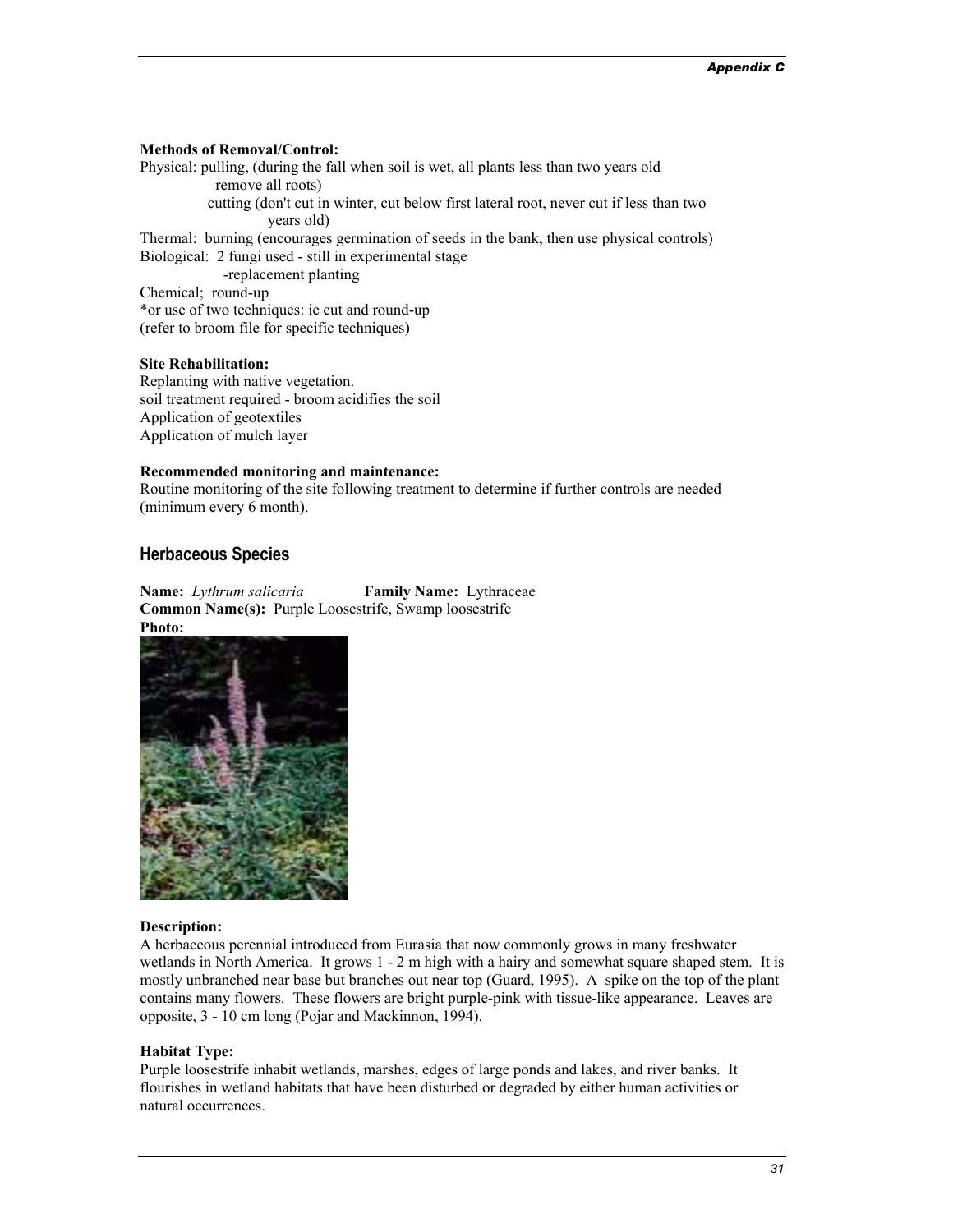**Methods of Removal/Control:**

Physical: pulling, (during the fall when soil is wet, all plants less than two years old remove all roots)
cutting (don't cut in winter, cut below first lateral root, never cut if less than two years old)

Thermal: burning (encourages germination of seeds in the bank, then use physical controls)

Biological: 2 fungi used - still in experimental stage
-replacement planting

Chemical; round-up

*or use of two techniques: ie cut and round-up
(refer to broom file for specific techniques)

**Site Rehabilitation:**

Replanting with native vegetation.
soil treatment required - broom acidifies the soil
Application of geotextiles
Application of mulch layer

**Recommended monitoring and maintenance:**

Routine monitoring of the site following treatment to determine if further controls are needed (minimum every 6 month).

## Herbaceous Species

**Name:** *Lythrum salicaria* **Family Name:** Lythraceae
**Common Name(s):** Purple Loosestrife, Swamp loosestrife
**Photo:**

**Description:**

A herbaceous perennial introduced from Eurasia that now commonly grows in many freshwater wetlands in North America. It grows 1 - 2 m high with a hairy and somewhat square shaped stem. It is mostly unbranched near base but branches out near top (Guard, 1995). A spike on the top of the plant contains many flowers. These flowers are bright purple-pink with tissue-like appearance. Leaves are opposite, 3 - 10 cm long (Pojar and Mackinnon, 1994).

**Habitat Type:**

Purple loosestrife inhabit wetlands, marshes, edges of large ponds and lakes, and river banks. It flourishes in wetland habitats that have been disturbed or degraded by either human activities or natural occurrences.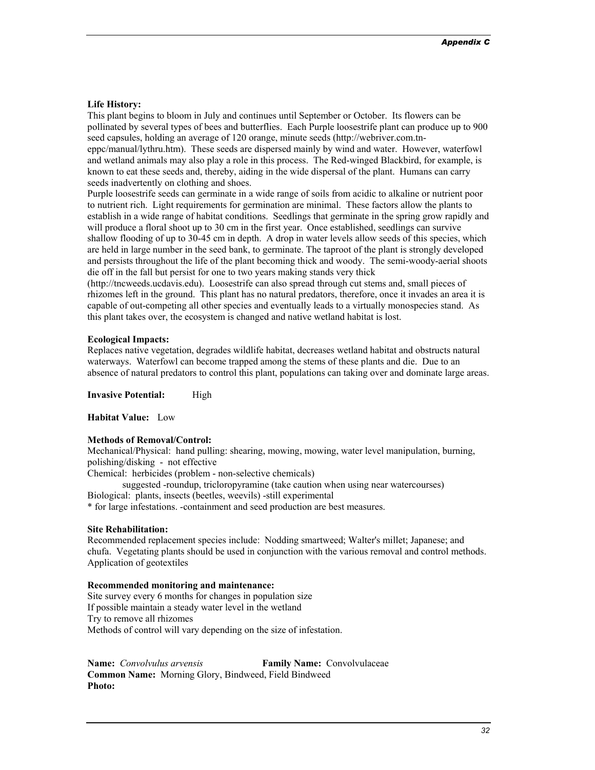**Life History:**

This plant begins to bloom in July and continues until September or October. Its flowers can be pollinated by several types of bees and butterflies. Each Purple loosestrife plant can produce up to 900 seed capsules, holding an average of 120 orange, minute seeds (http://webriver.com.tn-eppc/manual/lythru.htm). These seeds are dispersed mainly by wind and water. However, waterfowl and wetland animals may also play a role in this process. The Red-winged Blackbird, for example, is known to eat these seeds and, thereby, aiding in the wide dispersal of the plant. Humans can carry seeds inadvertently on clothing and shoes.

Purple loosestrife seeds can germinate in a wide range of soils from acidic to alkaline or nutrient poor to nutrient rich. Light requirements for germination are minimal. These factors allow the plants to establish in a wide range of habitat conditions. Seedlings that germinate in the spring grow rapidly and will produce a floral shoot up to 30 cm in the first year. Once established, seedlings can survive shallow flooding of up to 30-45 cm in depth. A drop in water levels allow seeds of this species, which are held in large number in the seed bank, to germinate. The taproot of the plant is strongly developed and persists throughout the life of the plant becoming thick and woody. The semi-woody-aerial shoots die off in the fall but persist for one to two years making stands very thick (http://tncweeds.ucdavis.edu). Loosestrife can also spread through cut stems and, small pieces of rhizomes left in the ground. This plant has no natural predators, therefore, once it invades an area it is capable of out-competing all other species and eventually leads to a virtually monospecies stand. As this plant takes over, the ecosystem is changed and native wetland habitat is lost.

**Ecological Impacts:**

Replaces native vegetation, degrades wildlife habitat, decreases wetland habitat and obstructs natural waterways. Waterfowl can become trapped among the stems of these plants and die. Due to an absence of natural predators to control this plant, populations can taking over and dominate large areas.

**Invasive Potential:** High

**Habitat Value:** Low

**Methods of Removal/Control:**

Mechanical/Physical: hand pulling: shearing, mowing, mowing, water level manipulation, burning, polishing/disking - not effective

Chemical: herbicides (problem - non-selective chemicals)

suggested -roundup, tricloropyramine (take caution when using near watercourses)

Biological: plants, insects (beetles, weevils) -still experimental

* for large infestations. -containment and seed production are best measures.

**Site Rehabilitation:**

Recommended replacement species include: Nodding smartweed; Walter's millet; Japanese; and chufa. Vegetating plants should be used in conjunction with the various removal and control methods. Application of geotextiles

**Recommended monitoring and maintenance:**

Site survey every 6 months for changes in population size

If possible maintain a steady water level in the wetland

Try to remove all rhizomes

Methods of control will vary depending on the size of infestation.

**Name:** *Convolvulus arvensis* **Family Name:** Convolvulaceae

**Common Name:** Morning Glory, Bindweed, Field Bindweed

**Photo:**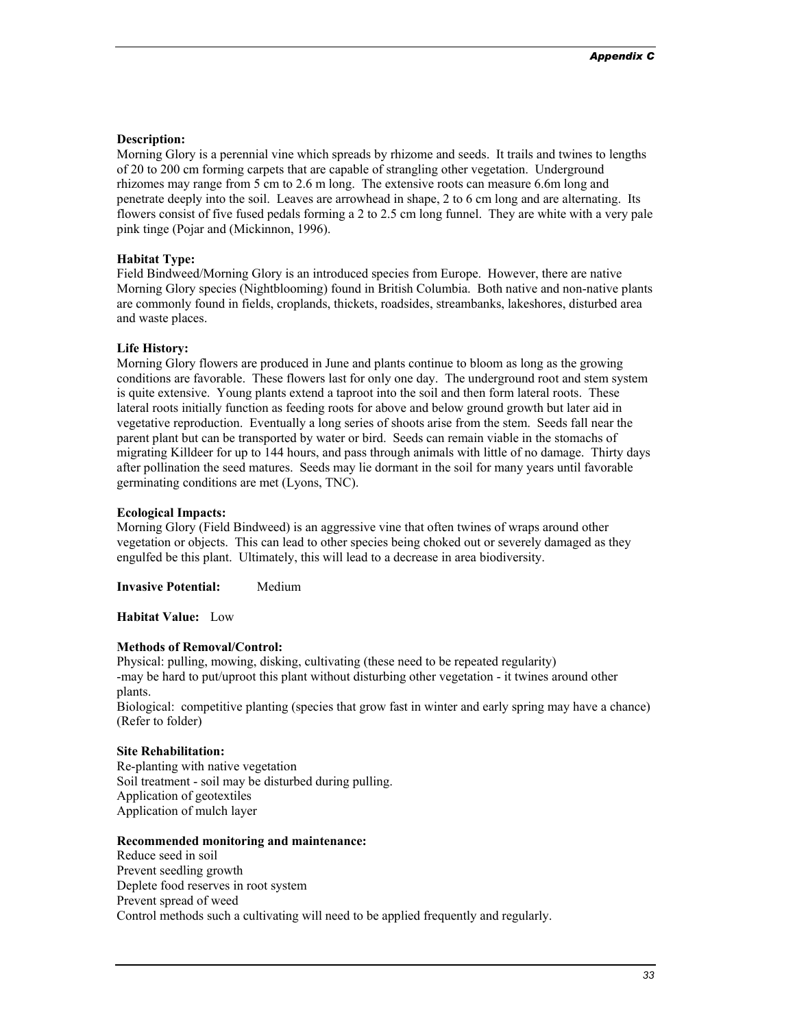**Description:**
Morning Glory is a perennial vine which spreads by rhizome and seeds. It trails and twines to lengths of 20 to 200 cm forming carpets that are capable of strangling other vegetation. Underground rhizomes may range from 5 cm to 2.6 m long. The extensive roots can measure 6.6m long and penetrate deeply into the soil. Leaves are arrowhead in shape, 2 to 6 cm long and are alternating. Its flowers consist of five fused pedals forming a 2 to 2.5 cm long funnel. They are white with a very pale pink tinge (Pojar and (Mickinnon, 1996).

**Habitat Type:**
Field Bindweed/Morning Glory is an introduced species from Europe. However, there are native Morning Glory species (Nightblooming) found in British Columbia. Both native and non-native plants are commonly found in fields, croplands, thickets, roadsides, streambanks, lakeshores, disturbed area and waste places.

**Life History:**
Morning Glory flowers are produced in June and plants continue to bloom as long as the growing conditions are favorable. These flowers last for only one day. The underground root and stem system is quite extensive. Young plants extend a taproot into the soil and then form lateral roots. These lateral roots initially function as feeding roots for above and below ground growth but later aid in vegetative reproduction. Eventually a long series of shoots arise from the stem. Seeds fall near the parent plant but can be transported by water or bird. Seeds can remain viable in the stomachs of migrating Killdeer for up to 144 hours, and pass through animals with little of no damage. Thirty days after pollination the seed matures. Seeds may lie dormant in the soil for many years until favorable germinating conditions are met (Lyons, TNC).

**Ecological Impacts:**
Morning Glory (Field Bindweed) is an aggressive vine that often twines of wraps around other vegetation or objects. This can lead to other species being choked out or severely damaged as they engulfed be this plant. Ultimately, this will lead to a decrease in area biodiversity.

**Invasive Potential:** Medium

**Habitat Value:** Low

**Methods of Removal/Control:**
Physical: pulling, mowing, disking, cultivating (these need to be repeated regularity)
-may be hard to put/uproot this plant without disturbing other vegetation - it twines around other plants.
Biological: competitive planting (species that grow fast in winter and early spring may have a chance) (Refer to folder)

**Site Rehabilitation:**
Re-planting with native vegetation
Soil treatment - soil may be disturbed during pulling.
Application of geotextiles
Application of mulch layer

**Recommended monitoring and maintenance:**
Reduce seed in soil
Prevent seedling growth
Deplete food reserves in root system
Prevent spread of weed
Control methods such a cultivating will need to be applied frequently and regularly.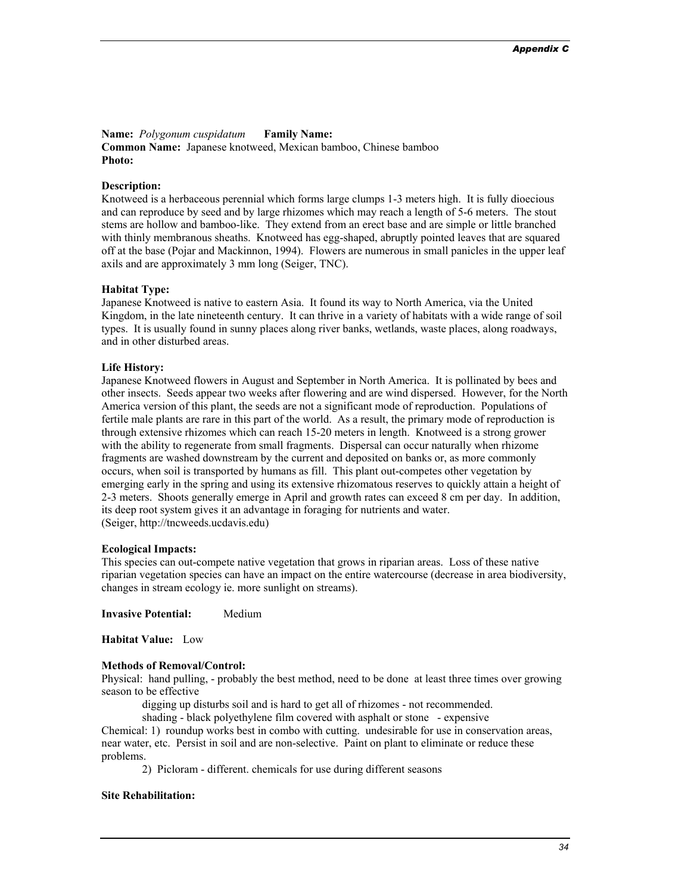**Name:** *Polygonum cuspidatum* **Family Name:**
**Common Name:** Japanese knotweed, Mexican bamboo, Chinese bamboo
**Photo:**

**Description:**
Knotweed is a herbaceous perennial which forms large clumps 1-3 meters high. It is fully dioecious and can reproduce by seed and by large rhizomes which may reach a length of 5-6 meters. The stout stems are hollow and bamboo-like. They extend from an erect base and are simple or little branched with thinly membranous sheaths. Knotweed has egg-shaped, abruptly pointed leaves that are squared off at the base (Pojar and Mackinnon, 1994). Flowers are numerous in small panicles in the upper leaf axils and are approximately 3 mm long (Seiger, TNC).

**Habitat Type:**
Japanese Knotweed is native to eastern Asia. It found its way to North America, via the United Kingdom, in the late nineteenth century. It can thrive in a variety of habitats with a wide range of soil types. It is usually found in sunny places along river banks, wetlands, waste places, along roadways, and in other disturbed areas.

**Life History:**
Japanese Knotweed flowers in August and September in North America. It is pollinated by bees and other insects. Seeds appear two weeks after flowering and are wind dispersed. However, for the North America version of this plant, the seeds are not a significant mode of reproduction. Populations of fertile male plants are rare in this part of the world. As a result, the primary mode of reproduction is through extensive rhizomes which can reach 15-20 meters in length. Knotweed is a strong grower with the ability to regenerate from small fragments. Dispersal can occur naturally when rhizome fragments are washed downstream by the current and deposited on banks or, as more commonly occurs, when soil is transported by humans as fill. This plant out-competes other vegetation by emerging early in the spring and using its extensive rhizomatous reserves to quickly attain a height of 2-3 meters. Shoots generally emerge in April and growth rates can exceed 8 cm per day. In addition, its deep root system gives it an advantage in foraging for nutrients and water.
(Seiger, http://tncweeds.ucdavis.edu)

**Ecological Impacts:**
This species can out-compete native vegetation that grows in riparian areas. Loss of these native riparian vegetation species can have an impact on the entire watercourse (decrease in area biodiversity, changes in stream ecology ie. more sunlight on streams).

**Invasive Potential:** Medium

**Habitat Value:** Low

**Methods of Removal/Control:**
Physical: hand pulling, - probably the best method, need to be done at least three times over growing season to be effective

digging up disturbs soil and is hard to get all of rhizomes - not recommended.

shading - black polyethylene film covered with asphalt or stone - expensive

Chemical: 1) roundup works best in combo with cutting. undesirable for use in conservation areas, near water, etc. Persist in soil and are non-selective. Paint on plant to eliminate or reduce these problems.

2) Picloram - different. chemicals for use during different seasons

**Site Rehabilitation:**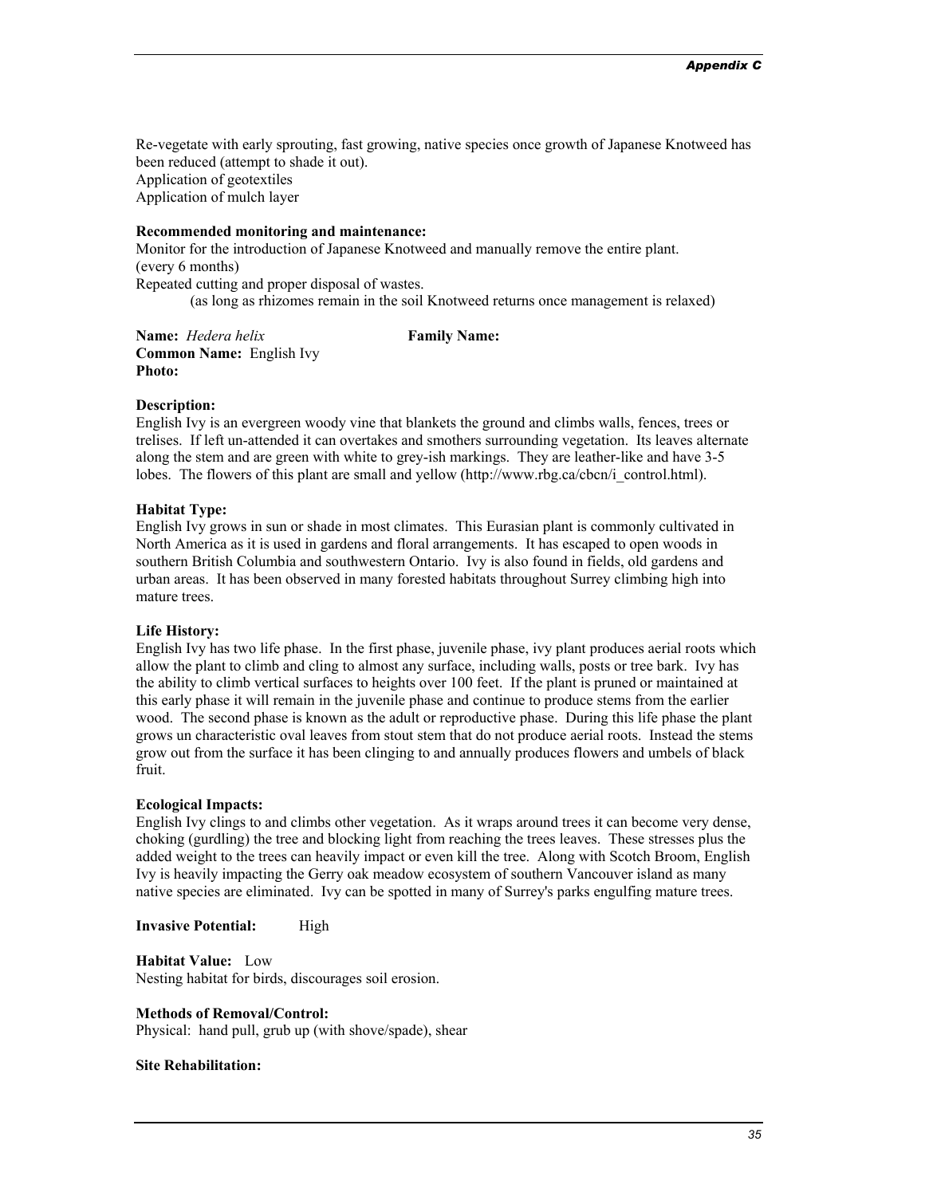Re-vegetate with early sprouting, fast growing, native species once growth of Japanese Knotweed has been reduced (attempt to shade it out).
Application of geotextiles
Application of mulch layer

**Recommended monitoring and maintenance:**
Monitor for the introduction of Japanese Knotweed and manually remove the entire plant.
(every 6 months)
Repeated cutting and proper disposal of wastes.
(as long as rhizomes remain in the soil Knotweed returns once management is relaxed)

**Name:** *Hedera helix* **Family Name:**
**Common Name:** English Ivy
**Photo:**

**Description:**
English Ivy is an evergreen woody vine that blankets the ground and climbs walls, fences, trees or trelises. If left un-attended it can overtakes and smothers surrounding vegetation. Its leaves alternate along the stem and are green with white to grey-ish markings. They are leather-like and have 3-5 lobes. The flowers of this plant are small and yellow (http://www.rbg.ca/cbcn/i_control.html).

**Habitat Type:**
English Ivy grows in sun or shade in most climates. This Eurasian plant is commonly cultivated in North America as it is used in gardens and floral arrangements. It has escaped to open woods in southern British Columbia and southwestern Ontario. Ivy is also found in fields, old gardens and urban areas. It has been observed in many forested habitats throughout Surrey climbing high into mature trees.

**Life History:**
English Ivy has two life phase. In the first phase, juvenile phase, ivy plant produces aerial roots which allow the plant to climb and cling to almost any surface, including walls, posts or tree bark. Ivy has the ability to climb vertical surfaces to heights over 100 feet. If the plant is pruned or maintained at this early phase it will remain in the juvenile phase and continue to produce stems from the earlier wood. The second phase is known as the adult or reproductive phase. During this life phase the plant grows un characteristic oval leaves from stout stem that do not produce aerial roots. Instead the stems grow out from the surface it has been clinging to and annually produces flowers and umbels of black fruit.

**Ecological Impacts:**
English Ivy clings to and climbs other vegetation. As it wraps around trees it can become very dense, choking (gurdling) the tree and blocking light from reaching the trees leaves. These stresses plus the added weight to the trees can heavily impact or even kill the tree. Along with Scotch Broom, English Ivy is heavily impacting the Gerry oak meadow ecosystem of southern Vancouver island as many native species are eliminated. Ivy can be spotted in many of Surrey's parks engulfing mature trees.

**Invasive Potential:** High

**Habitat Value:** Low
Nesting habitat for birds, discourages soil erosion.

**Methods of Removal/Control:**
Physical: hand pull, grub up (with shove/spade), shear

**Site Rehabilitation:**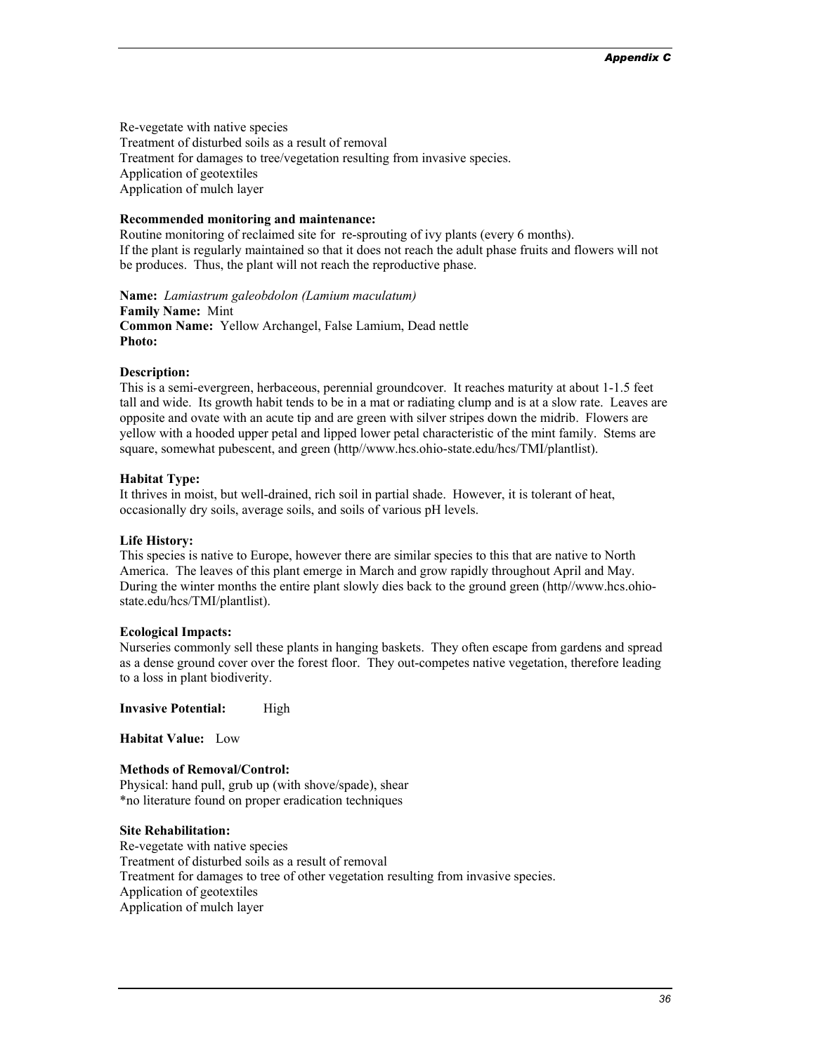Re-vegetate with native species
Treatment of disturbed soils as a result of removal
Treatment for damages to tree/vegetation resulting from invasive species.
Application of geotextiles
Application of mulch layer

**Recommended monitoring and maintenance:**
Routine monitoring of reclaimed site for re-sprouting of ivy plants (every 6 months).
If the plant is regularly maintained so that it does not reach the adult phase fruits and flowers will not be produces. Thus, the plant will not reach the reproductive phase.

**Name:** *Lamiastrum galeobdolon (Lamium maculatum)*
**Family Name:** Mint
**Common Name:** Yellow Archangel, False Lamium, Dead nettle
**Photo:**

**Description:**
This is a semi-evergreen, herbaceous, perennial groundcover. It reaches maturity at about 1-1.5 feet tall and wide. Its growth habit tends to be in a mat or radiating clump and is at a slow rate. Leaves are opposite and ovate with an acute tip and are green with silver stripes down the midrib. Flowers are yellow with a hooded upper petal and lipped lower petal characteristic of the mint family. Stems are square, somewhat pubescent, and green (http//www.hcs.ohio-state.edu/hcs/TMI/plantlist).

**Habitat Type:**
It thrives in moist, but well-drained, rich soil in partial shade. However, it is tolerant of heat, occasionally dry soils, average soils, and soils of various pH levels.

**Life History:**
This species is native to Europe, however there are similar species to this that are native to North America. The leaves of this plant emerge in March and grow rapidly throughout April and May. During the winter months the entire plant slowly dies back to the ground green (http//www.hcs.ohio-state.edu/hcs/TMI/plantlist).

**Ecological Impacts:**
Nurseries commonly sell these plants in hanging baskets. They often escape from gardens and spread as a dense ground cover over the forest floor. They out-competes native vegetation, therefore leading to a loss in plant biodiverity.

**Invasive Potential:** High

**Habitat Value:** Low

**Methods of Removal/Control:**
Physical: hand pull, grub up (with shove/spade), shear
*no literature found on proper eradication techniques

**Site Rehabilitation:**
Re-vegetate with native species
Treatment of disturbed soils as a result of removal
Treatment for damages to tree of other vegetation resulting from invasive species.
Application of geotextiles
Application of mulch layer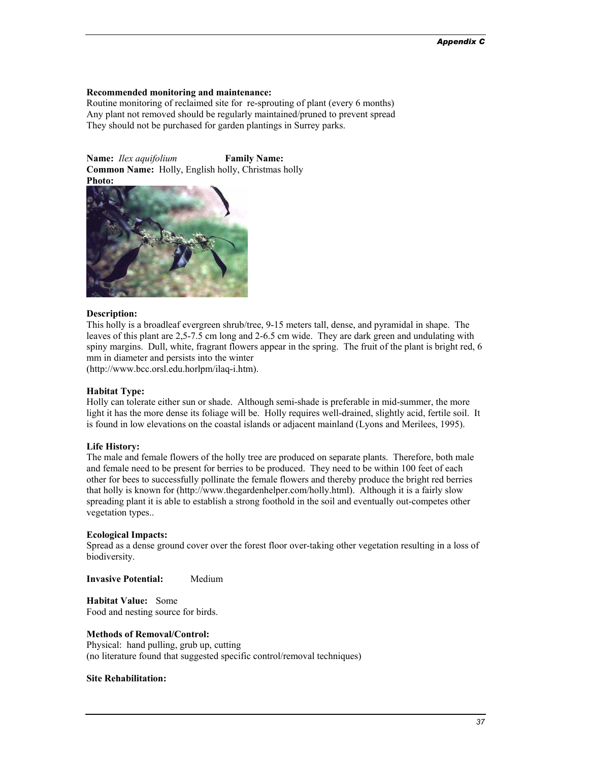**Recommended monitoring and maintenance:**
Routine monitoring of reclaimed site for re-sprouting of plant (every 6 months)
Any plant not removed should be regularly maintained/pruned to prevent spread
They should not be purchased for garden plantings in Surrey parks.

**Name:** *Ilex aquifolium* **Family Name:**
**Common Name:** Holly, English holly, Christmas holly
**Photo:**

**Description:**
This holly is a broadleaf evergreen shrub/tree, 9-15 meters tall, dense, and pyramidal in shape. The leaves of this plant are 2,5-7.5 cm long and 2-6.5 cm wide. They are dark green and undulating with spiny margins. Dull, white, fragrant flowers appear in the spring. The fruit of the plant is bright red, 6 mm in diameter and persists into the winter (http://www.bcc.orsl.edu.horlpm/ilaq-i.htm).

**Habitat Type:**
Holly can tolerate either sun or shade. Although semi-shade is preferable in mid-summer, the more light it has the more dense its foliage will be. Holly requires well-drained, slightly acid, fertile soil. It is found in low elevations on the coastal islands or adjacent mainland (Lyons and Merilees, 1995).

**Life History:**
The male and female flowers of the holly tree are produced on separate plants. Therefore, both male and female need to be present for berries to be produced. They need to be within 100 feet of each other for bees to successfully pollinate the female flowers and thereby produce the bright red berries that holly is known for (http://www.thegardenhelper.com/holly.html). Although it is a fairly slow spreading plant it is able to establish a strong foothold in the soil and eventually out-competes other vegetation types..

**Ecological Impacts:**
Spread as a dense ground cover over the forest floor over-taking other vegetation resulting in a loss of biodiversity.

**Invasive Potential:** Medium

**Habitat Value:** Some
Food and nesting source for birds.

**Methods of Removal/Control:**
Physical: hand pulling, grub up, cutting
(no literature found that suggested specific control/removal techniques)

**Site Rehabilitation:**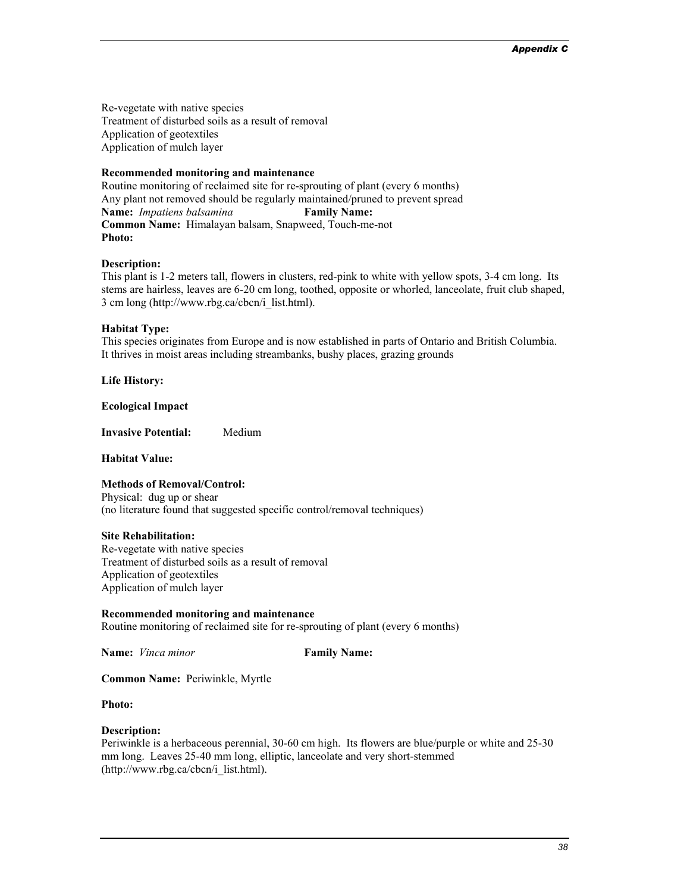Re-vegetate with native species
Treatment of disturbed soils as a result of removal
Application of geotextiles
Application of mulch layer

**Recommended monitoring and maintenance**
Routine monitoring of reclaimed site for re-sprouting of plant (every 6 months)
Any plant not removed should be regularly maintained/pruned to prevent spread

**Name:** *Impatiens balsamina* **Family Name:**
**Common Name:** Himalayan balsam, Snapweed, Touch-me-not
**Photo:**

**Description:**
This plant is 1-2 meters tall, flowers in clusters, red-pink to white with yellow spots, 3-4 cm long. Its stems are hairless, leaves are 6-20 cm long, toothed, opposite or whorled, lanceolate, fruit club shaped, 3 cm long (http://www.rbg.ca/cbcn/i_list.html).

**Habitat Type:**
This species originates from Europe and is now established in parts of Ontario and British Columbia. It thrives in moist areas including streambanks, bushy places, grazing grounds

**Life History:**

**Ecological Impact**

**Invasive Potential:** Medium

**Habitat Value:**

**Methods of Removal/Control:**
Physical: dug up or shear
(no literature found that suggested specific control/removal techniques)

**Site Rehabilitation:**
Re-vegetate with native species
Treatment of disturbed soils as a result of removal
Application of geotextiles
Application of mulch layer

**Recommended monitoring and maintenance**
Routine monitoring of reclaimed site for re-sprouting of plant (every 6 months)

**Name:** *Vinca minor* **Family Name:**

**Common Name:** Periwinkle, Myrtle

**Photo:**

**Description:**
Periwinkle is a herbaceous perennial, 30-60 cm high. Its flowers are blue/purple or white and 25-30 mm long. Leaves 25-40 mm long, elliptic, lanceolate and very short-stemmed (http://www.rbg.ca/cbcn/i_list.html).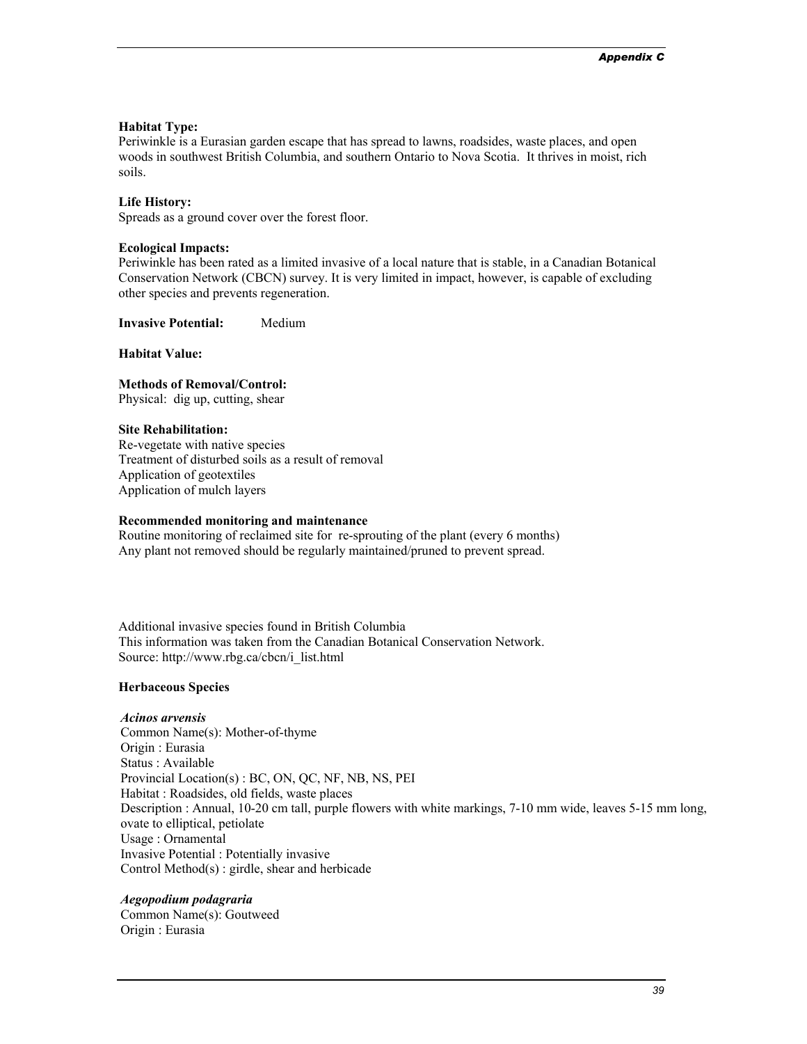**Habitat Type:**
Periwinkle is a Eurasian garden escape that has spread to lawns, roadsides, waste places, and open woods in southwest British Columbia, and southern Ontario to Nova Scotia. It thrives in moist, rich soils.

**Life History:**
Spreads as a ground cover over the forest floor.

**Ecological Impacts:**
Periwinkle has been rated as a limited invasive of a local nature that is stable, in a Canadian Botanical Conservation Network (CBCN) survey. It is very limited in impact, however, is capable of excluding other species and prevents regeneration.

**Invasive Potential:** Medium

**Habitat Value:**

**Methods of Removal/Control:**
Physical: dig up, cutting, shear

**Site Rehabilitation:**
Re-vegetate with native species
Treatment of disturbed soils as a result of removal
Application of geotextiles
Application of mulch layers

**Recommended monitoring and maintenance**
Routine monitoring of reclaimed site for re-sprouting of the plant (every 6 months)
Any plant not removed should be regularly maintained/pruned to prevent spread.

Additional invasive species found in British Columbia
This information was taken from the Canadian Botanical Conservation Network.
Source: http://www.rbg.ca/cbcn/i_list.html

**Herbaceous Species**

***Acinos arvensis***
Common Name(s): Mother-of-thyme
Origin : Eurasia
Status : Available
Provincial Location(s) : BC, ON, QC, NF, NB, NS, PEI
Habitat : Roadsides, old fields, waste places
Description : Annual, 10-20 cm tall, purple flowers with white markings, 7-10 mm wide, leaves 5-15 mm long, ovate to elliptical, petiolate
Usage : Ornamental
Invasive Potential : Potentially invasive
Control Method(s) : girdle, shear and herbicade

***Aegopodium podagraria***
Common Name(s): Goutweed
Origin : Eurasia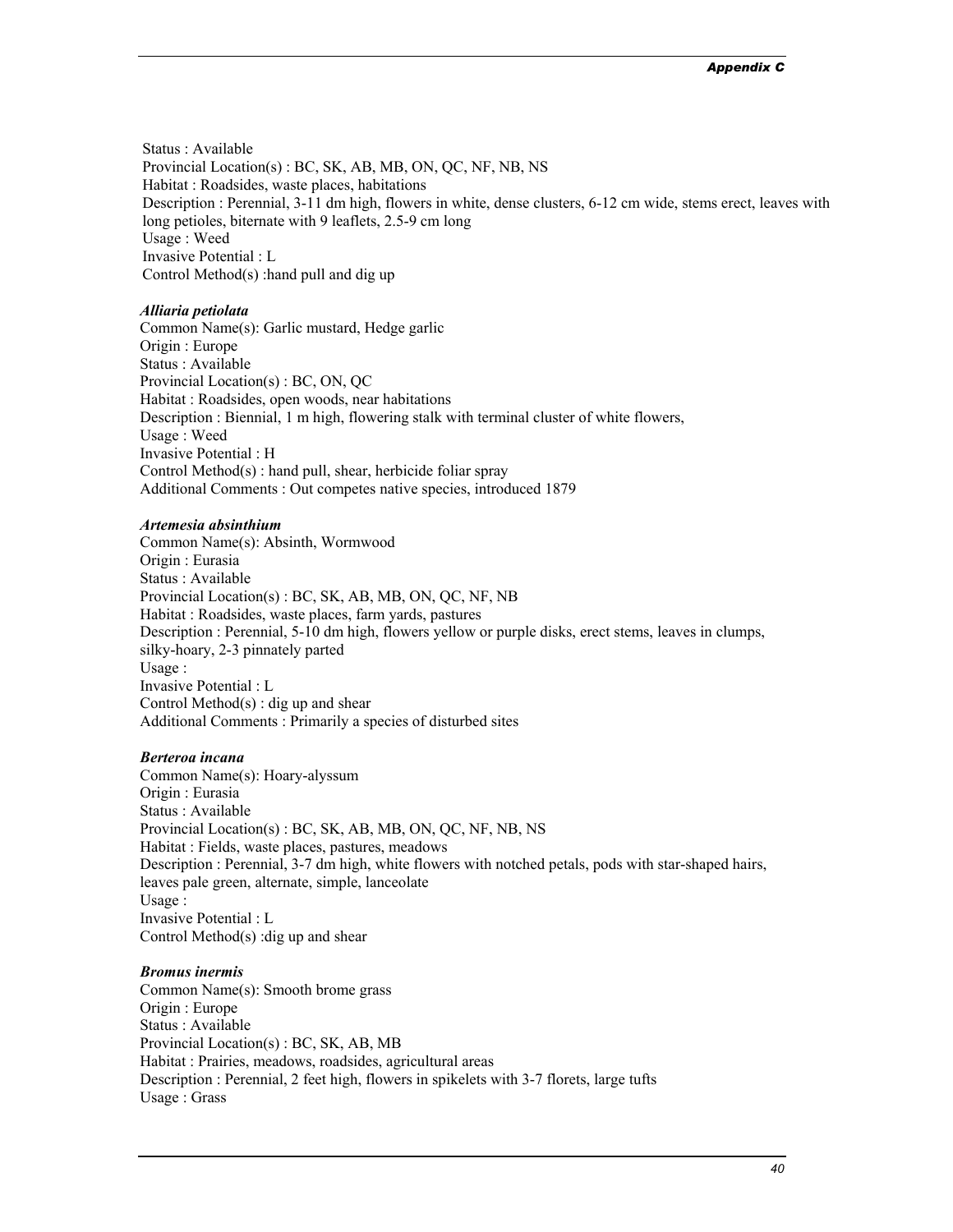Status : Available
Provincial Location(s) : BC, SK, AB, MB, ON, QC, NF, NB, NS
Habitat : Roadsides, waste places, habitations
Description : Perennial, 3-11 dm high, flowers in white, dense clusters, 6-12 cm wide, stems erect, leaves with long petioles, biternate with 9 leaflets, 2.5-9 cm long
Usage : Weed
Invasive Potential : L
Control Method(s) :hand pull and dig up

***Alliaria petiolata***
Common Name(s): Garlic mustard, Hedge garlic
Origin : Europe
Status : Available
Provincial Location(s) : BC, ON, QC
Habitat : Roadsides, open woods, near habitations
Description : Biennial, 1 m high, flowering stalk with terminal cluster of white flowers,
Usage : Weed
Invasive Potential : H
Control Method(s) : hand pull, shear, herbicide foliar spray
Additional Comments : Out competes native species, introduced 1879

***Artemesia absinthium***
Common Name(s): Absinth, Wormwood
Origin : Eurasia
Status : Available
Provincial Location(s) : BC, SK, AB, MB, ON, QC, NF, NB
Habitat : Roadsides, waste places, farm yards, pastures
Description : Perennial, 5-10 dm high, flowers yellow or purple disks, erect stems, leaves in clumps, silky-hoary, 2-3 pinnately parted
Usage :
Invasive Potential : L
Control Method(s) : dig up and shear
Additional Comments : Primarily a species of disturbed sites

***Berteroa incana***
Common Name(s): Hoary-alyssum
Origin : Eurasia
Status : Available
Provincial Location(s) : BC, SK, AB, MB, ON, QC, NF, NB, NS
Habitat : Fields, waste places, pastures, meadows
Description : Perennial, 3-7 dm high, white flowers with notched petals, pods with star-shaped hairs, leaves pale green, alternate, simple, lanceolate
Usage :
Invasive Potential : L
Control Method(s) :dig up and shear

***Bromus inermis***
Common Name(s): Smooth brome grass
Origin : Europe
Status : Available
Provincial Location(s) : BC, SK, AB, MB
Habitat : Prairies, meadows, roadsides, agricultural areas
Description : Perennial, 2 feet high, flowers in spikelets with 3-7 florets, large tufts
Usage : Grass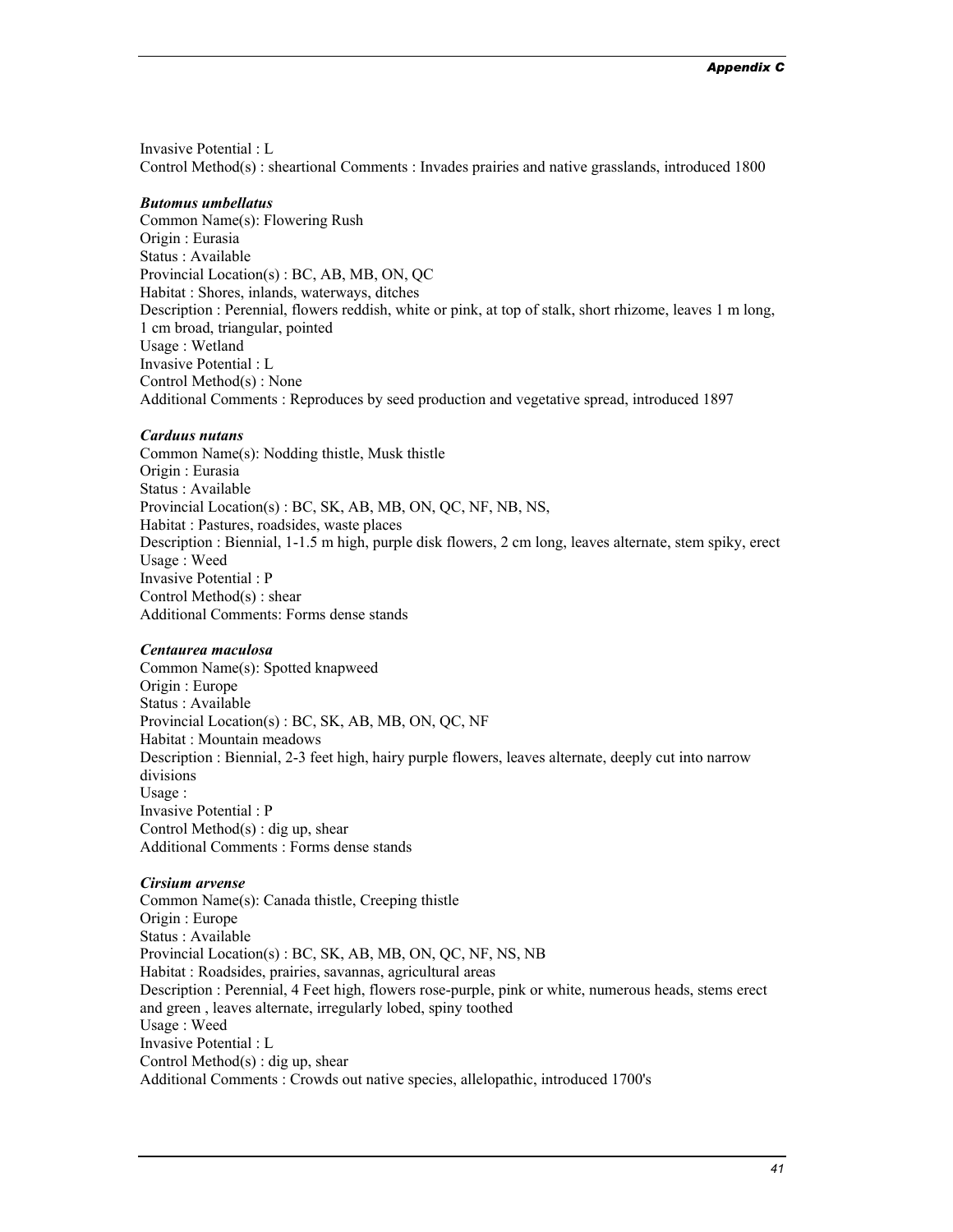Invasive Potential : L
Control Method(s) : sheartional Comments : Invades prairies and native grasslands, introduced 1800

***Butomus umbellatus***
Common Name(s): Flowering Rush
Origin : Eurasia
Status : Available
Provincial Location(s) : BC, AB, MB, ON, QC
Habitat : Shores, inlands, waterways, ditches
Description : Perennial, flowers reddish, white or pink, at top of stalk, short rhizome, leaves 1 m long, 1 cm broad, triangular, pointed
Usage : Wetland
Invasive Potential : L
Control Method(s) : None
Additional Comments : Reproduces by seed production and vegetative spread, introduced 1897

***Carduus nutans***
Common Name(s): Nodding thistle, Musk thistle
Origin : Eurasia
Status : Available
Provincial Location(s) : BC, SK, AB, MB, ON, QC, NF, NB, NS,
Habitat : Pastures, roadsides, waste places
Description : Biennial, 1-1.5 m high, purple disk flowers, 2 cm long, leaves alternate, stem spiky, erect
Usage : Weed
Invasive Potential : P
Control Method(s) : shear
Additional Comments: Forms dense stands

***Centaurea maculosa***
Common Name(s): Spotted knapweed
Origin : Europe
Status : Available
Provincial Location(s) : BC, SK, AB, MB, ON, QC, NF
Habitat : Mountain meadows
Description : Biennial, 2-3 feet high, hairy purple flowers, leaves alternate, deeply cut into narrow divisions
Usage :
Invasive Potential : P
Control Method(s) : dig up, shear
Additional Comments : Forms dense stands

***Cirsium arvense***
Common Name(s): Canada thistle, Creeping thistle
Origin : Europe
Status : Available
Provincial Location(s) : BC, SK, AB, MB, ON, QC, NF, NS, NB
Habitat : Roadsides, prairies, savannas, agricultural areas
Description : Perennial, 4 Feet high, flowers rose-purple, pink or white, numerous heads, stems erect and green , leaves alternate, irregularly lobed, spiny toothed
Usage : Weed
Invasive Potential : L
Control Method(s) : dig up, shear
Additional Comments : Crowds out native species, allelopathic, introduced 1700's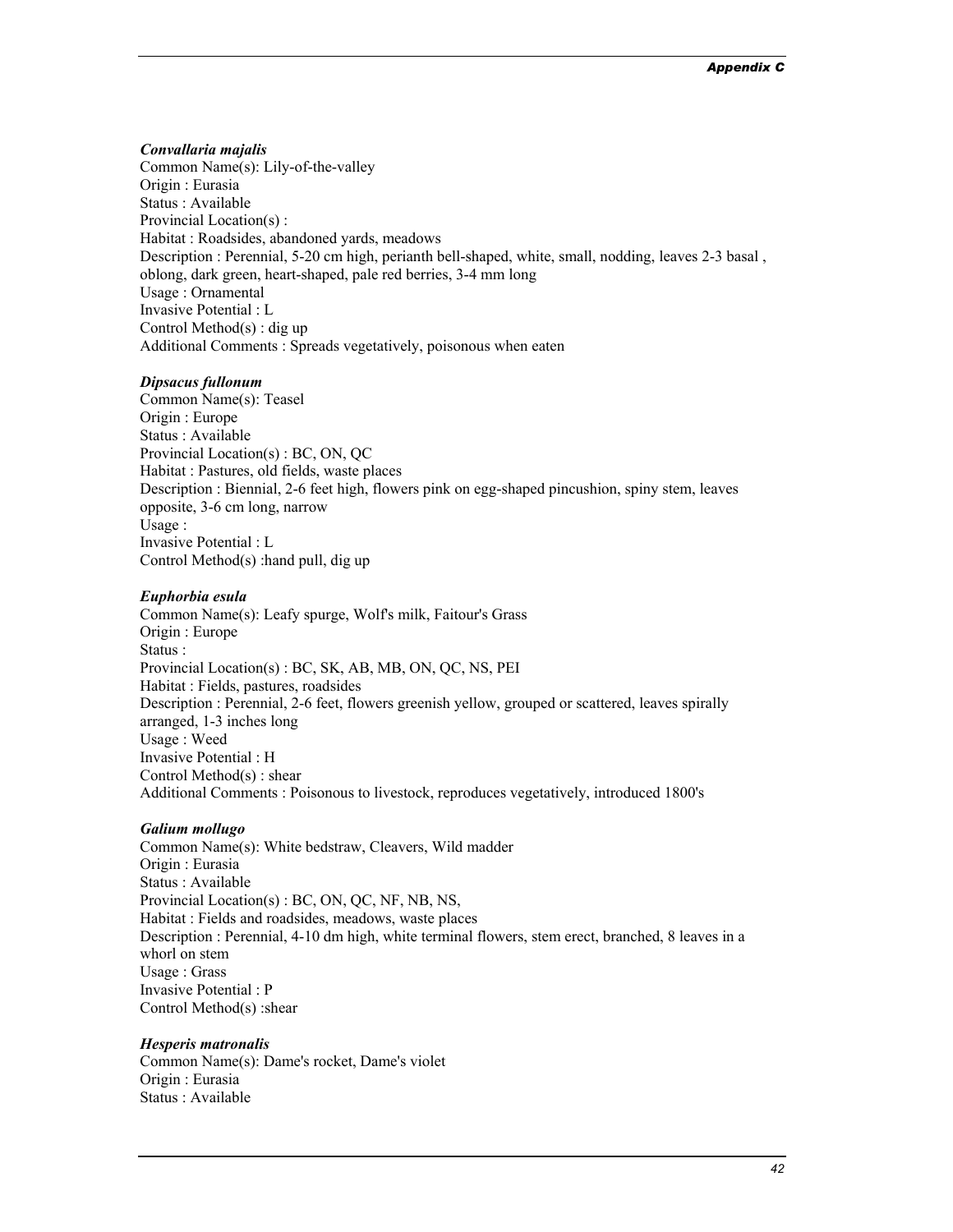***Convallaria majalis***
Common Name(s): Lily-of-the-valley
Origin : Eurasia
Status : Available
Provincial Location(s) :
Habitat : Roadsides, abandoned yards, meadows
Description : Perennial, 5-20 cm high, perianth bell-shaped, white, small, nodding, leaves 2-3 basal , oblong, dark green, heart-shaped, pale red berries, 3-4 mm long
Usage : Ornamental
Invasive Potential : L
Control Method(s) : dig up
Additional Comments : Spreads vegetatively, poisonous when eaten

***Dipsacus fullonum***
Common Name(s): Teasel
Origin : Europe
Status : Available
Provincial Location(s) : BC, ON, QC
Habitat : Pastures, old fields, waste places
Description : Biennial, 2-6 feet high, flowers pink on egg-shaped pincushion, spiny stem, leaves opposite, 3-6 cm long, narrow
Usage :
Invasive Potential : L
Control Method(s) :hand pull, dig up

***Euphorbia esula***
Common Name(s): Leafy spurge, Wolf's milk, Faitour's Grass
Origin : Europe
Status :
Provincial Location(s) : BC, SK, AB, MB, ON, QC, NS, PEI
Habitat : Fields, pastures, roadsides
Description : Perennial, 2-6 feet, flowers greenish yellow, grouped or scattered, leaves spirally arranged, 1-3 inches long
Usage : Weed
Invasive Potential : H
Control Method(s) : shear
Additional Comments : Poisonous to livestock, reproduces vegetatively, introduced 1800's

***Galium mollugo***
Common Name(s): White bedstraw, Cleavers, Wild madder
Origin : Eurasia
Status : Available
Provincial Location(s) : BC, ON, QC, NF, NB, NS,
Habitat : Fields and roadsides, meadows, waste places
Description : Perennial, 4-10 dm high, white terminal flowers, stem erect, branched, 8 leaves in a whorl on stem
Usage : Grass
Invasive Potential : P
Control Method(s) :shear

***Hesperis matronalis***
Common Name(s): Dame's rocket, Dame's violet
Origin : Eurasia
Status : Available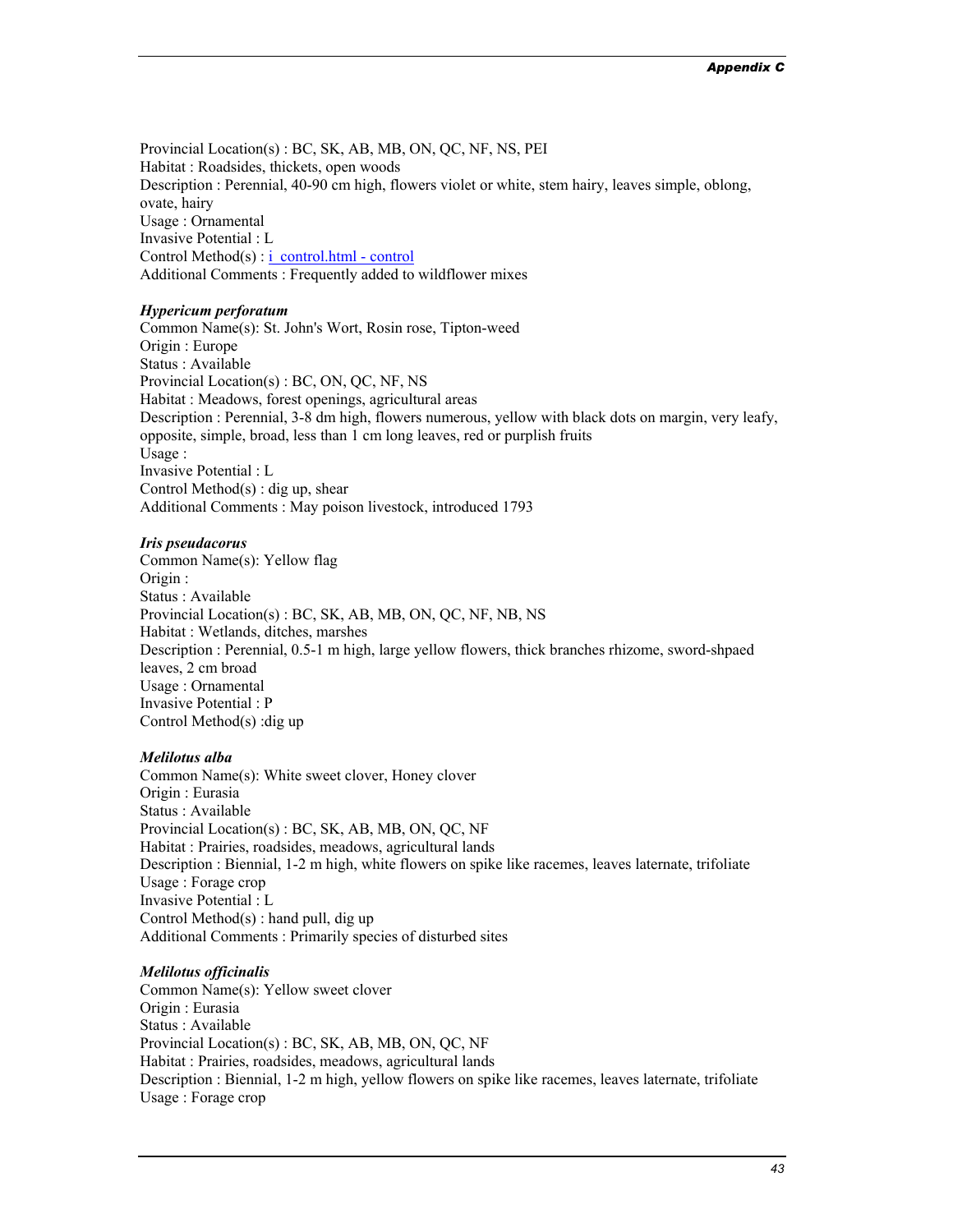Provincial Location(s) : BC, SK, AB, MB, ON, QC, NF, NS, PEI
Habitat : Roadsides, thickets, open woods
Description : Perennial, 40-90 cm high, flowers violet or white, stem hairy, leaves simple, oblong, ovate, hairy
Usage : Ornamental
Invasive Potential : L
Control Method(s) : [i_control.html - control](i_control.html#control)
Additional Comments : Frequently added to wildflower mixes

***Hypericum perforatum***
Common Name(s): St. John's Wort, Rosin rose, Tipton-weed
Origin : Europe
Status : Available
Provincial Location(s) : BC, ON, QC, NF, NS
Habitat : Meadows, forest openings, agricultural areas
Description : Perennial, 3-8 dm high, flowers numerous, yellow with black dots on margin, very leafy, opposite, simple, broad, less than 1 cm long leaves, red or purplish fruits
Usage :
Invasive Potential : L
Control Method(s) : dig up, shear
Additional Comments : May poison livestock, introduced 1793

***Iris pseudacorus***
Common Name(s): Yellow flag
Origin :
Status : Available
Provincial Location(s) : BC, SK, AB, MB, ON, QC, NF, NB, NS
Habitat : Wetlands, ditches, marshes
Description : Perennial, 0.5-1 m high, large yellow flowers, thick branches rhizome, sword-shpaed leaves, 2 cm broad
Usage : Ornamental
Invasive Potential : P
Control Method(s) :dig up

***Melilotus alba***
Common Name(s): White sweet clover, Honey clover
Origin : Eurasia
Status : Available
Provincial Location(s) : BC, SK, AB, MB, ON, QC, NF
Habitat : Prairies, roadsides, meadows, agricultural lands
Description : Biennial, 1-2 m high, white flowers on spike like racemes, leaves laternate, trifoliate
Usage : Forage crop
Invasive Potential : L
Control Method(s) : hand pull, dig up
Additional Comments : Primarily species of disturbed sites

***Melilotus officinalis***
Common Name(s): Yellow sweet clover
Origin : Eurasia
Status : Available
Provincial Location(s) : BC, SK, AB, MB, ON, QC, NF
Habitat : Prairies, roadsides, meadows, agricultural lands
Description : Biennial, 1-2 m high, yellow flowers on spike like racemes, leaves laternate, trifoliate
Usage : Forage crop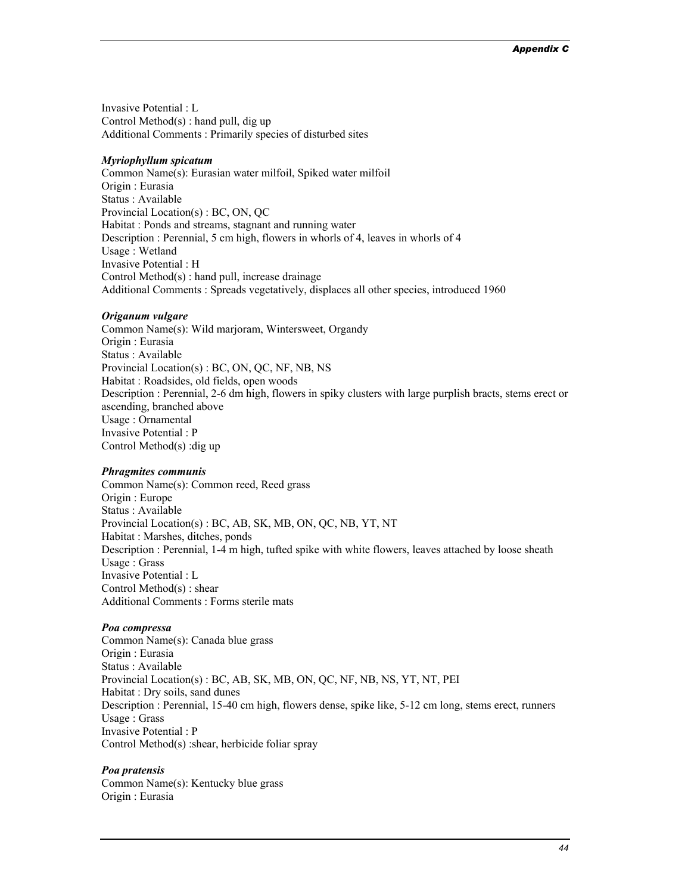Invasive Potential : L
Control Method(s) : hand pull, dig up
Additional Comments : Primarily species of disturbed sites

***Myriophyllum spicatum***
Common Name(s): Eurasian water milfoil, Spiked water milfoil
Origin : Eurasia
Status : Available
Provincial Location(s) : BC, ON, QC
Habitat : Ponds and streams, stagnant and running water
Description : Perennial, 5 cm high, flowers in whorls of 4, leaves in whorls of 4
Usage : Wetland
Invasive Potential : H
Control Method(s) : hand pull, increase drainage
Additional Comments : Spreads vegetatively, displaces all other species, introduced 1960

***Origanum vulgare***
Common Name(s): Wild marjoram, Wintersweet, Organdy
Origin : Eurasia
Status : Available
Provincial Location(s) : BC, ON, QC, NF, NB, NS
Habitat : Roadsides, old fields, open woods
Description : Perennial, 2-6 dm high, flowers in spiky clusters with large purplish bracts, stems erect or ascending, branched above
Usage : Ornamental
Invasive Potential : P
Control Method(s) :dig up

***Phragmites communis***
Common Name(s): Common reed, Reed grass
Origin : Europe
Status : Available
Provincial Location(s) : BC, AB, SK, MB, ON, QC, NB, YT, NT
Habitat : Marshes, ditches, ponds
Description : Perennial, 1-4 m high, tufted spike with white flowers, leaves attached by loose sheath
Usage : Grass
Invasive Potential : L
Control Method(s) : shear
Additional Comments : Forms sterile mats

***Poa compressa***
Common Name(s): Canada blue grass
Origin : Eurasia
Status : Available
Provincial Location(s) : BC, AB, SK, MB, ON, QC, NF, NB, NS, YT, NT, PEI
Habitat : Dry soils, sand dunes
Description : Perennial, 15-40 cm high, flowers dense, spike like, 5-12 cm long, stems erect, runners
Usage : Grass
Invasive Potential : P
Control Method(s) :shear, herbicide foliar spray

***Poa pratensis***
Common Name(s): Kentucky blue grass
Origin : Eurasia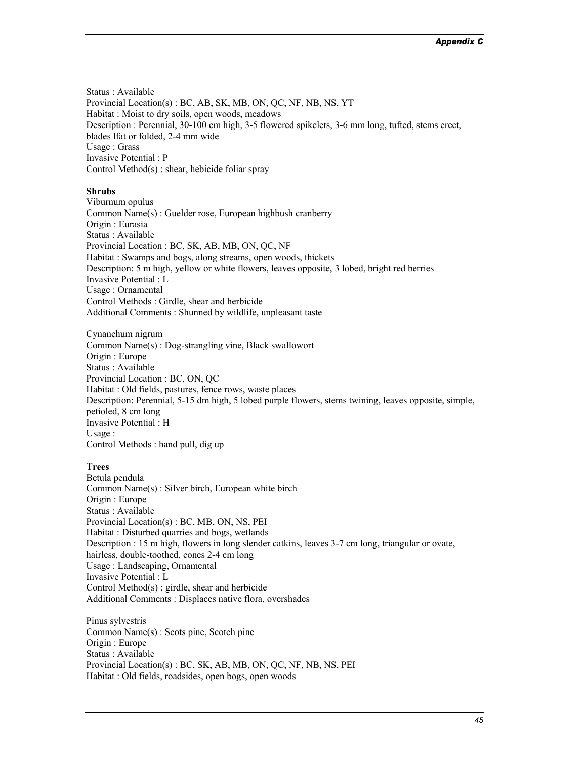Status : Available
Provincial Location(s) : BC, AB, SK, MB, ON, QC, NF, NB, NS, YT
Habitat : Moist to dry soils, open woods, meadows
Description : Perennial, 30-100 cm high, 3-5 flowered spikelets, 3-6 mm long, tufted, stems erect, blades lfat or folded, 2-4 mm wide
Usage : Grass
Invasive Potential : P
Control Method(s) : shear, hebicide foliar spray

**Shrubs**

Viburnum opulus
Common Name(s) : Guelder rose, European highbush cranberry
Origin : Eurasia
Status : Available
Provincial Location : BC, SK, AB, MB, ON, QC, NF
Habitat : Swamps and bogs, along streams, open woods, thickets
Description: 5 m high, yellow or white flowers, leaves opposite, 3 lobed, bright red berries
Invasive Potential : L
Usage : Ornamental
Control Methods : Girdle, shear and herbicide
Additional Comments : Shunned by wildlife, unpleasant taste

Cynanchum nigrum
Common Name(s) : Dog-strangling vine, Black swallowort
Origin : Europe
Status : Available
Provincial Location : BC, ON, QC
Habitat : Old fields, pastures, fence rows, waste places
Description: Perennial, 5-15 dm high, 5 lobed purple flowers, stems twining, leaves opposite, simple, petioled, 8 cm long
Invasive Potential : H
Usage :
Control Methods : hand pull, dig up

**Trees**

Betula pendula
Common Name(s) : Silver birch, European white birch
Origin : Europe
Status : Available
Provincial Location(s) : BC, MB, ON, NS, PEI
Habitat : Disturbed quarries and bogs, wetlands
Description : 15 m high, flowers in long slender catkins, leaves 3-7 cm long, triangular or ovate, hairless, double-toothed, cones 2-4 cm long
Usage : Landscaping, Ornamental
Invasive Potential : L
Control Method(s) : girdle, shear and herbicide
Additional Comments : Displaces native flora, overshades

Pinus sylvestris
Common Name(s) : Scots pine, Scotch pine
Origin : Europe
Status : Available
Provincial Location(s) : BC, SK, AB, MB, ON, QC, NF, NB, NS, PEI
Habitat : Old fields, roadsides, open bogs, open woods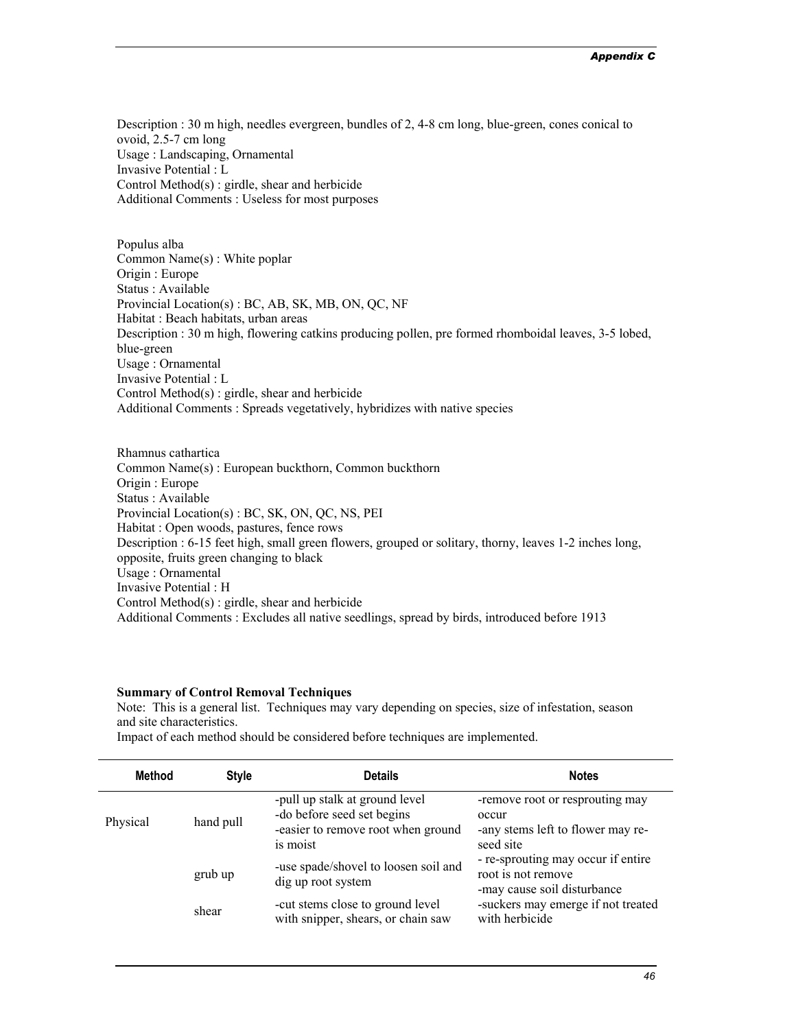Description : 30 m high, needles evergreen, bundles of 2, 4-8 cm long, blue-green, cones conical to ovoid, 2.5-7 cm long
Usage : Landscaping, Ornamental
Invasive Potential : L
Control Method(s) : girdle, shear and herbicide
Additional Comments : Useless for most purposes

Populus alba
Common Name(s) : White poplar
Origin : Europe
Status : Available
Provincial Location(s) : BC, AB, SK, MB, ON, QC, NF
Habitat : Beach habitats, urban areas
Description : 30 m high, flowering catkins producing pollen, pre formed rhomboidal leaves, 3-5 lobed, blue-green
Usage : Ornamental
Invasive Potential : L
Control Method(s) : girdle, shear and herbicide
Additional Comments : Spreads vegetatively, hybridizes with native species

Rhamnus cathartica
Common Name(s) : European buckthorn, Common buckthorn
Origin : Europe
Status : Available
Provincial Location(s) : BC, SK, ON, QC, NS, PEI
Habitat : Open woods, pastures, fence rows
Description : 6-15 feet high, small green flowers, grouped or solitary, thorny, leaves 1-2 inches long, opposite, fruits green changing to black
Usage : Ornamental
Invasive Potential : H
Control Method(s) : girdle, shear and herbicide
Additional Comments : Excludes all native seedlings, spread by birds, introduced before 1913

**Summary of Control Removal Techniques**
Note: This is a general list. Techniques may vary depending on species, size of infestation, season and site characteristics.
Impact of each method should be considered before techniques are implemented.

| Method | Style | Details | Notes |
|---|---|---|---|
| Physical | hand pull | -pull up stalk at ground level<br>-do before seed set begins<br>-easier to remove root when ground is moist | -remove root or resprouting may occur<br>-any stems left to flower may re-seed site |
| | grub up | -use spade/shovel to loosen soil and dig up root system | - re-sprouting may occur if entire root is not remove<br>-may cause soil disturbance |
| | shear | -cut stems close to ground level with snipper, shears, or chain saw | -suckers may emerge if not treated with herbicide |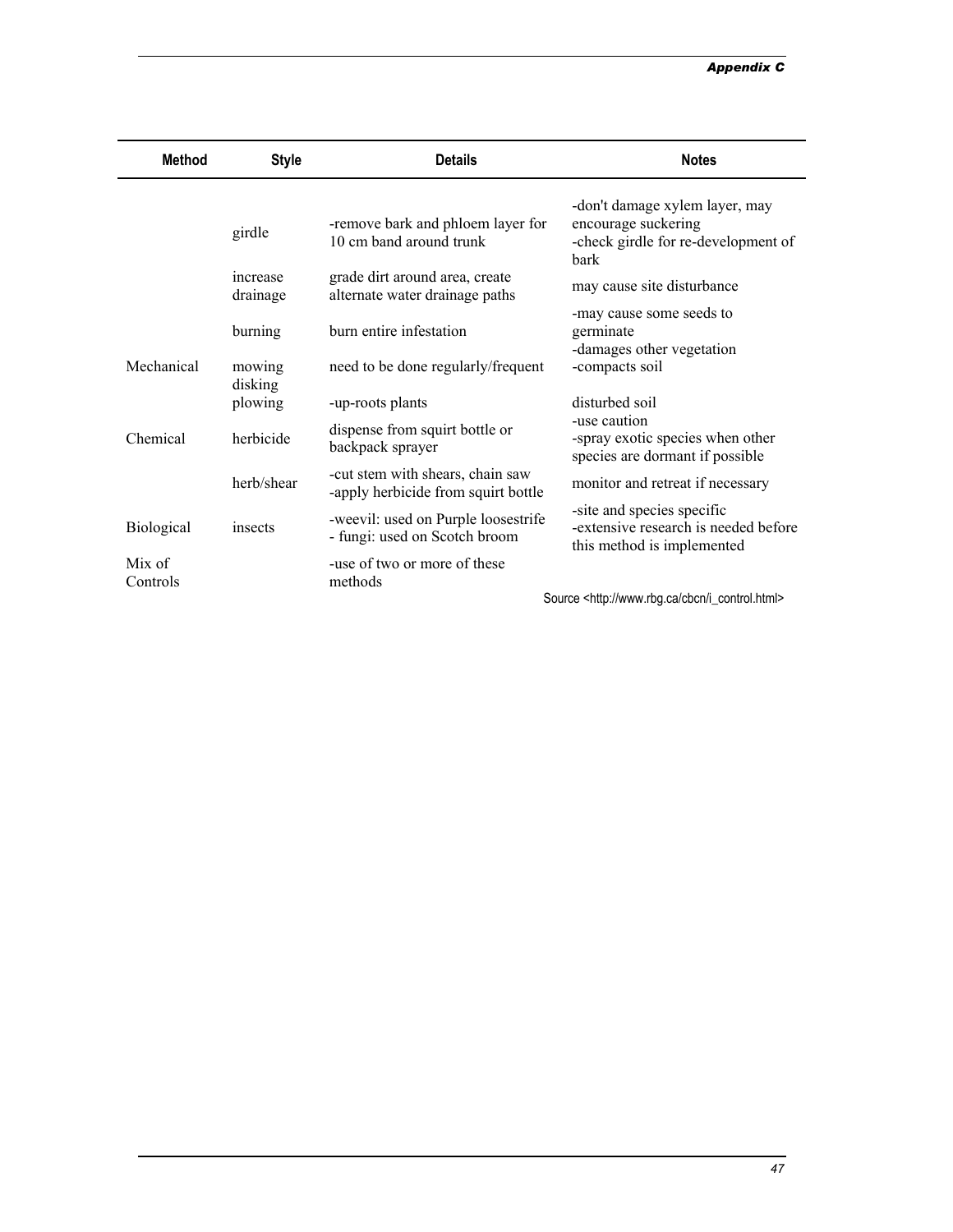| Method | Style | Details | Notes |
|---|---|---|---|
| | girdle | -remove bark and phloem layer for 10 cm band around trunk | -don't damage xylem layer, may encourage suckering<br>-check girdle for re-development of bark |
| | increase drainage | grade dirt around area, create alternate water drainage paths | may cause site disturbance |
| | burning | burn entire infestation | -may cause some seeds to germinate<br>-damages other vegetation |
| Mechanical | mowing | need to be done regularly/frequent | -compacts soil |
| | disking<br>plowing | -up-roots plants | disturbed soil |
| Chemical | herbicide | dispense from squirt bottle or backpack sprayer | -use caution<br>-spray exotic species when other species are dormant if possible |
| | herb/shear | -cut stem with shears, chain saw<br>-apply herbicide from squirt bottle | monitor and retreat if necessary |
| Biological | insects | -weevil: used on Purple loosestrife<br>- fungi: used on Scotch broom | -site and species specific<br>-extensive research is needed before this method is implemented |
| Mix of Controls | | -use of two or more of these methods | |

Source <http://www.rbg.ca/cbcn/i_control.html>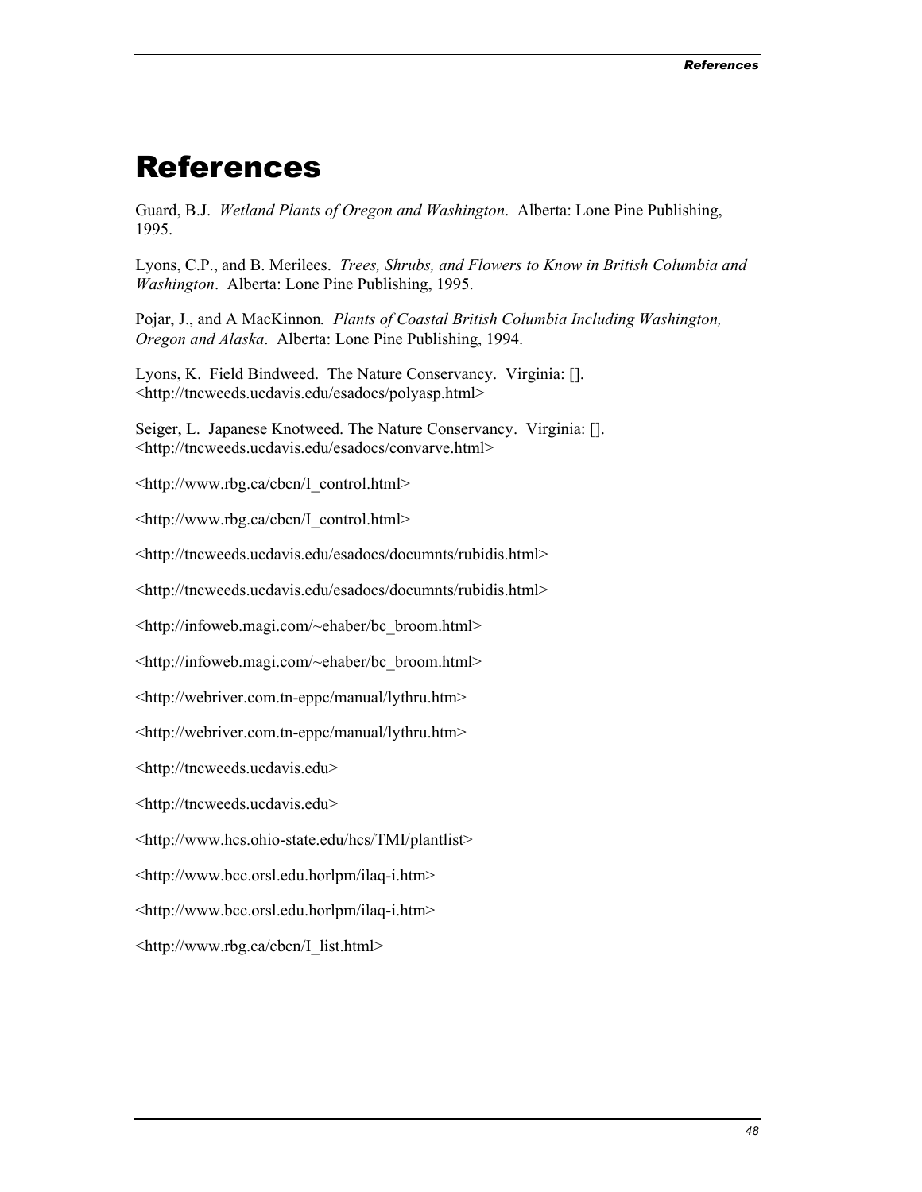# References

Guard, B.J. *Wetland Plants of Oregon and Washington*. Alberta: Lone Pine Publishing, 1995.

Lyons, C.P., and B. Merilees. *Trees, Shrubs, and Flowers to Know in British Columbia and Washington*. Alberta: Lone Pine Publishing, 1995.

Pojar, J., and A MacKinnon. *Plants of Coastal British Columbia Including Washington, Oregon and Alaska*. Alberta: Lone Pine Publishing, 1994.

Lyons, K. Field Bindweed. The Nature Conservancy. Virginia: []. <http://tncweeds.ucdavis.edu/esadocs/polyasp.html>

Seiger, L. Japanese Knotweed. The Nature Conservancy. Virginia: []. <http://tncweeds.ucdavis.edu/esadocs/convarve.html>

<http://www.rbg.ca/cbcn/I_control.html>

<http://www.rbg.ca/cbcn/I_control.html>

<http://tncweeds.ucdavis.edu/esadocs/documnts/rubidis.html>

<http://tncweeds.ucdavis.edu/esadocs/documnts/rubidis.html>

<http://infoweb.magi.com/~ehaber/bc_broom.html>

<http://infoweb.magi.com/~ehaber/bc_broom.html>

<http://webriver.com.tn-eppc/manual/lythru.htm>

<http://webriver.com.tn-eppc/manual/lythru.htm>

<http://tncweeds.ucdavis.edu>

<http://tncweeds.ucdavis.edu>

<http://www.hcs.ohio-state.edu/hcs/TMI/plantlist>

<http://www.bcc.orsl.edu.horlpm/ilaq-i.htm>

<http://www.bcc.orsl.edu.horlpm/ilaq-i.htm>

<http://www.rbg.ca/cbcn/I_list.html>